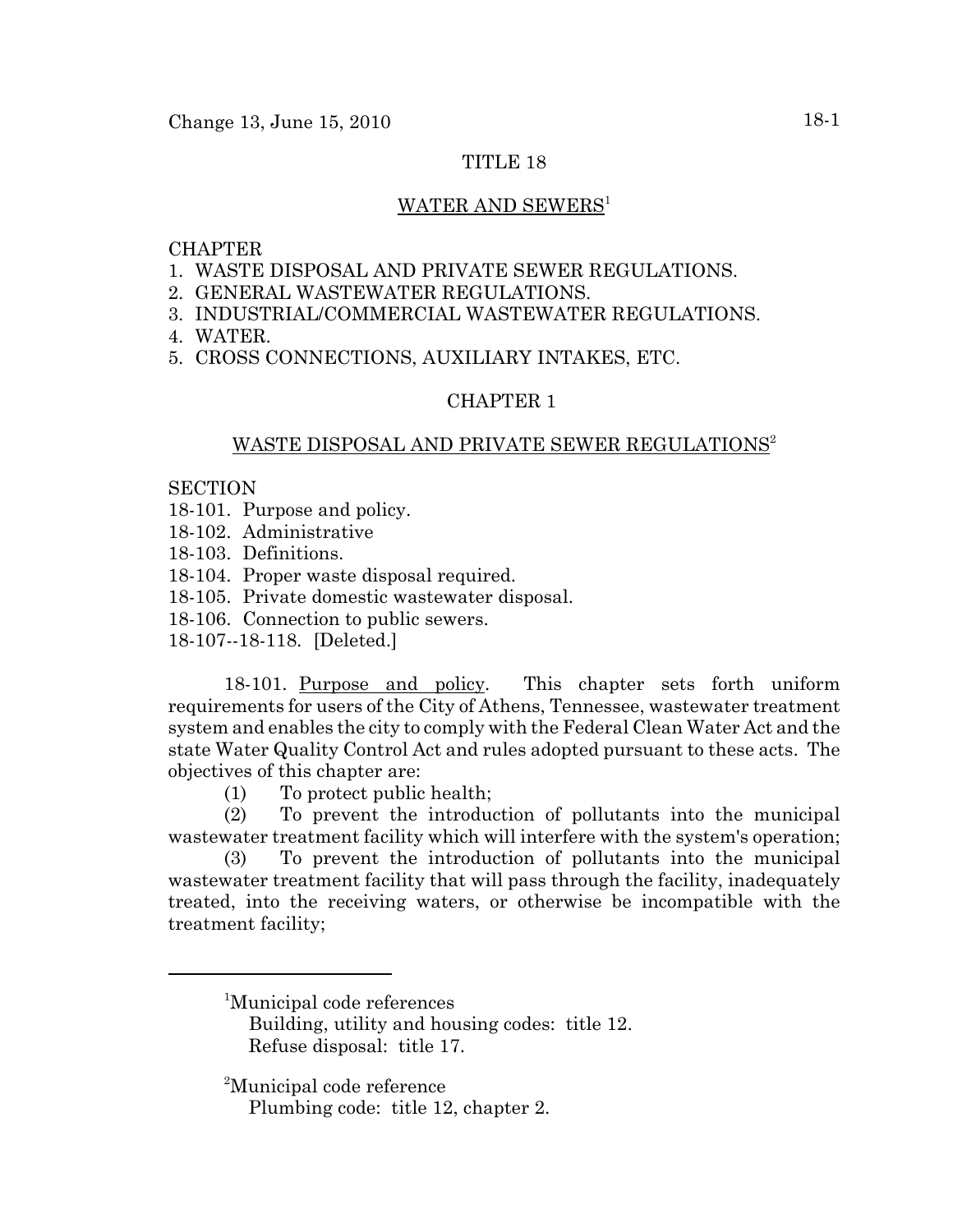# TITLE 18

## WATER AND SEWERS[1]

CHAPTER
1. WASTE DISPOSAL AND PRIVATE SEWER REGULATIONS.
2. GENERAL WASTEWATER REGULATIONS.
3. INDUSTRIAL/COMMERCIAL WASTEWATER REGULATIONS.
4. WATER.
5. CROSS CONNECTIONS, AUXILIARY INTAKES, ETC.

## CHAPTER 1

### WASTE DISPOSAL AND PRIVATE SEWER REGULATIONS[2]

SECTION
18-101. Purpose and policy.
18-102. Administrative
18-103. Definitions.
18-104. Proper waste disposal required.
18-105. Private domestic wastewater disposal.
18-106. Connection to public sewers.
18-107--18-118. [Deleted.]

18-101. Purpose and policy. This chapter sets forth uniform requirements for users of the City of Athens, Tennessee, wastewater treatment system and enables the city to comply with the Federal Clean Water Act and the state Water Quality Control Act and rules adopted pursuant to these acts. The objectives of this chapter are:

(1) To protect public health;

(2) To prevent the introduction of pollutants into the municipal wastewater treatment facility which will interfere with the system's operation;

(3) To prevent the introduction of pollutants into the municipal wastewater treatment facility that will pass through the facility, inadequately treated, into the receiving waters, or otherwise be incompatible with the treatment facility;

---

[1]Municipal code references
Building, utility and housing codes: title 12.
Refuse disposal: title 17.

[2]Municipal code reference
Plumbing code: title 12, chapter 2.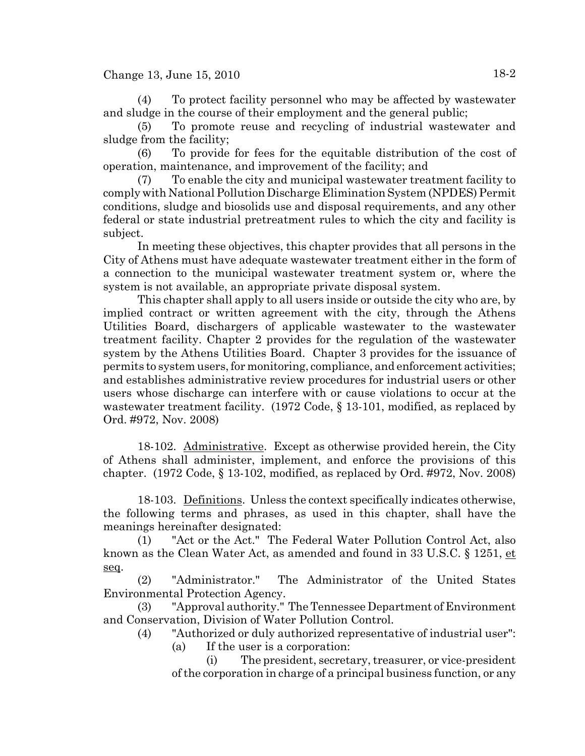(4) To protect facility personnel who may be affected by wastewater and sludge in the course of their employment and the general public;

(5) To promote reuse and recycling of industrial wastewater and sludge from the facility;

(6) To provide for fees for the equitable distribution of the cost of operation, maintenance, and improvement of the facility; and

(7) To enable the city and municipal wastewater treatment facility to comply with National Pollution Discharge Elimination System (NPDES) Permit conditions, sludge and biosolids use and disposal requirements, and any other federal or state industrial pretreatment rules to which the city and facility is subject.

In meeting these objectives, this chapter provides that all persons in the City of Athens must have adequate wastewater treatment either in the form of a connection to the municipal wastewater treatment system or, where the system is not available, an appropriate private disposal system.

This chapter shall apply to all users inside or outside the city who are, by implied contract or written agreement with the city, through the Athens Utilities Board, dischargers of applicable wastewater to the wastewater treatment facility. Chapter 2 provides for the regulation of the wastewater system by the Athens Utilities Board. Chapter 3 provides for the issuance of permits to system users, for monitoring, compliance, and enforcement activities; and establishes administrative review procedures for industrial users or other users whose discharge can interfere with or cause violations to occur at the wastewater treatment facility. (1972 Code, § 13-101, modified, as replaced by Ord. #972, Nov. 2008)

18-102. Administrative. Except as otherwise provided herein, the City of Athens shall administer, implement, and enforce the provisions of this chapter. (1972 Code, § 13-102, modified, as replaced by Ord. #972, Nov. 2008)

18-103. Definitions. Unless the context specifically indicates otherwise, the following terms and phrases, as used in this chapter, shall have the meanings hereinafter designated:

(1) "Act or the Act." The Federal Water Pollution Control Act, also known as the Clean Water Act, as amended and found in 33 U.S.C. § 1251, et seq.

(2) "Administrator." The Administrator of the United States Environmental Protection Agency.

(3) "Approval authority." The Tennessee Department of Environment and Conservation, Division of Water Pollution Control.

(4) "Authorized or duly authorized representative of industrial user":

(a) If the user is a corporation:

(i) The president, secretary, treasurer, or vice-president of the corporation in charge of a principal business function, or any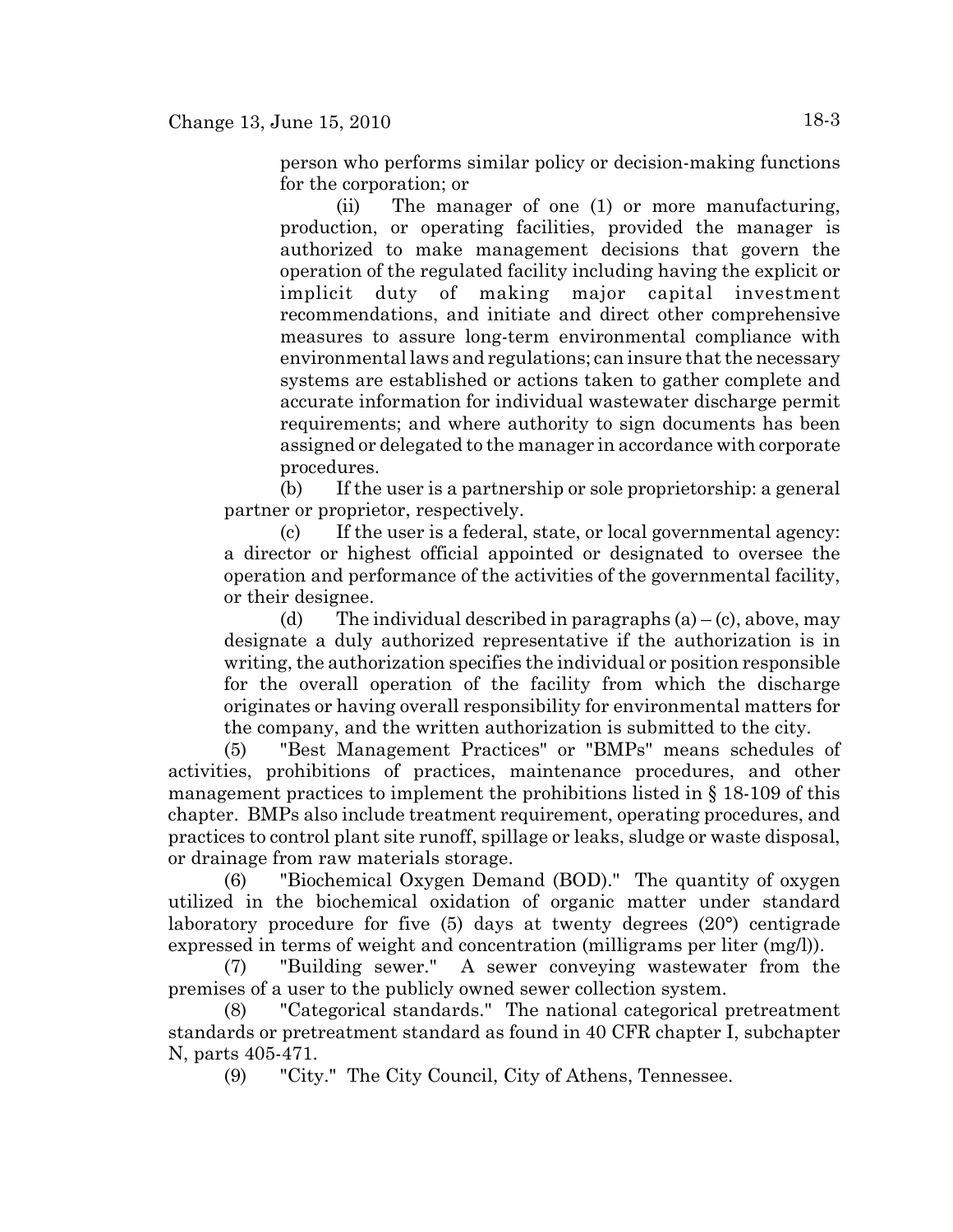person who performs similar policy or decision-making functions for the corporation; or

(ii) The manager of one (1) or more manufacturing, production, or operating facilities, provided the manager is authorized to make management decisions that govern the operation of the regulated facility including having the explicit or implicit duty of making major capital investment recommendations, and initiate and direct other comprehensive measures to assure long-term environmental compliance with environmental laws and regulations; can insure that the necessary systems are established or actions taken to gather complete and accurate information for individual wastewater discharge permit requirements; and where authority to sign documents has been assigned or delegated to the manager in accordance with corporate procedures.

(b) If the user is a partnership or sole proprietorship: a general partner or proprietor, respectively.

(c) If the user is a federal, state, or local governmental agency: a director or highest official appointed or designated to oversee the operation and performance of the activities of the governmental facility, or their designee.

(d) The individual described in paragraphs (a) – (c), above, may designate a duly authorized representative if the authorization is in writing, the authorization specifies the individual or position responsible for the overall operation of the facility from which the discharge originates or having overall responsibility for environmental matters for the company, and the written authorization is submitted to the city.

(5) "Best Management Practices" or "BMPs" means schedules of activities, prohibitions of practices, maintenance procedures, and other management practices to implement the prohibitions listed in § 18-109 of this chapter. BMPs also include treatment requirement, operating procedures, and practices to control plant site runoff, spillage or leaks, sludge or waste disposal, or drainage from raw materials storage.

(6) "Biochemical Oxygen Demand (BOD)." The quantity of oxygen utilized in the biochemical oxidation of organic matter under standard laboratory procedure for five (5) days at twenty degrees (20°) centigrade expressed in terms of weight and concentration (milligrams per liter (mg/l)).

(7) "Building sewer." A sewer conveying wastewater from the premises of a user to the publicly owned sewer collection system.

(8) "Categorical standards." The national categorical pretreatment standards or pretreatment standard as found in 40 CFR chapter I, subchapter N, parts 405-471.

(9) "City." The City Council, City of Athens, Tennessee.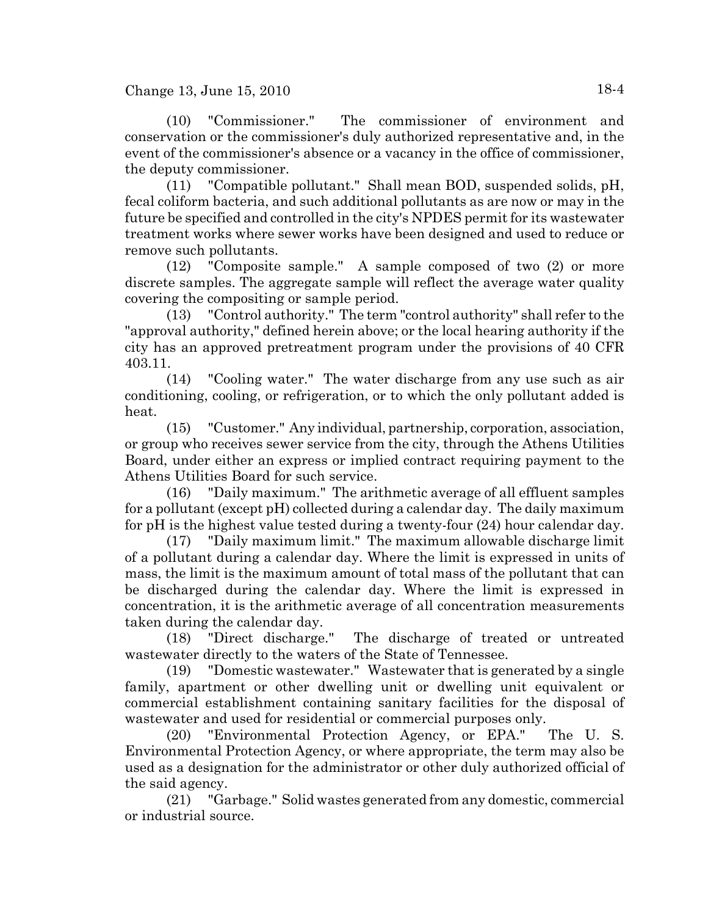(10) "Commissioner." The commissioner of environment and conservation or the commissioner's duly authorized representative and, in the event of the commissioner's absence or a vacancy in the office of commissioner, the deputy commissioner.

(11) "Compatible pollutant." Shall mean BOD, suspended solids, pH, fecal coliform bacteria, and such additional pollutants as are now or may in the future be specified and controlled in the city's NPDES permit for its wastewater treatment works where sewer works have been designed and used to reduce or remove such pollutants.

(12) "Composite sample." A sample composed of two (2) or more discrete samples. The aggregate sample will reflect the average water quality covering the compositing or sample period.

(13) "Control authority." The term "control authority" shall refer to the "approval authority," defined herein above; or the local hearing authority if the city has an approved pretreatment program under the provisions of 40 CFR 403.11.

(14) "Cooling water." The water discharge from any use such as air conditioning, cooling, or refrigeration, or to which the only pollutant added is heat.

(15) "Customer." Any individual, partnership, corporation, association, or group who receives sewer service from the city, through the Athens Utilities Board, under either an express or implied contract requiring payment to the Athens Utilities Board for such service.

(16) "Daily maximum." The arithmetic average of all effluent samples for a pollutant (except pH) collected during a calendar day. The daily maximum for pH is the highest value tested during a twenty-four (24) hour calendar day.

(17) "Daily maximum limit." The maximum allowable discharge limit of a pollutant during a calendar day. Where the limit is expressed in units of mass, the limit is the maximum amount of total mass of the pollutant that can be discharged during the calendar day. Where the limit is expressed in concentration, it is the arithmetic average of all concentration measurements taken during the calendar day.

(18) "Direct discharge." The discharge of treated or untreated wastewater directly to the waters of the State of Tennessee.

(19) "Domestic wastewater." Wastewater that is generated by a single family, apartment or other dwelling unit or dwelling unit equivalent or commercial establishment containing sanitary facilities for the disposal of wastewater and used for residential or commercial purposes only.

(20) "Environmental Protection Agency, or EPA." The U. S. Environmental Protection Agency, or where appropriate, the term may also be used as a designation for the administrator or other duly authorized official of the said agency.

(21) "Garbage." Solid wastes generated from any domestic, commercial or industrial source.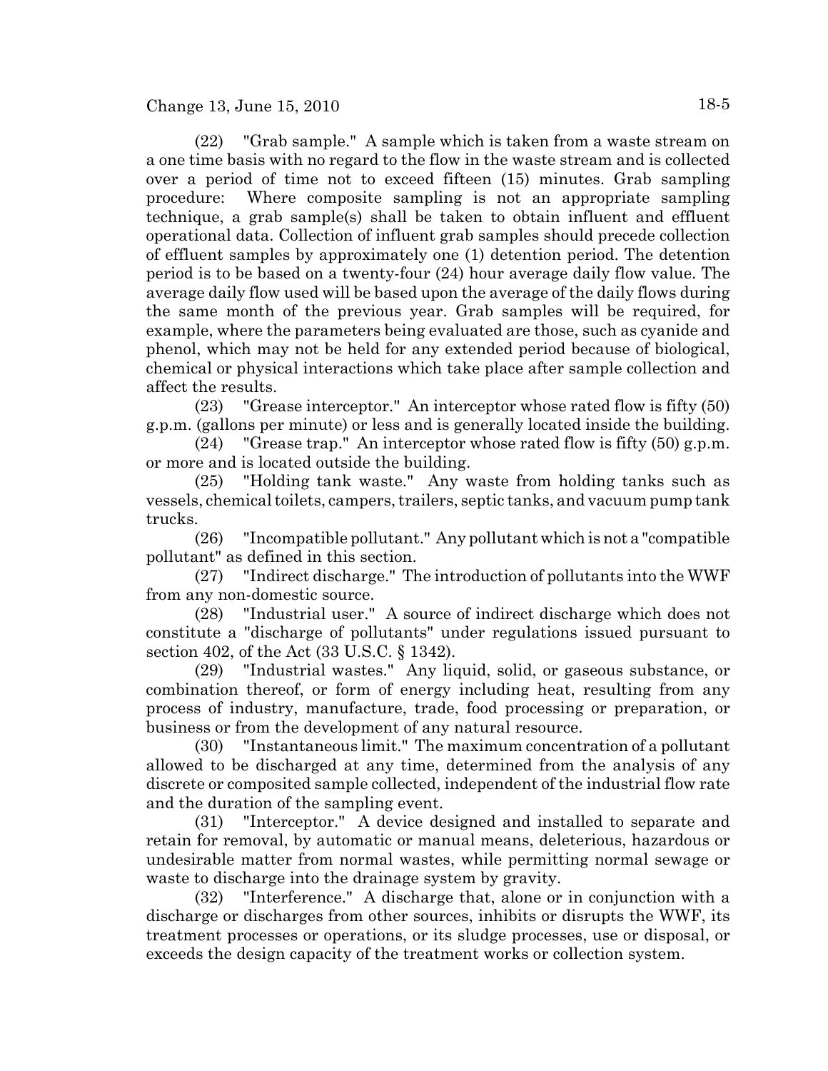(22) "Grab sample." A sample which is taken from a waste stream on a one time basis with no regard to the flow in the waste stream and is collected over a period of time not to exceed fifteen (15) minutes. Grab sampling procedure: Where composite sampling is not an appropriate sampling technique, a grab sample(s) shall be taken to obtain influent and effluent operational data. Collection of influent grab samples should precede collection of effluent samples by approximately one (1) detention period. The detention period is to be based on a twenty-four (24) hour average daily flow value. The average daily flow used will be based upon the average of the daily flows during the same month of the previous year. Grab samples will be required, for example, where the parameters being evaluated are those, such as cyanide and phenol, which may not be held for any extended period because of biological, chemical or physical interactions which take place after sample collection and affect the results.

(23) "Grease interceptor." An interceptor whose rated flow is fifty (50) g.p.m. (gallons per minute) or less and is generally located inside the building.

(24) "Grease trap." An interceptor whose rated flow is fifty (50) g.p.m. or more and is located outside the building.

(25) "Holding tank waste." Any waste from holding tanks such as vessels, chemical toilets, campers, trailers, septic tanks, and vacuum pump tank trucks.

(26) "Incompatible pollutant." Any pollutant which is not a "compatible pollutant" as defined in this section.

(27) "Indirect discharge." The introduction of pollutants into the WWF from any non-domestic source.

(28) "Industrial user." A source of indirect discharge which does not constitute a "discharge of pollutants" under regulations issued pursuant to section 402, of the Act (33 U.S.C. § 1342).

(29) "Industrial wastes." Any liquid, solid, or gaseous substance, or combination thereof, or form of energy including heat, resulting from any process of industry, manufacture, trade, food processing or preparation, or business or from the development of any natural resource.

(30) "Instantaneous limit." The maximum concentration of a pollutant allowed to be discharged at any time, determined from the analysis of any discrete or composited sample collected, independent of the industrial flow rate and the duration of the sampling event.

(31) "Interceptor." A device designed and installed to separate and retain for removal, by automatic or manual means, deleterious, hazardous or undesirable matter from normal wastes, while permitting normal sewage or waste to discharge into the drainage system by gravity.

(32) "Interference." A discharge that, alone or in conjunction with a discharge or discharges from other sources, inhibits or disrupts the WWF, its treatment processes or operations, or its sludge processes, use or disposal, or exceeds the design capacity of the treatment works or collection system.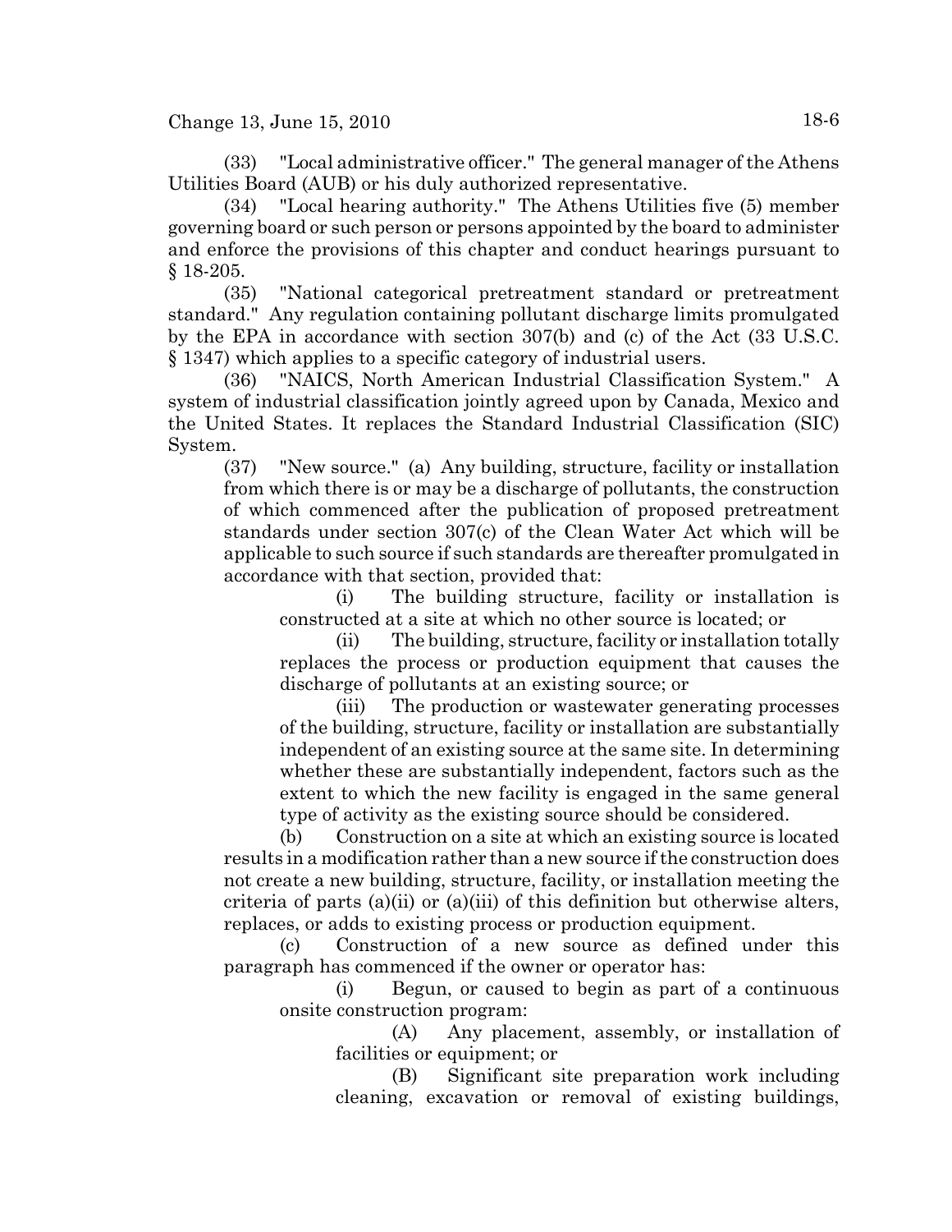(33) "Local administrative officer." The general manager of the Athens Utilities Board (AUB) or his duly authorized representative.

(34) "Local hearing authority." The Athens Utilities five (5) member governing board or such person or persons appointed by the board to administer and enforce the provisions of this chapter and conduct hearings pursuant to § 18-205.

(35) "National categorical pretreatment standard or pretreatment standard." Any regulation containing pollutant discharge limits promulgated by the EPA in accordance with section 307(b) and (c) of the Act (33 U.S.C. § 1347) which applies to a specific category of industrial users.

(36) "NAICS, North American Industrial Classification System." A system of industrial classification jointly agreed upon by Canada, Mexico and the United States. It replaces the Standard Industrial Classification (SIC) System.

(37) "New source." (a) Any building, structure, facility or installation from which there is or may be a discharge of pollutants, the construction of which commenced after the publication of proposed pretreatment standards under section 307(c) of the Clean Water Act which will be applicable to such source if such standards are thereafter promulgated in accordance with that section, provided that:

(i) The building structure, facility or installation is constructed at a site at which no other source is located; or

(ii) The building, structure, facility or installation totally replaces the process or production equipment that causes the discharge of pollutants at an existing source; or

(iii) The production or wastewater generating processes of the building, structure, facility or installation are substantially independent of an existing source at the same site. In determining whether these are substantially independent, factors such as the extent to which the new facility is engaged in the same general type of activity as the existing source should be considered.

(b) Construction on a site at which an existing source is located results in a modification rather than a new source if the construction does not create a new building, structure, facility, or installation meeting the criteria of parts (a)(ii) or (a)(iii) of this definition but otherwise alters, replaces, or adds to existing process or production equipment.

(c) Construction of a new source as defined under this paragraph has commenced if the owner or operator has:

(i) Begun, or caused to begin as part of a continuous onsite construction program:

(A) Any placement, assembly, or installation of facilities or equipment; or

(B) Significant site preparation work including cleaning, excavation or removal of existing buildings,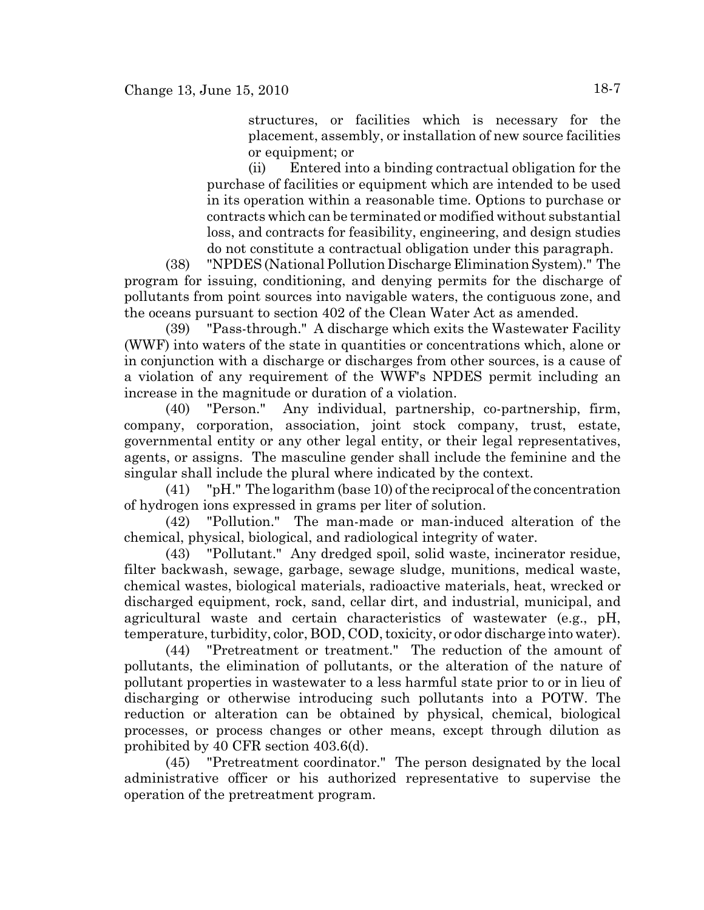structures, or facilities which is necessary for the placement, assembly, or installation of new source facilities or equipment; or

(ii) Entered into a binding contractual obligation for the purchase of facilities or equipment which are intended to be used in its operation within a reasonable time. Options to purchase or contracts which can be terminated or modified without substantial loss, and contracts for feasibility, engineering, and design studies do not constitute a contractual obligation under this paragraph.

(38) "NPDES (National Pollution Discharge Elimination System)." The program for issuing, conditioning, and denying permits for the discharge of pollutants from point sources into navigable waters, the contiguous zone, and the oceans pursuant to section 402 of the Clean Water Act as amended.

(39) "Pass-through." A discharge which exits the Wastewater Facility (WWF) into waters of the state in quantities or concentrations which, alone or in conjunction with a discharge or discharges from other sources, is a cause of a violation of any requirement of the WWF's NPDES permit including an increase in the magnitude or duration of a violation.

(40) "Person." Any individual, partnership, co-partnership, firm, company, corporation, association, joint stock company, trust, estate, governmental entity or any other legal entity, or their legal representatives, agents, or assigns. The masculine gender shall include the feminine and the singular shall include the plural where indicated by the context.

(41) "pH." The logarithm (base 10) of the reciprocal of the concentration of hydrogen ions expressed in grams per liter of solution.

(42) "Pollution." The man-made or man-induced alteration of the chemical, physical, biological, and radiological integrity of water.

(43) "Pollutant." Any dredged spoil, solid waste, incinerator residue, filter backwash, sewage, garbage, sewage sludge, munitions, medical waste, chemical wastes, biological materials, radioactive materials, heat, wrecked or discharged equipment, rock, sand, cellar dirt, and industrial, municipal, and agricultural waste and certain characteristics of wastewater (e.g., pH, temperature, turbidity, color, BOD, COD, toxicity, or odor discharge into water).

(44) "Pretreatment or treatment." The reduction of the amount of pollutants, the elimination of pollutants, or the alteration of the nature of pollutant properties in wastewater to a less harmful state prior to or in lieu of discharging or otherwise introducing such pollutants into a POTW. The reduction or alteration can be obtained by physical, chemical, biological processes, or process changes or other means, except through dilution as prohibited by 40 CFR section 403.6(d).

(45) "Pretreatment coordinator." The person designated by the local administrative officer or his authorized representative to supervise the operation of the pretreatment program.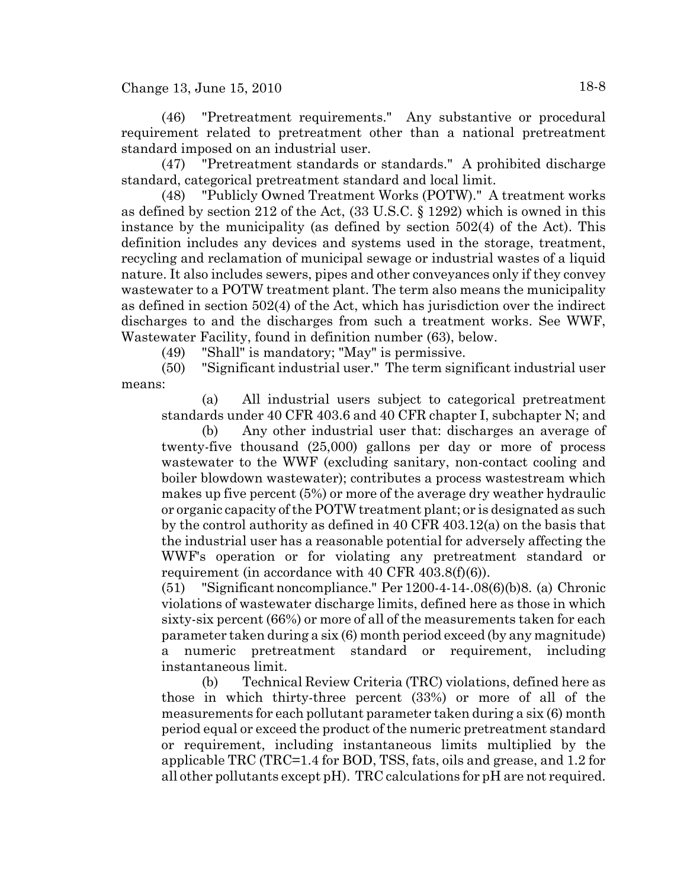(46) "Pretreatment requirements." Any substantive or procedural requirement related to pretreatment other than a national pretreatment standard imposed on an industrial user.

(47) "Pretreatment standards or standards." A prohibited discharge standard, categorical pretreatment standard and local limit.

(48) "Publicly Owned Treatment Works (POTW)." A treatment works as defined by section 212 of the Act, (33 U.S.C. § 1292) which is owned in this instance by the municipality (as defined by section 502(4) of the Act). This definition includes any devices and systems used in the storage, treatment, recycling and reclamation of municipal sewage or industrial wastes of a liquid nature. It also includes sewers, pipes and other conveyances only if they convey wastewater to a POTW treatment plant. The term also means the municipality as defined in section 502(4) of the Act, which has jurisdiction over the indirect discharges to and the discharges from such a treatment works. See WWF, Wastewater Facility, found in definition number (63), below.

(49) "Shall" is mandatory; "May" is permissive.

(50) "Significant industrial user." The term significant industrial user means:

(a) All industrial users subject to categorical pretreatment standards under 40 CFR 403.6 and 40 CFR chapter I, subchapter N; and

(b) Any other industrial user that: discharges an average of twenty-five thousand (25,000) gallons per day or more of process wastewater to the WWF (excluding sanitary, non-contact cooling and boiler blowdown wastewater); contributes a process wastestream which makes up five percent (5%) or more of the average dry weather hydraulic or organic capacity of the POTW treatment plant; or is designated as such by the control authority as defined in 40 CFR 403.12(a) on the basis that the industrial user has a reasonable potential for adversely affecting the WWF's operation or for violating any pretreatment standard or requirement (in accordance with 40 CFR 403.8(f)(6)).

(51) "Significant noncompliance." Per 1200-4-14-.08(6)(b)8. (a) Chronic violations of wastewater discharge limits, defined here as those in which sixty-six percent (66%) or more of all of the measurements taken for each parameter taken during a six (6) month period exceed (by any magnitude) a numeric pretreatment standard or requirement, including instantaneous limit.

(b) Technical Review Criteria (TRC) violations, defined here as those in which thirty-three percent (33%) or more of all of the measurements for each pollutant parameter taken during a six (6) month period equal or exceed the product of the numeric pretreatment standard or requirement, including instantaneous limits multiplied by the applicable TRC (TRC=1.4 for BOD, TSS, fats, oils and grease, and 1.2 for all other pollutants except pH). TRC calculations for pH are not required.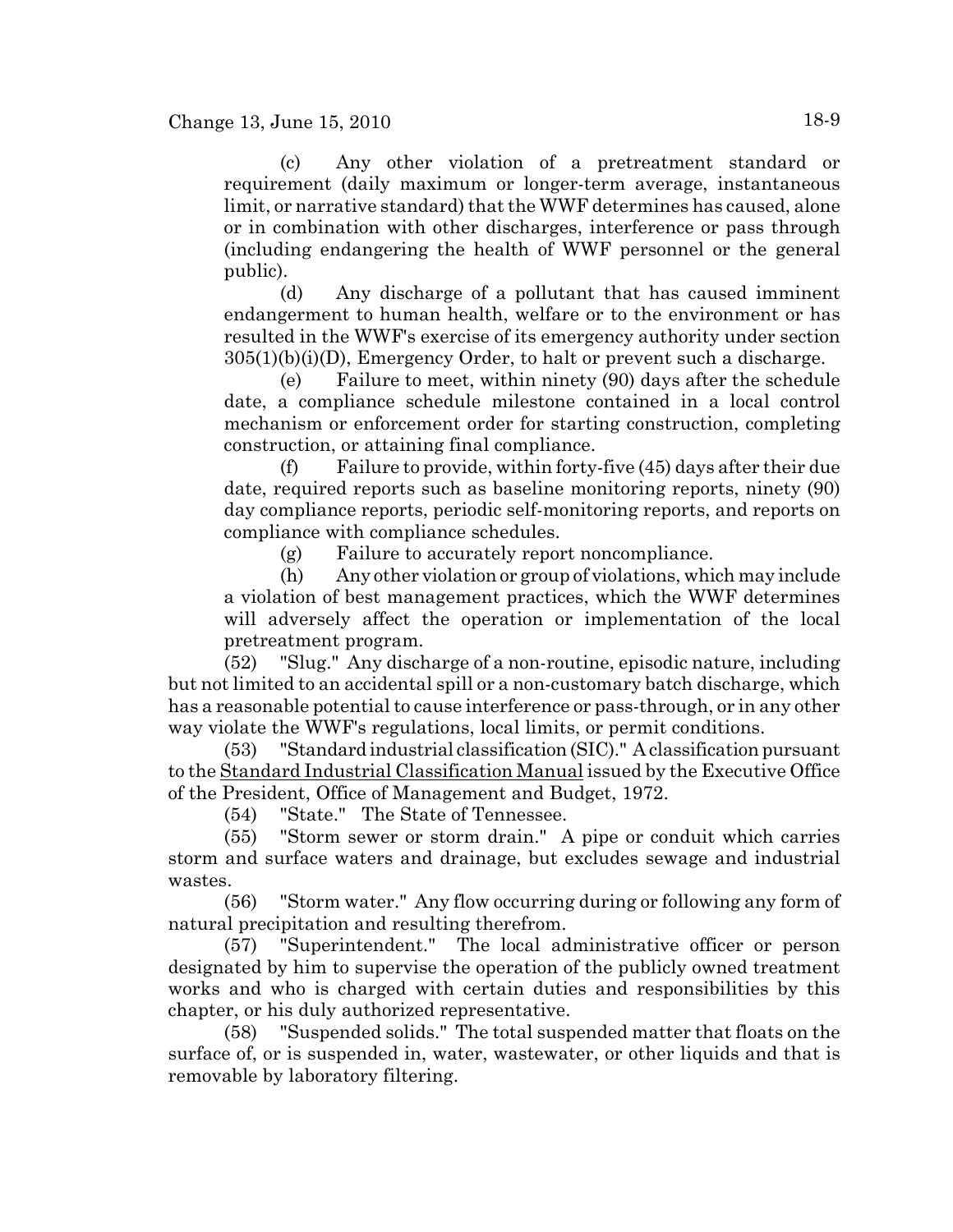(c) Any other violation of a pretreatment standard or requirement (daily maximum or longer-term average, instantaneous limit, or narrative standard) that the WWF determines has caused, alone or in combination with other discharges, interference or pass through (including endangering the health of WWF personnel or the general public).

(d) Any discharge of a pollutant that has caused imminent endangerment to human health, welfare or to the environment or has resulted in the WWF's exercise of its emergency authority under section 305(1)(b)(i)(D), Emergency Order, to halt or prevent such a discharge.

(e) Failure to meet, within ninety (90) days after the schedule date, a compliance schedule milestone contained in a local control mechanism or enforcement order for starting construction, completing construction, or attaining final compliance.

(f) Failure to provide, within forty-five (45) days after their due date, required reports such as baseline monitoring reports, ninety (90) day compliance reports, periodic self-monitoring reports, and reports on compliance with compliance schedules.

(g) Failure to accurately report noncompliance.

(h) Any other violation or group of violations, which may include a violation of best management practices, which the WWF determines will adversely affect the operation or implementation of the local pretreatment program.

(52) "Slug." Any discharge of a non-routine, episodic nature, including but not limited to an accidental spill or a non-customary batch discharge, which has a reasonable potential to cause interference or pass-through, or in any other way violate the WWF's regulations, local limits, or permit conditions.

(53) "Standard industrial classification (SIC)." A classification pursuant to the Standard Industrial Classification Manual issued by the Executive Office of the President, Office of Management and Budget, 1972.

(54) "State." The State of Tennessee.

(55) "Storm sewer or storm drain." A pipe or conduit which carries storm and surface waters and drainage, but excludes sewage and industrial wastes.

(56) "Storm water." Any flow occurring during or following any form of natural precipitation and resulting therefrom.

(57) "Superintendent." The local administrative officer or person designated by him to supervise the operation of the publicly owned treatment works and who is charged with certain duties and responsibilities by this chapter, or his duly authorized representative.

(58) "Suspended solids." The total suspended matter that floats on the surface of, or is suspended in, water, wastewater, or other liquids and that is removable by laboratory filtering.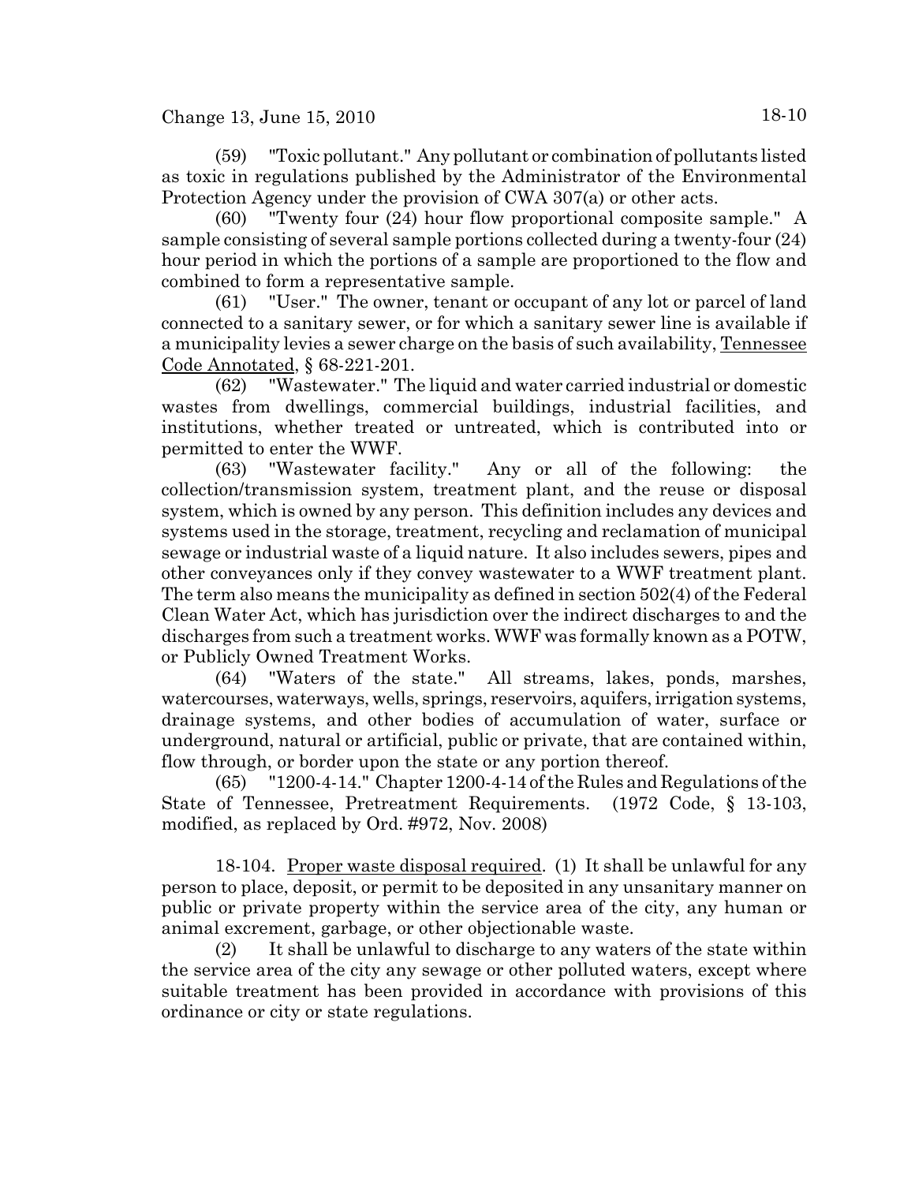(59) "Toxic pollutant." Any pollutant or combination of pollutants listed as toxic in regulations published by the Administrator of the Environmental Protection Agency under the provision of CWA 307(a) or other acts.

(60) "Twenty four (24) hour flow proportional composite sample." A sample consisting of several sample portions collected during a twenty-four (24) hour period in which the portions of a sample are proportioned to the flow and combined to form a representative sample.

(61) "User." The owner, tenant or occupant of any lot or parcel of land connected to a sanitary sewer, or for which a sanitary sewer line is available if a municipality levies a sewer charge on the basis of such availability, Tennessee Code Annotated, § 68-221-201.

(62) "Wastewater." The liquid and water carried industrial or domestic wastes from dwellings, commercial buildings, industrial facilities, and institutions, whether treated or untreated, which is contributed into or permitted to enter the WWF.

(63) "Wastewater facility." Any or all of the following: the collection/transmission system, treatment plant, and the reuse or disposal system, which is owned by any person. This definition includes any devices and systems used in the storage, treatment, recycling and reclamation of municipal sewage or industrial waste of a liquid nature. It also includes sewers, pipes and other conveyances only if they convey wastewater to a WWF treatment plant. The term also means the municipality as defined in section 502(4) of the Federal Clean Water Act, which has jurisdiction over the indirect discharges to and the discharges from such a treatment works. WWF was formally known as a POTW, or Publicly Owned Treatment Works.

(64) "Waters of the state." All streams, lakes, ponds, marshes, watercourses, waterways, wells, springs, reservoirs, aquifers, irrigation systems, drainage systems, and other bodies of accumulation of water, surface or underground, natural or artificial, public or private, that are contained within, flow through, or border upon the state or any portion thereof.

(65) "1200-4-14." Chapter 1200-4-14 of the Rules and Regulations of the State of Tennessee, Pretreatment Requirements. (1972 Code, § 13-103, modified, as replaced by Ord. #972, Nov. 2008)

18-104. Proper waste disposal required. (1) It shall be unlawful for any person to place, deposit, or permit to be deposited in any unsanitary manner on public or private property within the service area of the city, any human or animal excrement, garbage, or other objectionable waste.

(2) It shall be unlawful to discharge to any waters of the state within the service area of the city any sewage or other polluted waters, except where suitable treatment has been provided in accordance with provisions of this ordinance or city or state regulations.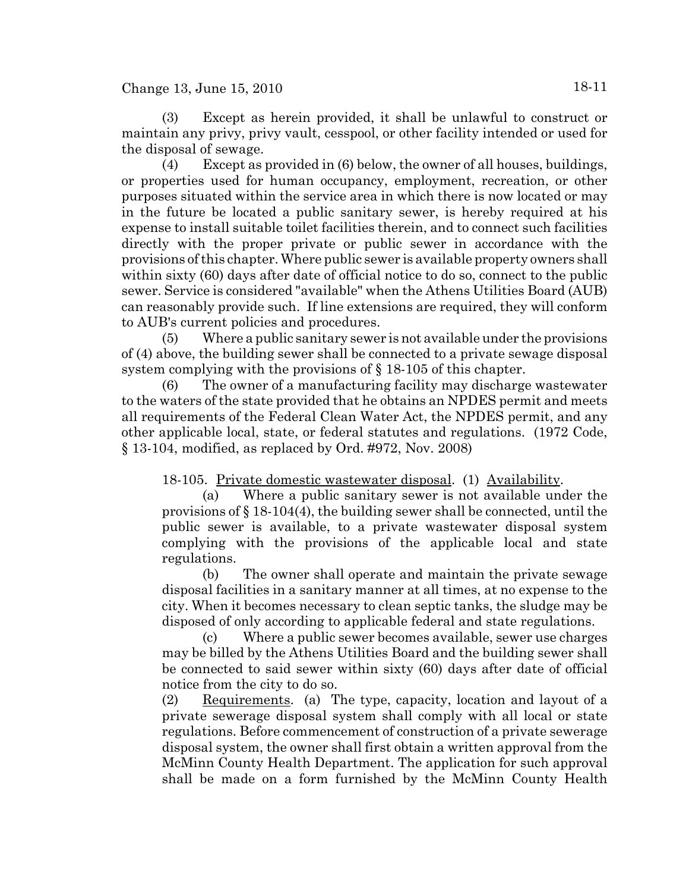(3) Except as herein provided, it shall be unlawful to construct or maintain any privy, privy vault, cesspool, or other facility intended or used for the disposal of sewage.

(4) Except as provided in (6) below, the owner of all houses, buildings, or properties used for human occupancy, employment, recreation, or other purposes situated within the service area in which there is now located or may in the future be located a public sanitary sewer, is hereby required at his expense to install suitable toilet facilities therein, and to connect such facilities directly with the proper private or public sewer in accordance with the provisions of this chapter. Where public sewer is available property owners shall within sixty (60) days after date of official notice to do so, connect to the public sewer. Service is considered "available" when the Athens Utilities Board (AUB) can reasonably provide such. If line extensions are required, they will conform to AUB's current policies and procedures.

(5) Where a public sanitary sewer is not available under the provisions of (4) above, the building sewer shall be connected to a private sewage disposal system complying with the provisions of § 18-105 of this chapter.

(6) The owner of a manufacturing facility may discharge wastewater to the waters of the state provided that he obtains an NPDES permit and meets all requirements of the Federal Clean Water Act, the NPDES permit, and any other applicable local, state, or federal statutes and regulations. (1972 Code, § 13-104, modified, as replaced by Ord. #972, Nov. 2008)

18-105. Private domestic wastewater disposal. (1) Availability.

(a) Where a public sanitary sewer is not available under the provisions of § 18-104(4), the building sewer shall be connected, until the public sewer is available, to a private wastewater disposal system complying with the provisions of the applicable local and state regulations.

(b) The owner shall operate and maintain the private sewage disposal facilities in a sanitary manner at all times, at no expense to the city. When it becomes necessary to clean septic tanks, the sludge may be disposed of only according to applicable federal and state regulations.

(c) Where a public sewer becomes available, sewer use charges may be billed by the Athens Utilities Board and the building sewer shall be connected to said sewer within sixty (60) days after date of official notice from the city to do so.

(2) Requirements. (a) The type, capacity, location and layout of a private sewerage disposal system shall comply with all local or state regulations. Before commencement of construction of a private sewerage disposal system, the owner shall first obtain a written approval from the McMinn County Health Department. The application for such approval shall be made on a form furnished by the McMinn County Health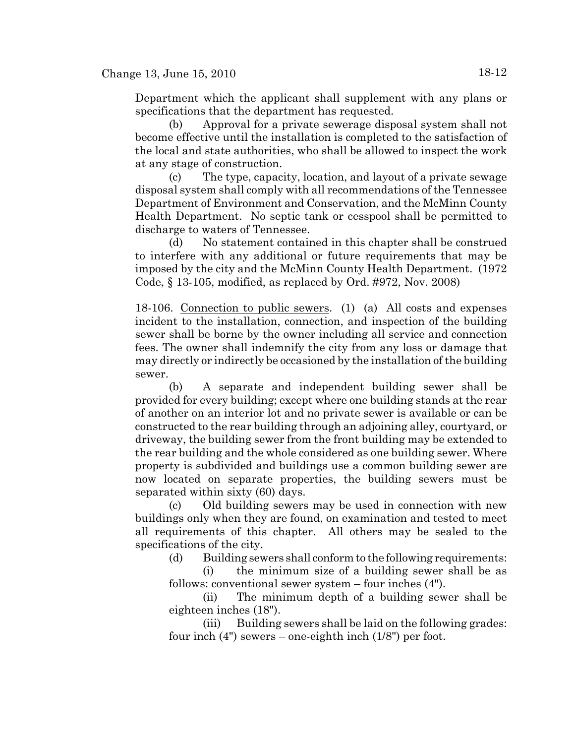Department which the applicant shall supplement with any plans or specifications that the department has requested.

(b) Approval for a private sewerage disposal system shall not become effective until the installation is completed to the satisfaction of the local and state authorities, who shall be allowed to inspect the work at any stage of construction.

(c) The type, capacity, location, and layout of a private sewage disposal system shall comply with all recommendations of the Tennessee Department of Environment and Conservation, and the McMinn County Health Department. No septic tank or cesspool shall be permitted to discharge to waters of Tennessee.

(d) No statement contained in this chapter shall be construed to interfere with any additional or future requirements that may be imposed by the city and the McMinn County Health Department. (1972 Code, § 13-105, modified, as replaced by Ord. #972, Nov. 2008)

18-106. Connection to public sewers. (1) (a) All costs and expenses incident to the installation, connection, and inspection of the building sewer shall be borne by the owner including all service and connection fees. The owner shall indemnify the city from any loss or damage that may directly or indirectly be occasioned by the installation of the building sewer.

(b) A separate and independent building sewer shall be provided for every building; except where one building stands at the rear of another on an interior lot and no private sewer is available or can be constructed to the rear building through an adjoining alley, courtyard, or driveway, the building sewer from the front building may be extended to the rear building and the whole considered as one building sewer. Where property is subdivided and buildings use a common building sewer are now located on separate properties, the building sewers must be separated within sixty (60) days.

(c) Old building sewers may be used in connection with new buildings only when they are found, on examination and tested to meet all requirements of this chapter. All others may be sealed to the specifications of the city.

(d) Building sewers shall conform to the following requirements:

(i) the minimum size of a building sewer shall be as follows: conventional sewer system – four inches (4").

(ii) The minimum depth of a building sewer shall be eighteen inches (18").

(iii) Building sewers shall be laid on the following grades: four inch (4") sewers – one-eighth inch (1/8") per foot.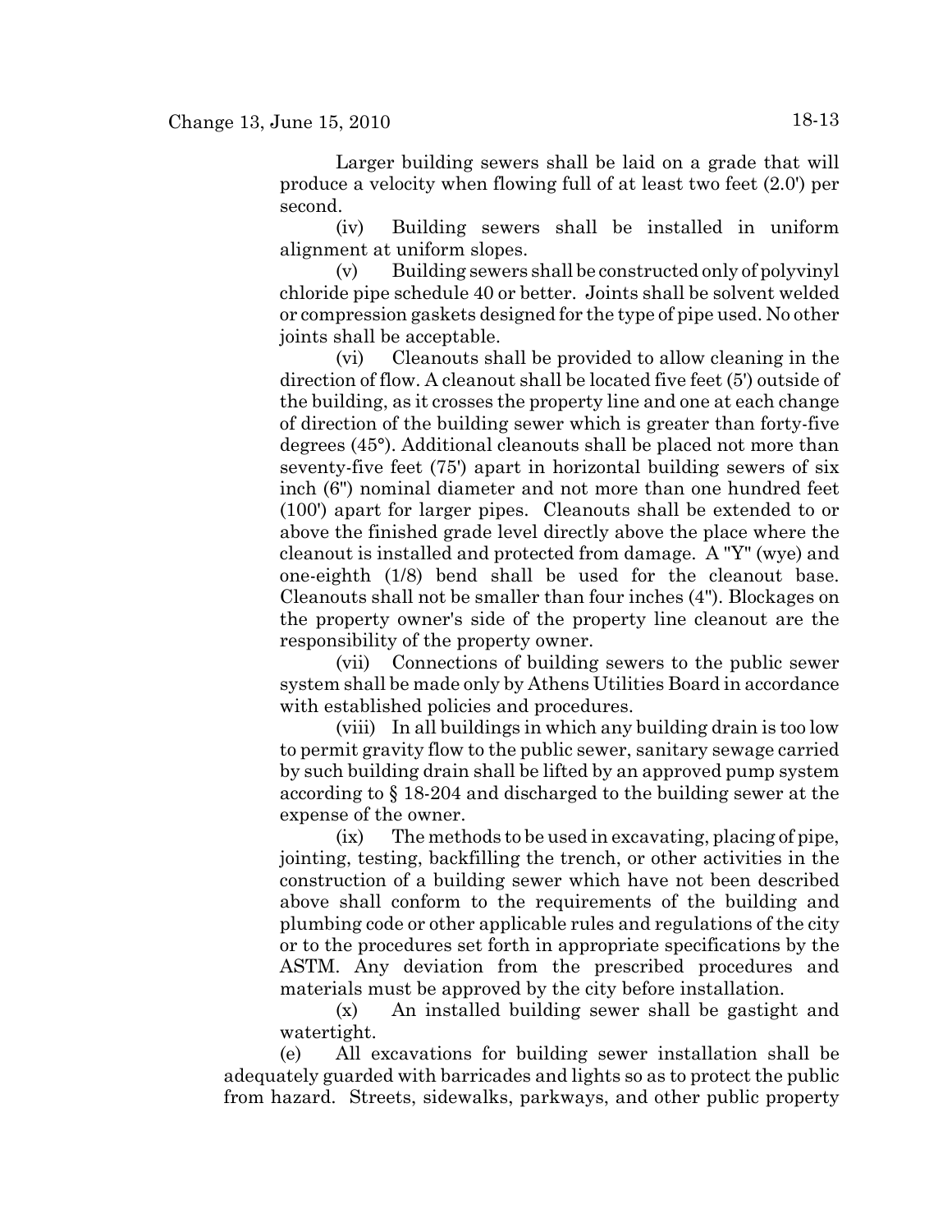Larger building sewers shall be laid on a grade that will produce a velocity when flowing full of at least two feet (2.0') per second.

(iv) Building sewers shall be installed in uniform alignment at uniform slopes.

(v) Building sewers shall be constructed only of polyvinyl chloride pipe schedule 40 or better. Joints shall be solvent welded or compression gaskets designed for the type of pipe used. No other joints shall be acceptable.

(vi) Cleanouts shall be provided to allow cleaning in the direction of flow. A cleanout shall be located five feet (5') outside of the building, as it crosses the property line and one at each change of direction of the building sewer which is greater than forty-five degrees (45°). Additional cleanouts shall be placed not more than seventy-five feet (75') apart in horizontal building sewers of six inch (6") nominal diameter and not more than one hundred feet (100') apart for larger pipes. Cleanouts shall be extended to or above the finished grade level directly above the place where the cleanout is installed and protected from damage. A "Y" (wye) and one-eighth (1/8) bend shall be used for the cleanout base. Cleanouts shall not be smaller than four inches (4"). Blockages on the property owner's side of the property line cleanout are the responsibility of the property owner.

(vii) Connections of building sewers to the public sewer system shall be made only by Athens Utilities Board in accordance with established policies and procedures.

(viii) In all buildings in which any building drain is too low to permit gravity flow to the public sewer, sanitary sewage carried by such building drain shall be lifted by an approved pump system according to § 18-204 and discharged to the building sewer at the expense of the owner.

(ix) The methods to be used in excavating, placing of pipe, jointing, testing, backfilling the trench, or other activities in the construction of a building sewer which have not been described above shall conform to the requirements of the building and plumbing code or other applicable rules and regulations of the city or to the procedures set forth in appropriate specifications by the ASTM. Any deviation from the prescribed procedures and materials must be approved by the city before installation.

(x) An installed building sewer shall be gastight and watertight.

(e) All excavations for building sewer installation shall be adequately guarded with barricades and lights so as to protect the public from hazard. Streets, sidewalks, parkways, and other public property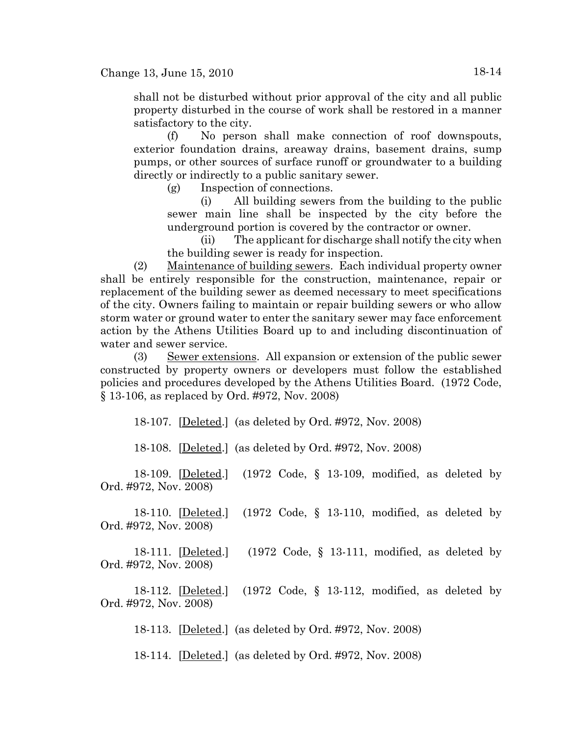shall not be disturbed without prior approval of the city and all public property disturbed in the course of work shall be restored in a manner satisfactory to the city.

(f) No person shall make connection of roof downspouts, exterior foundation drains, areaway drains, basement drains, sump pumps, or other sources of surface runoff or groundwater to a building directly or indirectly to a public sanitary sewer.

(g) Inspection of connections.

(i) All building sewers from the building to the public sewer main line shall be inspected by the city before the underground portion is covered by the contractor or owner.

(ii) The applicant for discharge shall notify the city when the building sewer is ready for inspection.

(2) Maintenance of building sewers. Each individual property owner shall be entirely responsible for the construction, maintenance, repair or replacement of the building sewer as deemed necessary to meet specifications of the city. Owners failing to maintain or repair building sewers or who allow storm water or ground water to enter the sanitary sewer may face enforcement action by the Athens Utilities Board up to and including discontinuation of water and sewer service.

(3) Sewer extensions. All expansion or extension of the public sewer constructed by property owners or developers must follow the established policies and procedures developed by the Athens Utilities Board. (1972 Code, § 13-106, as replaced by Ord. #972, Nov. 2008)

18-107. [Deleted.] (as deleted by Ord. #972, Nov. 2008)

18-108. [Deleted.] (as deleted by Ord. #972, Nov. 2008)

18-109. [Deleted.] (1972 Code, § 13-109, modified, as deleted by Ord. #972, Nov. 2008)

18-110. [Deleted.] (1972 Code, § 13-110, modified, as deleted by Ord. #972, Nov. 2008)

18-111. [Deleted.] (1972 Code, § 13-111, modified, as deleted by Ord. #972, Nov. 2008)

18-112. [Deleted.] (1972 Code, § 13-112, modified, as deleted by Ord. #972, Nov. 2008)

18-113. [Deleted.] (as deleted by Ord. #972, Nov. 2008)

18-114. [Deleted.] (as deleted by Ord. #972, Nov. 2008)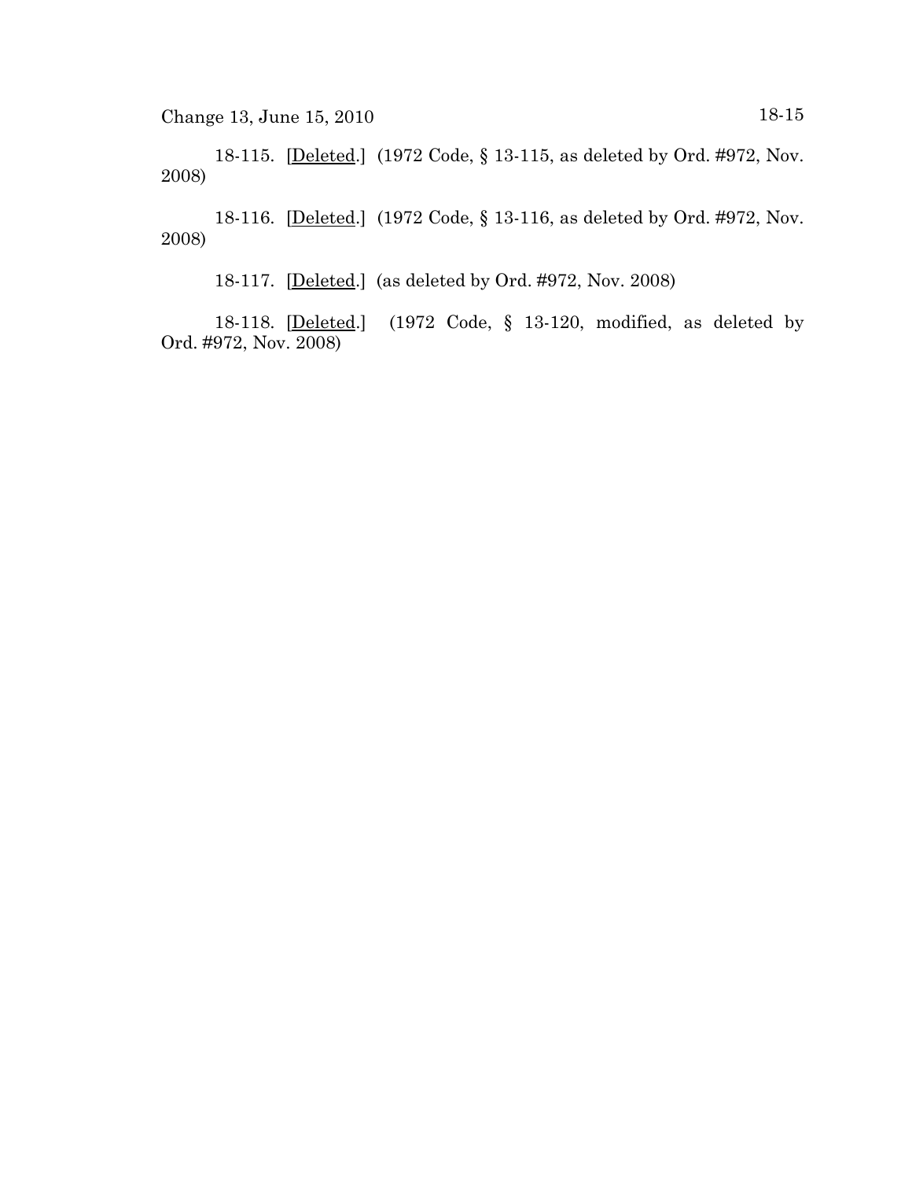18-115. [Deleted.] (1972 Code, § 13-115, as deleted by Ord. #972, Nov. 2008)

18-116. [Deleted.] (1972 Code, § 13-116, as deleted by Ord. #972, Nov. 2008)

18-117. [Deleted.] (as deleted by Ord. #972, Nov. 2008)

18-118. [Deleted.] (1972 Code, § 13-120, modified, as deleted by Ord. #972, Nov. 2008)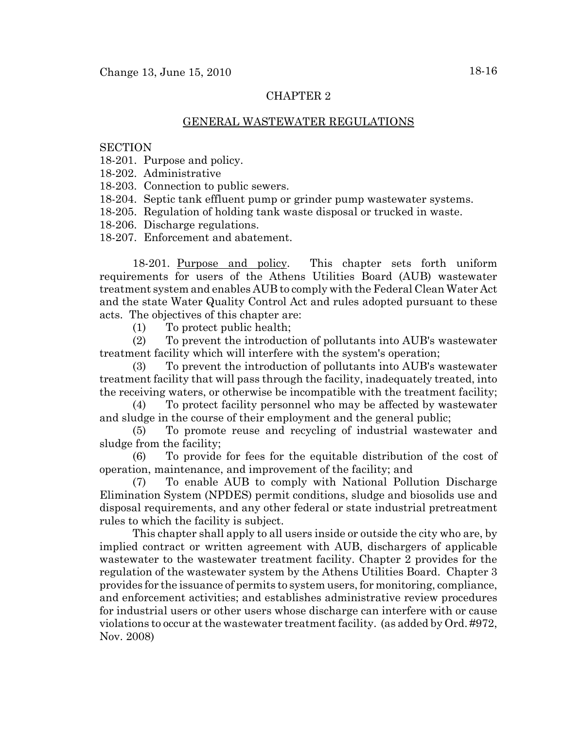## CHAPTER 2

## GENERAL WASTEWATER REGULATIONS

SECTION
18-201. Purpose and policy.
18-202. Administrative
18-203. Connection to public sewers.
18-204. Septic tank effluent pump or grinder pump wastewater systems.
18-205. Regulation of holding tank waste disposal or trucked in waste.
18-206. Discharge regulations.
18-207. Enforcement and abatement.

18-201. Purpose and policy. This chapter sets forth uniform requirements for users of the Athens Utilities Board (AUB) wastewater treatment system and enables AUB to comply with the Federal Clean Water Act and the state Water Quality Control Act and rules adopted pursuant to these acts. The objectives of this chapter are:

(1) To protect public health;

(2) To prevent the introduction of pollutants into AUB's wastewater treatment facility which will interfere with the system's operation;

(3) To prevent the introduction of pollutants into AUB's wastewater treatment facility that will pass through the facility, inadequately treated, into the receiving waters, or otherwise be incompatible with the treatment facility;

(4) To protect facility personnel who may be affected by wastewater and sludge in the course of their employment and the general public;

(5) To promote reuse and recycling of industrial wastewater and sludge from the facility;

(6) To provide for fees for the equitable distribution of the cost of operation, maintenance, and improvement of the facility; and

(7) To enable AUB to comply with National Pollution Discharge Elimination System (NPDES) permit conditions, sludge and biosolids use and disposal requirements, and any other federal or state industrial pretreatment rules to which the facility is subject.

This chapter shall apply to all users inside or outside the city who are, by implied contract or written agreement with AUB, dischargers of applicable wastewater to the wastewater treatment facility. Chapter 2 provides for the regulation of the wastewater system by the Athens Utilities Board. Chapter 3 provides for the issuance of permits to system users, for monitoring, compliance, and enforcement activities; and establishes administrative review procedures for industrial users or other users whose discharge can interfere with or cause violations to occur at the wastewater treatment facility. (as added by Ord. #972, Nov. 2008)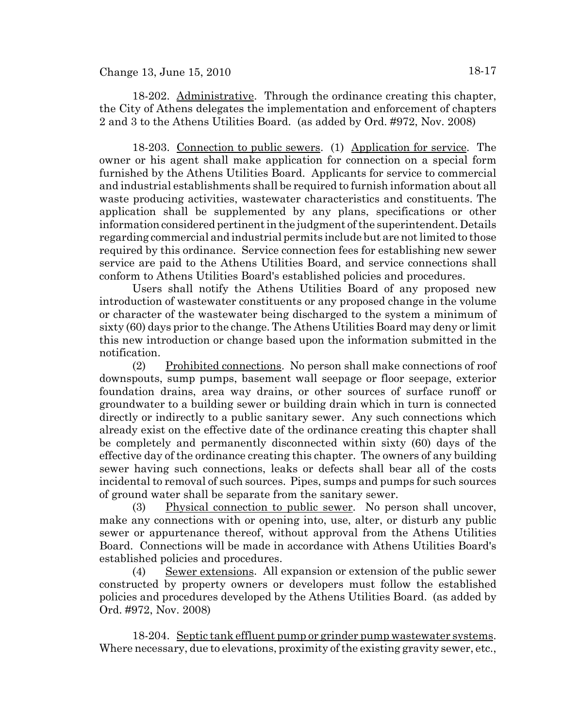18-202. Administrative. Through the ordinance creating this chapter, the City of Athens delegates the implementation and enforcement of chapters 2 and 3 to the Athens Utilities Board. (as added by Ord. #972, Nov. 2008)

18-203. Connection to public sewers. (1) Application for service. The owner or his agent shall make application for connection on a special form furnished by the Athens Utilities Board. Applicants for service to commercial and industrial establishments shall be required to furnish information about all waste producing activities, wastewater characteristics and constituents. The application shall be supplemented by any plans, specifications or other information considered pertinent in the judgment of the superintendent. Details regarding commercial and industrial permits include but are not limited to those required by this ordinance. Service connection fees for establishing new sewer service are paid to the Athens Utilities Board, and service connections shall conform to Athens Utilities Board's established policies and procedures.

Users shall notify the Athens Utilities Board of any proposed new introduction of wastewater constituents or any proposed change in the volume or character of the wastewater being discharged to the system a minimum of sixty (60) days prior to the change. The Athens Utilities Board may deny or limit this new introduction or change based upon the information submitted in the notification.

(2) Prohibited connections. No person shall make connections of roof downspouts, sump pumps, basement wall seepage or floor seepage, exterior foundation drains, area way drains, or other sources of surface runoff or groundwater to a building sewer or building drain which in turn is connected directly or indirectly to a public sanitary sewer. Any such connections which already exist on the effective date of the ordinance creating this chapter shall be completely and permanently disconnected within sixty (60) days of the effective day of the ordinance creating this chapter. The owners of any building sewer having such connections, leaks or defects shall bear all of the costs incidental to removal of such sources. Pipes, sumps and pumps for such sources of ground water shall be separate from the sanitary sewer.

(3) Physical connection to public sewer. No person shall uncover, make any connections with or opening into, use, alter, or disturb any public sewer or appurtenance thereof, without approval from the Athens Utilities Board. Connections will be made in accordance with Athens Utilities Board's established policies and procedures.

(4) Sewer extensions. All expansion or extension of the public sewer constructed by property owners or developers must follow the established policies and procedures developed by the Athens Utilities Board. (as added by Ord. #972, Nov. 2008)

18-204. Septic tank effluent pump or grinder pump wastewater systems. Where necessary, due to elevations, proximity of the existing gravity sewer, etc.,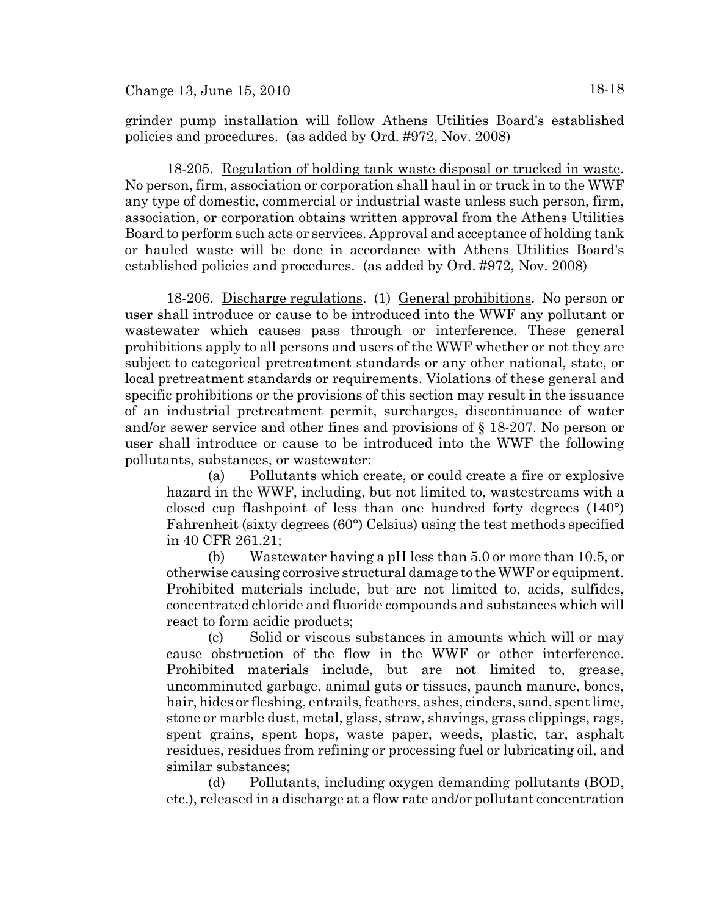grinder pump installation will follow Athens Utilities Board's established policies and procedures. (as added by Ord. #972, Nov. 2008)

18-205. Regulation of holding tank waste disposal or trucked in waste. No person, firm, association or corporation shall haul in or truck in to the WWF any type of domestic, commercial or industrial waste unless such person, firm, association, or corporation obtains written approval from the Athens Utilities Board to perform such acts or services. Approval and acceptance of holding tank or hauled waste will be done in accordance with Athens Utilities Board's established policies and procedures. (as added by Ord. #972, Nov. 2008)

18-206. Discharge regulations. (1) General prohibitions. No person or user shall introduce or cause to be introduced into the WWF any pollutant or wastewater which causes pass through or interference. These general prohibitions apply to all persons and users of the WWF whether or not they are subject to categorical pretreatment standards or any other national, state, or local pretreatment standards or requirements. Violations of these general and specific prohibitions or the provisions of this section may result in the issuance of an industrial pretreatment permit, surcharges, discontinuance of water and/or sewer service and other fines and provisions of § 18-207. No person or user shall introduce or cause to be introduced into the WWF the following pollutants, substances, or wastewater:

(a) Pollutants which create, or could create a fire or explosive hazard in the WWF, including, but not limited to, wastestreams with a closed cup flashpoint of less than one hundred forty degrees (140°) Fahrenheit (sixty degrees (60°) Celsius) using the test methods specified in 40 CFR 261.21;

(b) Wastewater having a pH less than 5.0 or more than 10.5, or otherwise causing corrosive structural damage to the WWF or equipment. Prohibited materials include, but are not limited to, acids, sulfides, concentrated chloride and fluoride compounds and substances which will react to form acidic products;

(c) Solid or viscous substances in amounts which will or may cause obstruction of the flow in the WWF or other interference. Prohibited materials include, but are not limited to, grease, uncomminuted garbage, animal guts or tissues, paunch manure, bones, hair, hides or fleshing, entrails, feathers, ashes, cinders, sand, spent lime, stone or marble dust, metal, glass, straw, shavings, grass clippings, rags, spent grains, spent hops, waste paper, weeds, plastic, tar, asphalt residues, residues from refining or processing fuel or lubricating oil, and similar substances;

(d) Pollutants, including oxygen demanding pollutants (BOD, etc.), released in a discharge at a flow rate and/or pollutant concentration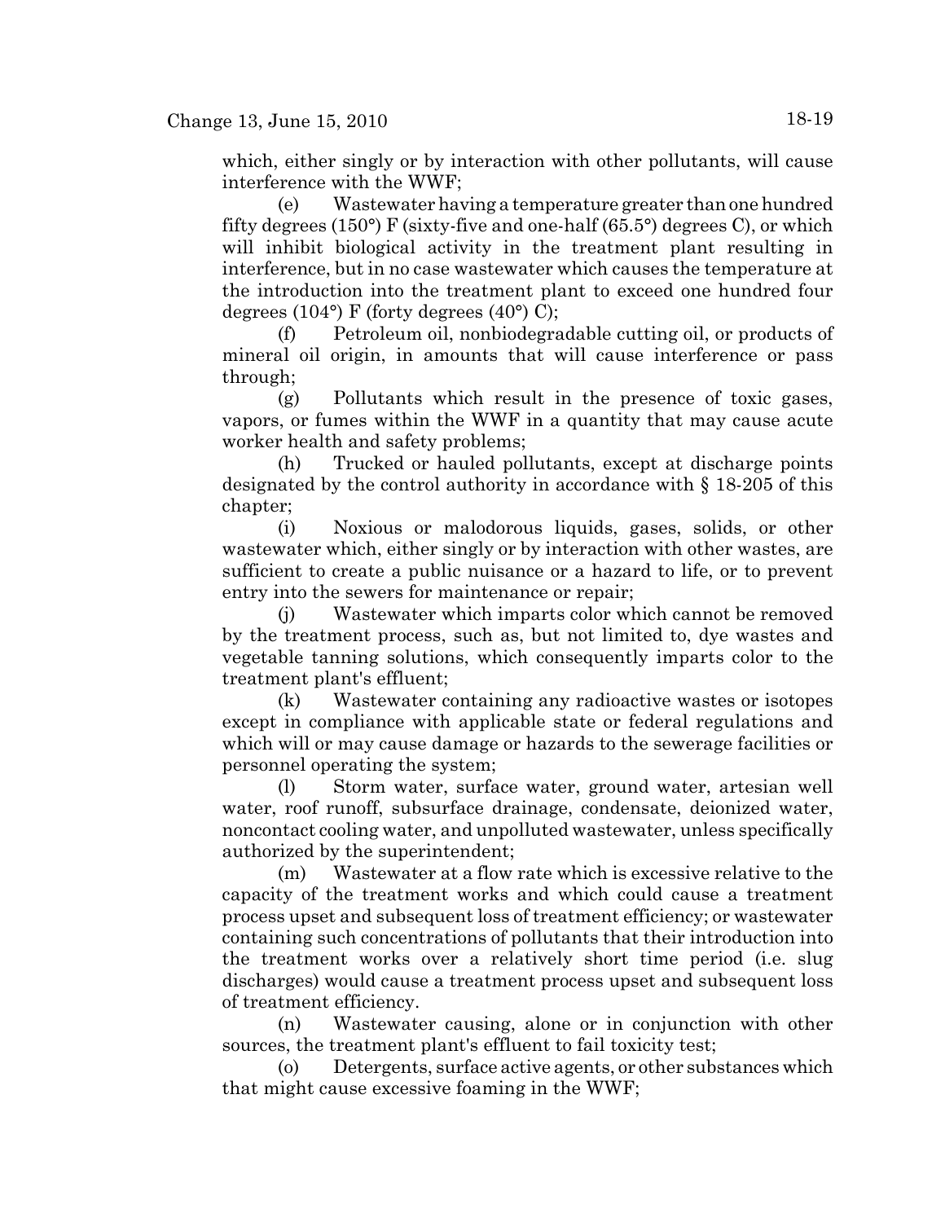which, either singly or by interaction with other pollutants, will cause interference with the WWF;

(e) Wastewater having a temperature greater than one hundred fifty degrees (150°) F (sixty-five and one-half (65.5°) degrees C), or which will inhibit biological activity in the treatment plant resulting in interference, but in no case wastewater which causes the temperature at the introduction into the treatment plant to exceed one hundred four degrees (104°) F (forty degrees (40°) C);

(f) Petroleum oil, nonbiodegradable cutting oil, or products of mineral oil origin, in amounts that will cause interference or pass through;

(g) Pollutants which result in the presence of toxic gases, vapors, or fumes within the WWF in a quantity that may cause acute worker health and safety problems;

(h) Trucked or hauled pollutants, except at discharge points designated by the control authority in accordance with § 18-205 of this chapter;

(i) Noxious or malodorous liquids, gases, solids, or other wastewater which, either singly or by interaction with other wastes, are sufficient to create a public nuisance or a hazard to life, or to prevent entry into the sewers for maintenance or repair;

(j) Wastewater which imparts color which cannot be removed by the treatment process, such as, but not limited to, dye wastes and vegetable tanning solutions, which consequently imparts color to the treatment plant's effluent;

(k) Wastewater containing any radioactive wastes or isotopes except in compliance with applicable state or federal regulations and which will or may cause damage or hazards to the sewerage facilities or personnel operating the system;

(l) Storm water, surface water, ground water, artesian well water, roof runoff, subsurface drainage, condensate, deionized water, noncontact cooling water, and unpolluted wastewater, unless specifically authorized by the superintendent;

(m) Wastewater at a flow rate which is excessive relative to the capacity of the treatment works and which could cause a treatment process upset and subsequent loss of treatment efficiency; or wastewater containing such concentrations of pollutants that their introduction into the treatment works over a relatively short time period (i.e. slug discharges) would cause a treatment process upset and subsequent loss of treatment efficiency.

(n) Wastewater causing, alone or in conjunction with other sources, the treatment plant's effluent to fail toxicity test;

(o) Detergents, surface active agents, or other substances which that might cause excessive foaming in the WWF;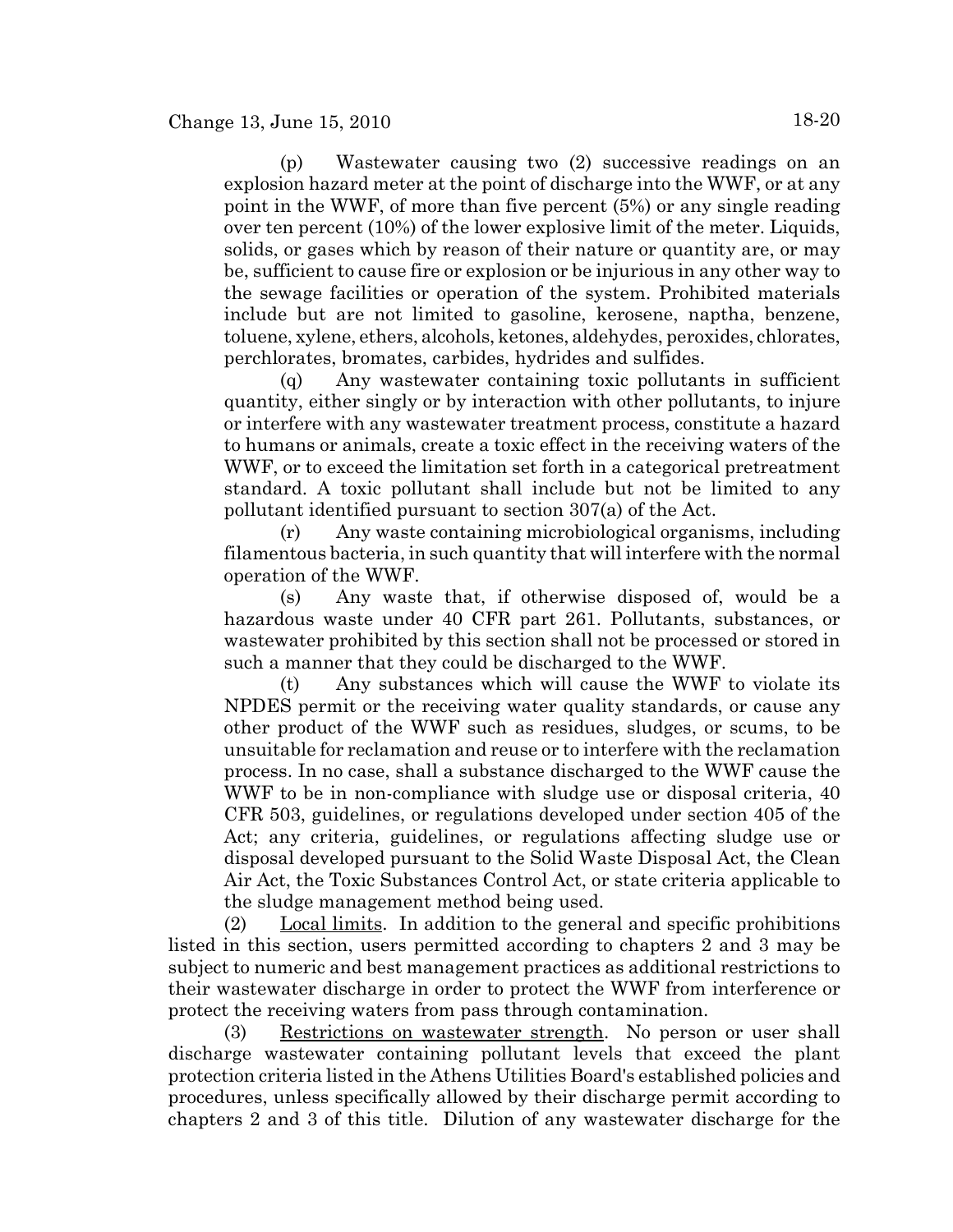(p) Wastewater causing two (2) successive readings on an explosion hazard meter at the point of discharge into the WWF, or at any point in the WWF, of more than five percent (5%) or any single reading over ten percent (10%) of the lower explosive limit of the meter. Liquids, solids, or gases which by reason of their nature or quantity are, or may be, sufficient to cause fire or explosion or be injurious in any other way to the sewage facilities or operation of the system. Prohibited materials include but are not limited to gasoline, kerosene, naptha, benzene, toluene, xylene, ethers, alcohols, ketones, aldehydes, peroxides, chlorates, perchlorates, bromates, carbides, hydrides and sulfides.

(q) Any wastewater containing toxic pollutants in sufficient quantity, either singly or by interaction with other pollutants, to injure or interfere with any wastewater treatment process, constitute a hazard to humans or animals, create a toxic effect in the receiving waters of the WWF, or to exceed the limitation set forth in a categorical pretreatment standard. A toxic pollutant shall include but not be limited to any pollutant identified pursuant to section 307(a) of the Act.

(r) Any waste containing microbiological organisms, including filamentous bacteria, in such quantity that will interfere with the normal operation of the WWF.

(s) Any waste that, if otherwise disposed of, would be a hazardous waste under 40 CFR part 261. Pollutants, substances, or wastewater prohibited by this section shall not be processed or stored in such a manner that they could be discharged to the WWF.

(t) Any substances which will cause the WWF to violate its NPDES permit or the receiving water quality standards, or cause any other product of the WWF such as residues, sludges, or scums, to be unsuitable for reclamation and reuse or to interfere with the reclamation process. In no case, shall a substance discharged to the WWF cause the WWF to be in non-compliance with sludge use or disposal criteria, 40 CFR 503, guidelines, or regulations developed under section 405 of the Act; any criteria, guidelines, or regulations affecting sludge use or disposal developed pursuant to the Solid Waste Disposal Act, the Clean Air Act, the Toxic Substances Control Act, or state criteria applicable to the sludge management method being used.

(2) Local limits. In addition to the general and specific prohibitions listed in this section, users permitted according to chapters 2 and 3 may be subject to numeric and best management practices as additional restrictions to their wastewater discharge in order to protect the WWF from interference or protect the receiving waters from pass through contamination.

(3) Restrictions on wastewater strength. No person or user shall discharge wastewater containing pollutant levels that exceed the plant protection criteria listed in the Athens Utilities Board's established policies and procedures, unless specifically allowed by their discharge permit according to chapters 2 and 3 of this title. Dilution of any wastewater discharge for the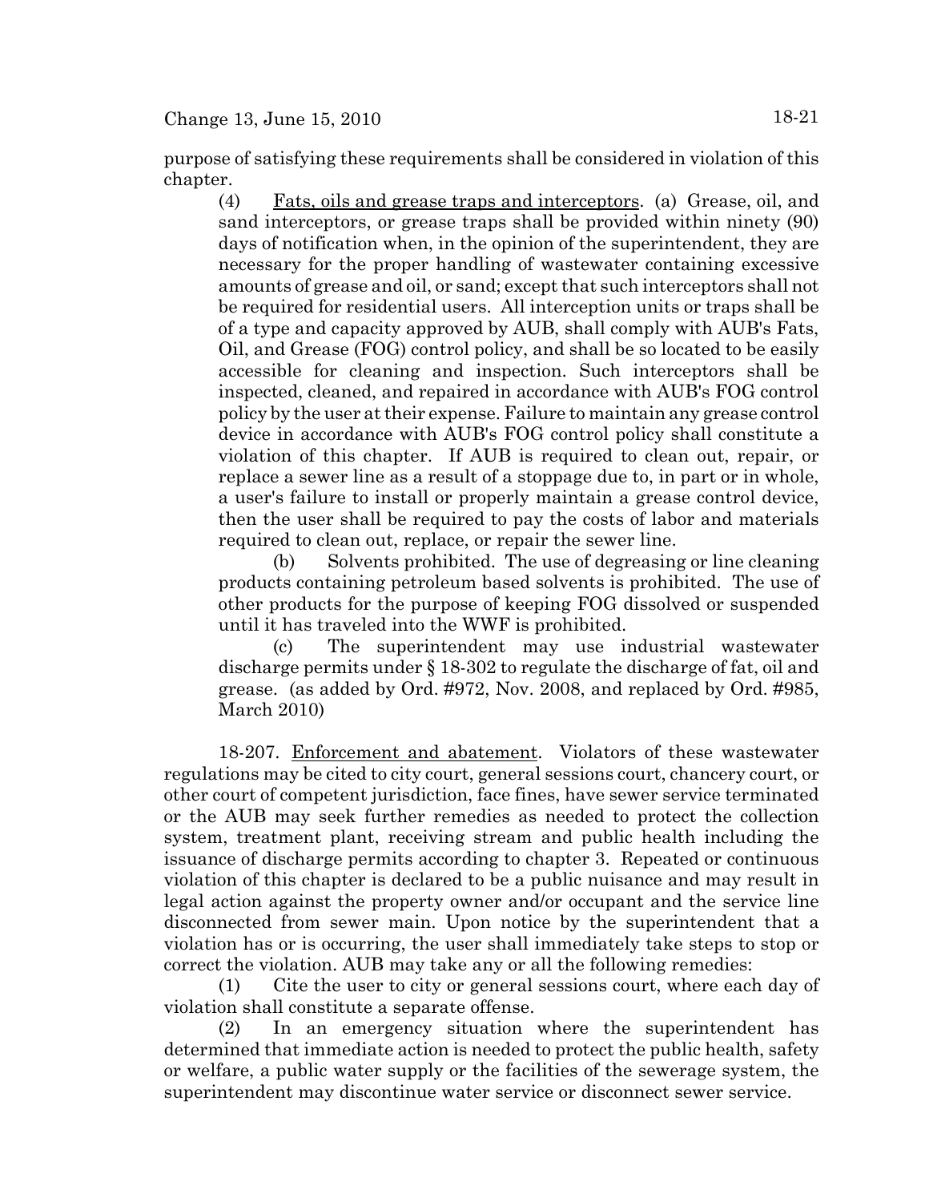purpose of satisfying these requirements shall be considered in violation of this chapter.

(4) Fats, oils and grease traps and interceptors. (a) Grease, oil, and sand interceptors, or grease traps shall be provided within ninety (90) days of notification when, in the opinion of the superintendent, they are necessary for the proper handling of wastewater containing excessive amounts of grease and oil, or sand; except that such interceptors shall not be required for residential users. All interception units or traps shall be of a type and capacity approved by AUB, shall comply with AUB's Fats, Oil, and Grease (FOG) control policy, and shall be so located to be easily accessible for cleaning and inspection. Such interceptors shall be inspected, cleaned, and repaired in accordance with AUB's FOG control policy by the user at their expense. Failure to maintain any grease control device in accordance with AUB's FOG control policy shall constitute a violation of this chapter. If AUB is required to clean out, repair, or replace a sewer line as a result of a stoppage due to, in part or in whole, a user's failure to install or properly maintain a grease control device, then the user shall be required to pay the costs of labor and materials required to clean out, replace, or repair the sewer line.

(b) Solvents prohibited. The use of degreasing or line cleaning products containing petroleum based solvents is prohibited. The use of other products for the purpose of keeping FOG dissolved or suspended until it has traveled into the WWF is prohibited.

(c) The superintendent may use industrial wastewater discharge permits under § 18-302 to regulate the discharge of fat, oil and grease. (as added by Ord. #972, Nov. 2008, and replaced by Ord. #985, March 2010)

18-207. Enforcement and abatement. Violators of these wastewater regulations may be cited to city court, general sessions court, chancery court, or other court of competent jurisdiction, face fines, have sewer service terminated or the AUB may seek further remedies as needed to protect the collection system, treatment plant, receiving stream and public health including the issuance of discharge permits according to chapter 3. Repeated or continuous violation of this chapter is declared to be a public nuisance and may result in legal action against the property owner and/or occupant and the service line disconnected from sewer main. Upon notice by the superintendent that a violation has or is occurring, the user shall immediately take steps to stop or correct the violation. AUB may take any or all the following remedies:

(1) Cite the user to city or general sessions court, where each day of violation shall constitute a separate offense.

(2) In an emergency situation where the superintendent has determined that immediate action is needed to protect the public health, safety or welfare, a public water supply or the facilities of the sewerage system, the superintendent may discontinue water service or disconnect sewer service.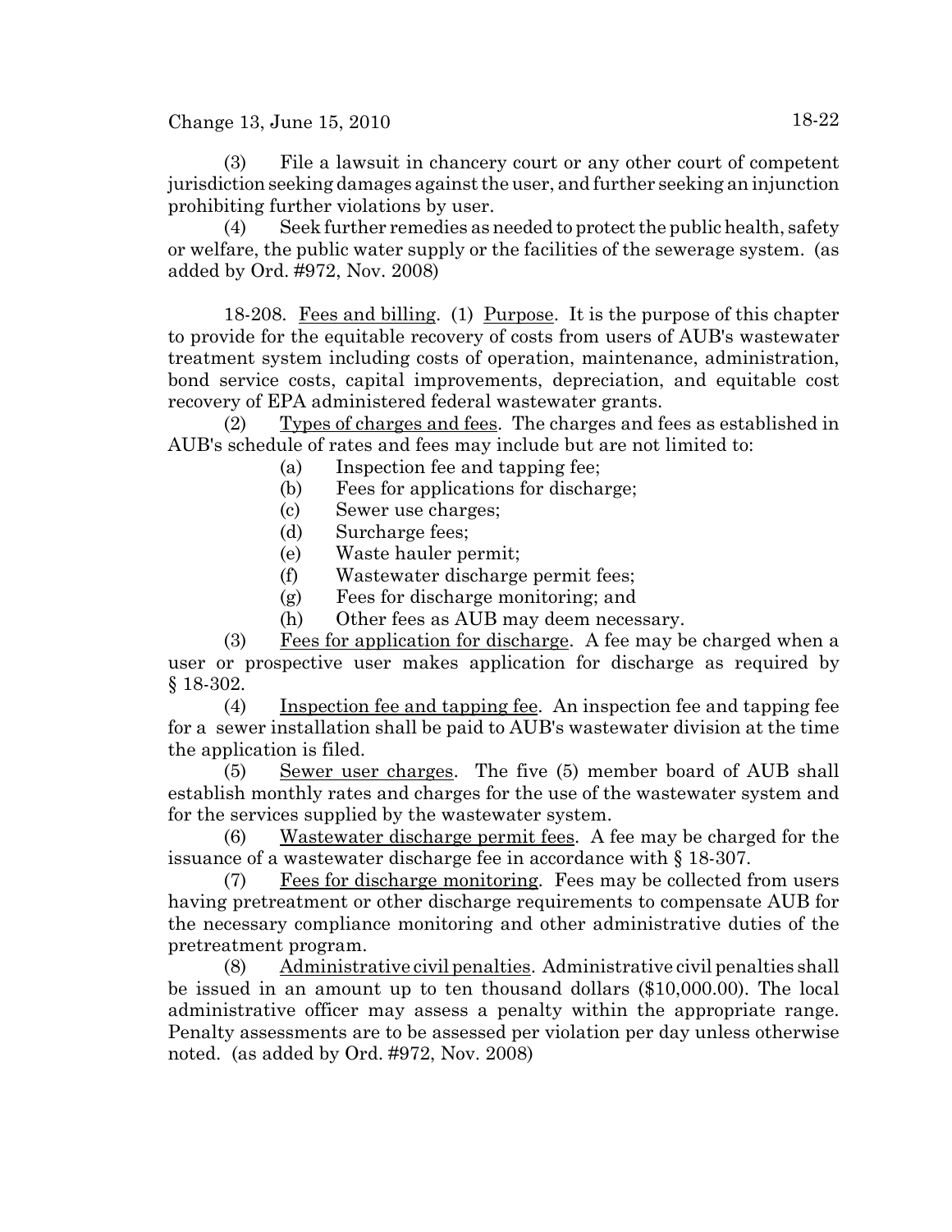(3) File a lawsuit in chancery court or any other court of competent jurisdiction seeking damages against the user, and further seeking an injunction prohibiting further violations by user.

(4) Seek further remedies as needed to protect the public health, safety or welfare, the public water supply or the facilities of the sewerage system. (as added by Ord. #972, Nov. 2008)

18-208. Fees and billing. (1) Purpose. It is the purpose of this chapter to provide for the equitable recovery of costs from users of AUB's wastewater treatment system including costs of operation, maintenance, administration, bond service costs, capital improvements, depreciation, and equitable cost recovery of EPA administered federal wastewater grants.

(2) Types of charges and fees. The charges and fees as established in AUB's schedule of rates and fees may include but are not limited to:

(a) Inspection fee and tapping fee;
(b) Fees for applications for discharge;
(c) Sewer use charges;
(d) Surcharge fees;
(e) Waste hauler permit;
(f) Wastewater discharge permit fees;
(g) Fees for discharge monitoring; and
(h) Other fees as AUB may deem necessary.

(3) Fees for application for discharge. A fee may be charged when a user or prospective user makes application for discharge as required by § 18-302.

(4) Inspection fee and tapping fee. An inspection fee and tapping fee for a sewer installation shall be paid to AUB's wastewater division at the time the application is filed.

(5) Sewer user charges. The five (5) member board of AUB shall establish monthly rates and charges for the use of the wastewater system and for the services supplied by the wastewater system.

(6) Wastewater discharge permit fees. A fee may be charged for the issuance of a wastewater discharge fee in accordance with § 18-307.

(7) Fees for discharge monitoring. Fees may be collected from users having pretreatment or other discharge requirements to compensate AUB for the necessary compliance monitoring and other administrative duties of the pretreatment program.

(8) Administrative civil penalties. Administrative civil penalties shall be issued in an amount up to ten thousand dollars ($10,000.00). The local administrative officer may assess a penalty within the appropriate range. Penalty assessments are to be assessed per violation per day unless otherwise noted. (as added by Ord. #972, Nov. 2008)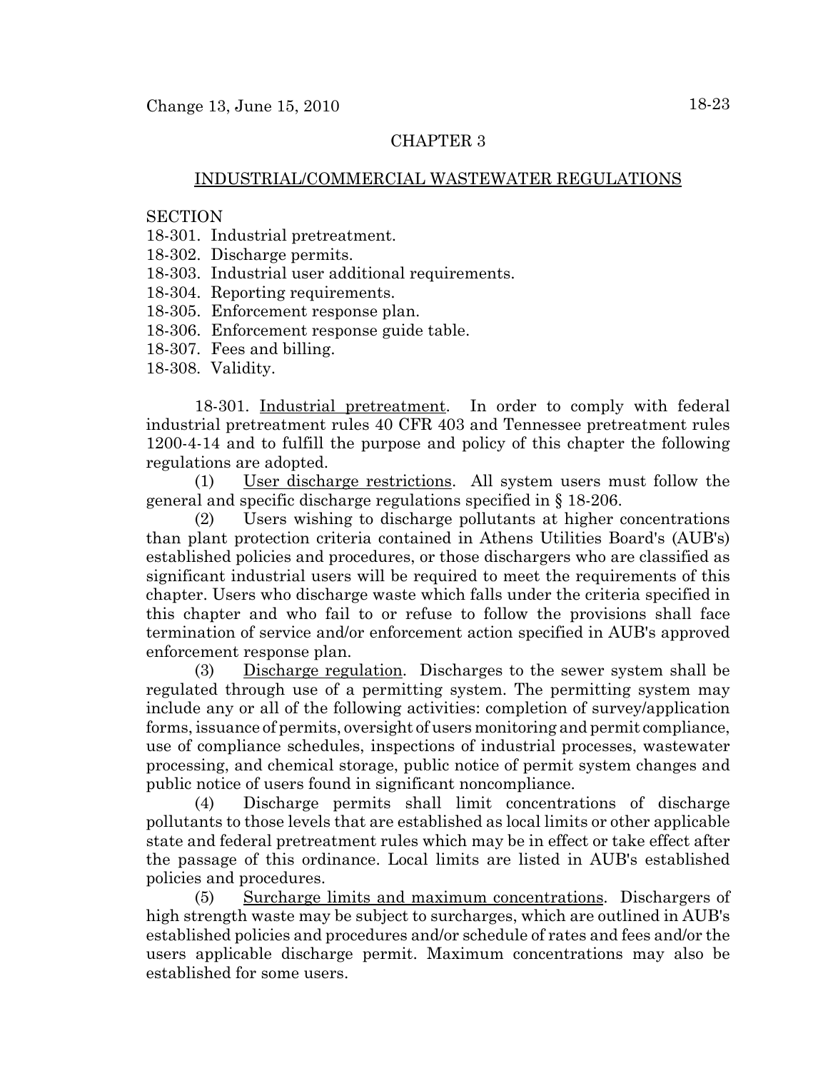## CHAPTER 3

## INDUSTRIAL/COMMERCIAL WASTEWATER REGULATIONS

SECTION
18-301. Industrial pretreatment.
18-302. Discharge permits.
18-303. Industrial user additional requirements.
18-304. Reporting requirements.
18-305. Enforcement response plan.
18-306. Enforcement response guide table.
18-307. Fees and billing.
18-308. Validity.

18-301. Industrial pretreatment. In order to comply with federal industrial pretreatment rules 40 CFR 403 and Tennessee pretreatment rules 1200-4-14 and to fulfill the purpose and policy of this chapter the following regulations are adopted.

(1) User discharge restrictions. All system users must follow the general and specific discharge regulations specified in § 18-206.

(2) Users wishing to discharge pollutants at higher concentrations than plant protection criteria contained in Athens Utilities Board's (AUB's) established policies and procedures, or those dischargers who are classified as significant industrial users will be required to meet the requirements of this chapter. Users who discharge waste which falls under the criteria specified in this chapter and who fail to or refuse to follow the provisions shall face termination of service and/or enforcement action specified in AUB's approved enforcement response plan.

(3) Discharge regulation. Discharges to the sewer system shall be regulated through use of a permitting system. The permitting system may include any or all of the following activities: completion of survey/application forms, issuance of permits, oversight of users monitoring and permit compliance, use of compliance schedules, inspections of industrial processes, wastewater processing, and chemical storage, public notice of permit system changes and public notice of users found in significant noncompliance.

(4) Discharge permits shall limit concentrations of discharge pollutants to those levels that are established as local limits or other applicable state and federal pretreatment rules which may be in effect or take effect after the passage of this ordinance. Local limits are listed in AUB's established policies and procedures.

(5) Surcharge limits and maximum concentrations. Dischargers of high strength waste may be subject to surcharges, which are outlined in AUB's established policies and procedures and/or schedule of rates and fees and/or the users applicable discharge permit. Maximum concentrations may also be established for some users.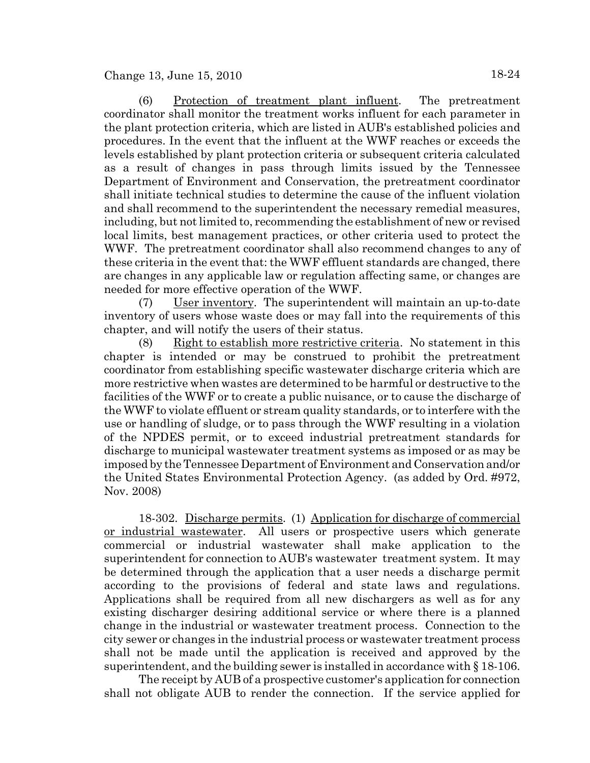(6) Protection of treatment plant influent. The pretreatment coordinator shall monitor the treatment works influent for each parameter in the plant protection criteria, which are listed in AUB's established policies and procedures. In the event that the influent at the WWF reaches or exceeds the levels established by plant protection criteria or subsequent criteria calculated as a result of changes in pass through limits issued by the Tennessee Department of Environment and Conservation, the pretreatment coordinator shall initiate technical studies to determine the cause of the influent violation and shall recommend to the superintendent the necessary remedial measures, including, but not limited to, recommending the establishment of new or revised local limits, best management practices, or other criteria used to protect the WWF. The pretreatment coordinator shall also recommend changes to any of these criteria in the event that: the WWF effluent standards are changed, there are changes in any applicable law or regulation affecting same, or changes are needed for more effective operation of the WWF.

(7) User inventory. The superintendent will maintain an up-to-date inventory of users whose waste does or may fall into the requirements of this chapter, and will notify the users of their status.

(8) Right to establish more restrictive criteria. No statement in this chapter is intended or may be construed to prohibit the pretreatment coordinator from establishing specific wastewater discharge criteria which are more restrictive when wastes are determined to be harmful or destructive to the facilities of the WWF or to create a public nuisance, or to cause the discharge of the WWF to violate effluent or stream quality standards, or to interfere with the use or handling of sludge, or to pass through the WWF resulting in a violation of the NPDES permit, or to exceed industrial pretreatment standards for discharge to municipal wastewater treatment systems as imposed or as may be imposed by the Tennessee Department of Environment and Conservation and/or the United States Environmental Protection Agency. (as added by Ord. #972, Nov. 2008)

18-302. Discharge permits. (1) Application for discharge of commercial or industrial wastewater. All users or prospective users which generate commercial or industrial wastewater shall make application to the superintendent for connection to AUB's wastewater treatment system. It may be determined through the application that a user needs a discharge permit according to the provisions of federal and state laws and regulations. Applications shall be required from all new dischargers as well as for any existing discharger desiring additional service or where there is a planned change in the industrial or wastewater treatment process. Connection to the city sewer or changes in the industrial process or wastewater treatment process shall not be made until the application is received and approved by the superintendent, and the building sewer is installed in accordance with § 18-106.

The receipt by AUB of a prospective customer's application for connection shall not obligate AUB to render the connection. If the service applied for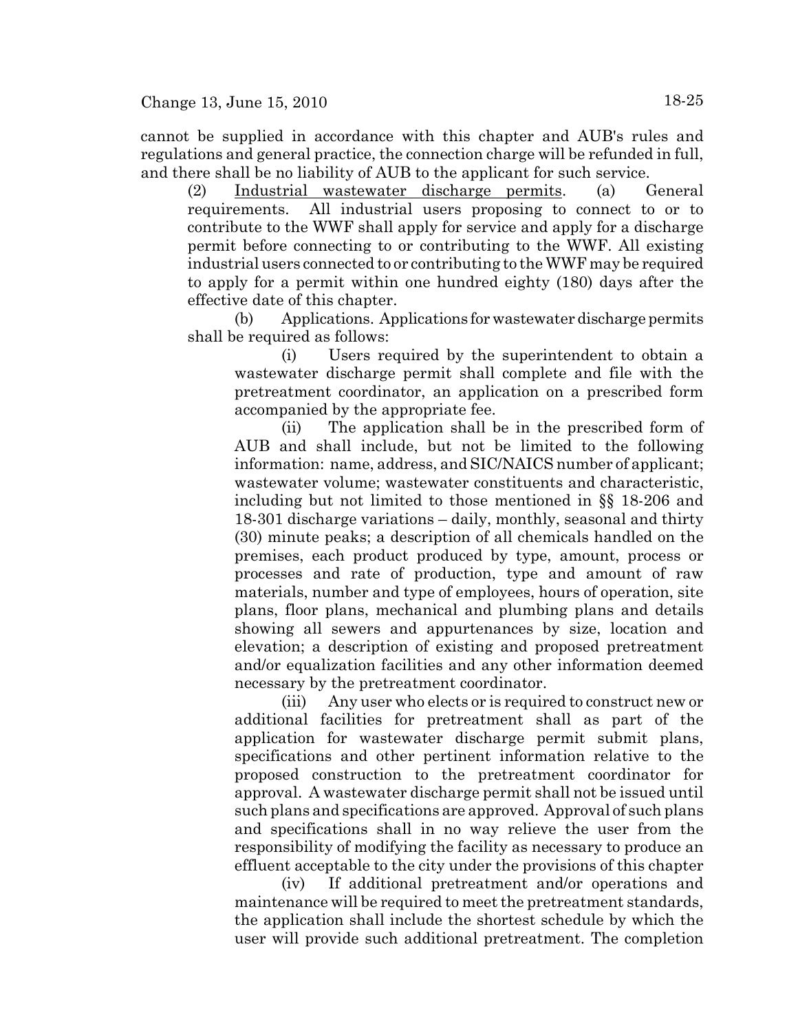cannot be supplied in accordance with this chapter and AUB's rules and regulations and general practice, the connection charge will be refunded in full, and there shall be no liability of AUB to the applicant for such service.

(2) Industrial wastewater discharge permits. (a) General requirements. All industrial users proposing to connect to or to contribute to the WWF shall apply for service and apply for a discharge permit before connecting to or contributing to the WWF. All existing industrial users connected to or contributing to the WWF may be required to apply for a permit within one hundred eighty (180) days after the effective date of this chapter.

(b) Applications. Applications for wastewater discharge permits shall be required as follows:

(i) Users required by the superintendent to obtain a wastewater discharge permit shall complete and file with the pretreatment coordinator, an application on a prescribed form accompanied by the appropriate fee.

(ii) The application shall be in the prescribed form of AUB and shall include, but not be limited to the following information: name, address, and SIC/NAICS number of applicant; wastewater volume; wastewater constituents and characteristic, including but not limited to those mentioned in §§ 18-206 and 18-301 discharge variations – daily, monthly, seasonal and thirty (30) minute peaks; a description of all chemicals handled on the premises, each product produced by type, amount, process or processes and rate of production, type and amount of raw materials, number and type of employees, hours of operation, site plans, floor plans, mechanical and plumbing plans and details showing all sewers and appurtenances by size, location and elevation; a description of existing and proposed pretreatment and/or equalization facilities and any other information deemed necessary by the pretreatment coordinator.

(iii) Any user who elects or is required to construct new or additional facilities for pretreatment shall as part of the application for wastewater discharge permit submit plans, specifications and other pertinent information relative to the proposed construction to the pretreatment coordinator for approval. A wastewater discharge permit shall not be issued until such plans and specifications are approved. Approval of such plans and specifications shall in no way relieve the user from the responsibility of modifying the facility as necessary to produce an effluent acceptable to the city under the provisions of this chapter

(iv) If additional pretreatment and/or operations and maintenance will be required to meet the pretreatment standards, the application shall include the shortest schedule by which the user will provide such additional pretreatment. The completion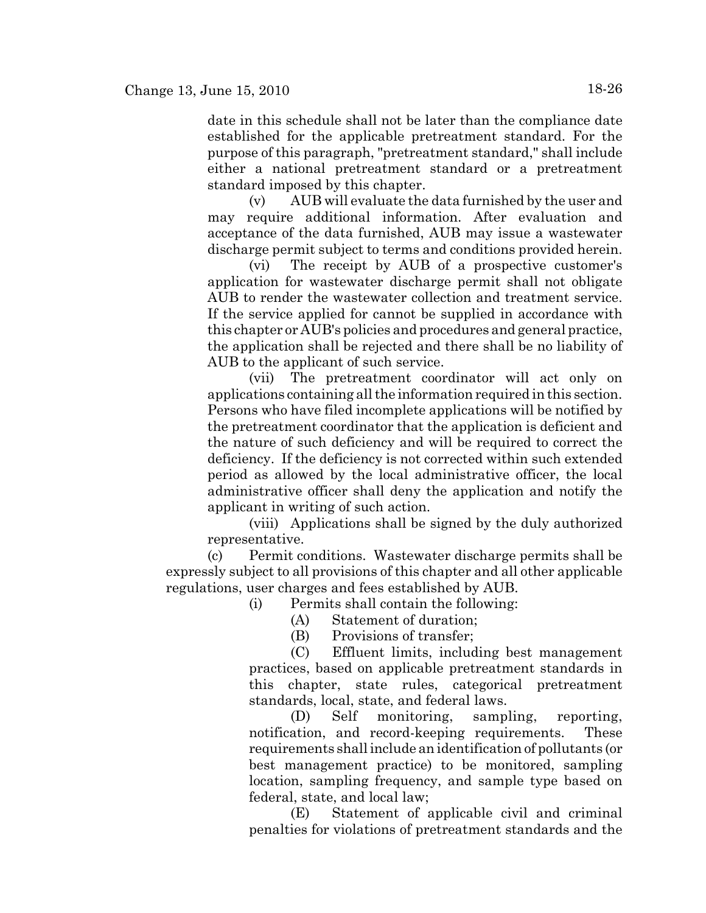date in this schedule shall not be later than the compliance date established for the applicable pretreatment standard. For the purpose of this paragraph, "pretreatment standard," shall include either a national pretreatment standard or a pretreatment standard imposed by this chapter.

(v) AUB will evaluate the data furnished by the user and may require additional information. After evaluation and acceptance of the data furnished, AUB may issue a wastewater discharge permit subject to terms and conditions provided herein.

(vi) The receipt by AUB of a prospective customer's application for wastewater discharge permit shall not obligate AUB to render the wastewater collection and treatment service. If the service applied for cannot be supplied in accordance with this chapter or AUB's policies and procedures and general practice, the application shall be rejected and there shall be no liability of AUB to the applicant of such service.

(vii) The pretreatment coordinator will act only on applications containing all the information required in this section. Persons who have filed incomplete applications will be notified by the pretreatment coordinator that the application is deficient and the nature of such deficiency and will be required to correct the deficiency. If the deficiency is not corrected within such extended period as allowed by the local administrative officer, the local administrative officer shall deny the application and notify the applicant in writing of such action.

(viii) Applications shall be signed by the duly authorized representative.

(c) Permit conditions. Wastewater discharge permits shall be expressly subject to all provisions of this chapter and all other applicable regulations, user charges and fees established by AUB.

(i) Permits shall contain the following:

(A) Statement of duration;

(B) Provisions of transfer;

(C) Effluent limits, including best management practices, based on applicable pretreatment standards in this chapter, state rules, categorical pretreatment standards, local, state, and federal laws.

(D) Self monitoring, sampling, reporting, notification, and record-keeping requirements. These requirements shall include an identification of pollutants (or best management practice) to be monitored, sampling location, sampling frequency, and sample type based on federal, state, and local law;

(E) Statement of applicable civil and criminal penalties for violations of pretreatment standards and the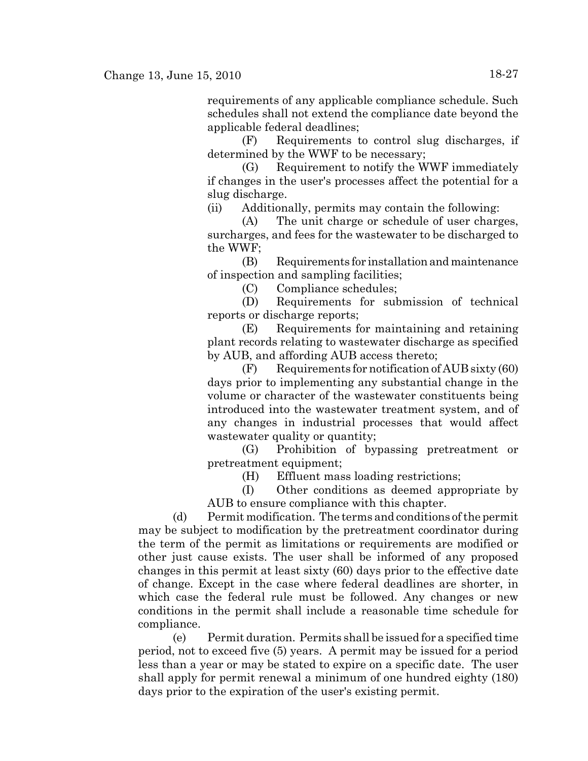requirements of any applicable compliance schedule. Such schedules shall not extend the compliance date beyond the applicable federal deadlines;

(F) Requirements to control slug discharges, if determined by the WWF to be necessary;

(G) Requirement to notify the WWF immediately if changes in the user's processes affect the potential for a slug discharge.

(ii) Additionally, permits may contain the following:

(A) The unit charge or schedule of user charges, surcharges, and fees for the wastewater to be discharged to the WWF;

(B) Requirements for installation and maintenance of inspection and sampling facilities;

(C) Compliance schedules;

(D) Requirements for submission of technical reports or discharge reports;

(E) Requirements for maintaining and retaining plant records relating to wastewater discharge as specified by AUB, and affording AUB access thereto;

(F) Requirements for notification of AUB sixty (60) days prior to implementing any substantial change in the volume or character of the wastewater constituents being introduced into the wastewater treatment system, and of any changes in industrial processes that would affect wastewater quality or quantity;

(G) Prohibition of bypassing pretreatment or pretreatment equipment;

(H) Effluent mass loading restrictions;

(I) Other conditions as deemed appropriate by AUB to ensure compliance with this chapter.

(d) Permit modification. The terms and conditions of the permit may be subject to modification by the pretreatment coordinator during the term of the permit as limitations or requirements are modified or other just cause exists. The user shall be informed of any proposed changes in this permit at least sixty (60) days prior to the effective date of change. Except in the case where federal deadlines are shorter, in which case the federal rule must be followed. Any changes or new conditions in the permit shall include a reasonable time schedule for compliance.

(e) Permit duration. Permits shall be issued for a specified time period, not to exceed five (5) years. A permit may be issued for a period less than a year or may be stated to expire on a specific date. The user shall apply for permit renewal a minimum of one hundred eighty (180) days prior to the expiration of the user's existing permit.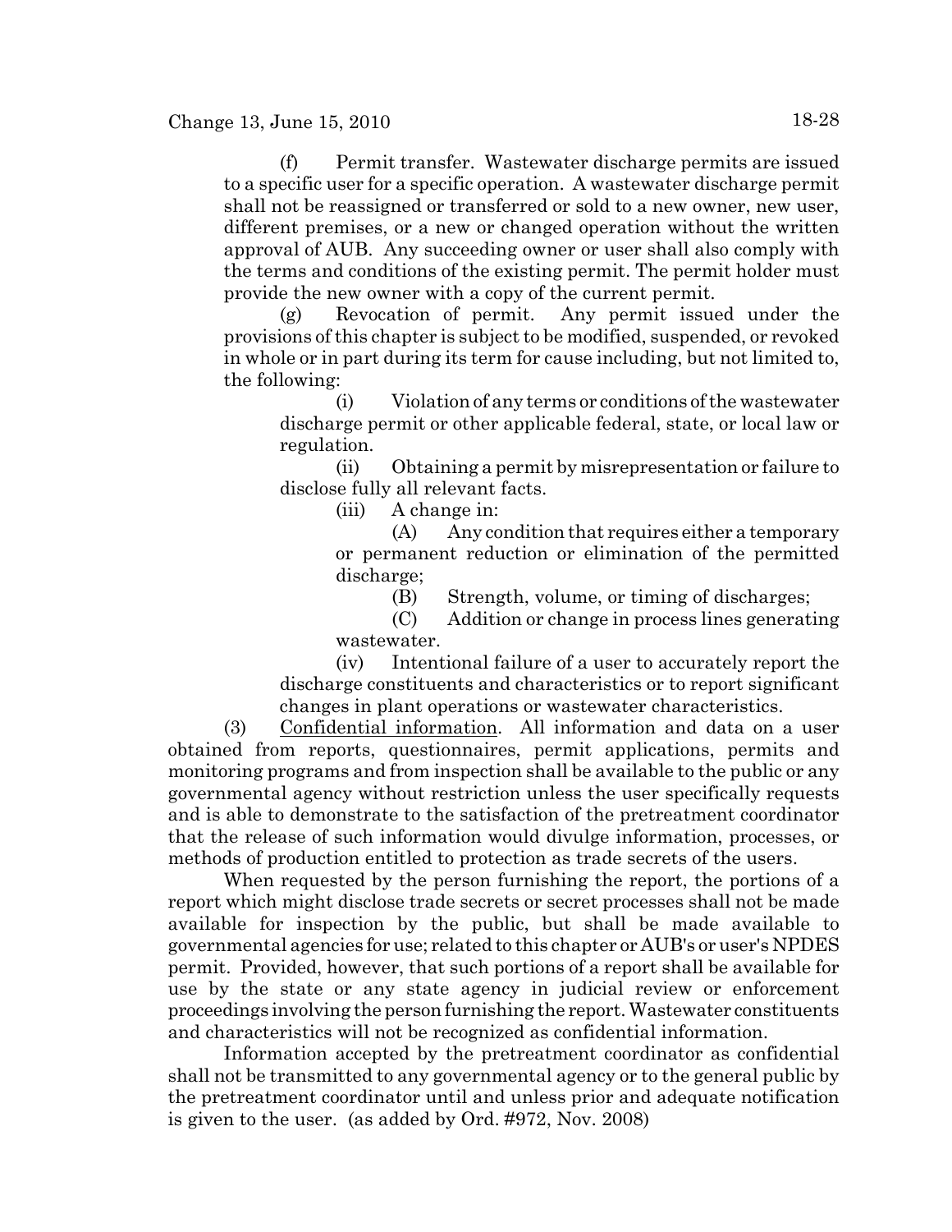(f) Permit transfer. Wastewater discharge permits are issued to a specific user for a specific operation. A wastewater discharge permit shall not be reassigned or transferred or sold to a new owner, new user, different premises, or a new or changed operation without the written approval of AUB. Any succeeding owner or user shall also comply with the terms and conditions of the existing permit. The permit holder must provide the new owner with a copy of the current permit.

(g) Revocation of permit. Any permit issued under the provisions of this chapter is subject to be modified, suspended, or revoked in whole or in part during its term for cause including, but not limited to, the following:

(i) Violation of any terms or conditions of the wastewater discharge permit or other applicable federal, state, or local law or regulation.

(ii) Obtaining a permit by misrepresentation or failure to disclose fully all relevant facts.

(iii) A change in:

(A) Any condition that requires either a temporary or permanent reduction or elimination of the permitted discharge;

(B) Strength, volume, or timing of discharges;

(C) Addition or change in process lines generating wastewater.

(iv) Intentional failure of a user to accurately report the discharge constituents and characteristics or to report significant changes in plant operations or wastewater characteristics.

(3) Confidential information. All information and data on a user obtained from reports, questionnaires, permit applications, permits and monitoring programs and from inspection shall be available to the public or any governmental agency without restriction unless the user specifically requests and is able to demonstrate to the satisfaction of the pretreatment coordinator that the release of such information would divulge information, processes, or methods of production entitled to protection as trade secrets of the users.

When requested by the person furnishing the report, the portions of a report which might disclose trade secrets or secret processes shall not be made available for inspection by the public, but shall be made available to governmental agencies for use; related to this chapter or AUB's or user's NPDES permit. Provided, however, that such portions of a report shall be available for use by the state or any state agency in judicial review or enforcement proceedings involving the person furnishing the report. Wastewater constituents and characteristics will not be recognized as confidential information.

Information accepted by the pretreatment coordinator as confidential shall not be transmitted to any governmental agency or to the general public by the pretreatment coordinator until and unless prior and adequate notification is given to the user. (as added by Ord. #972, Nov. 2008)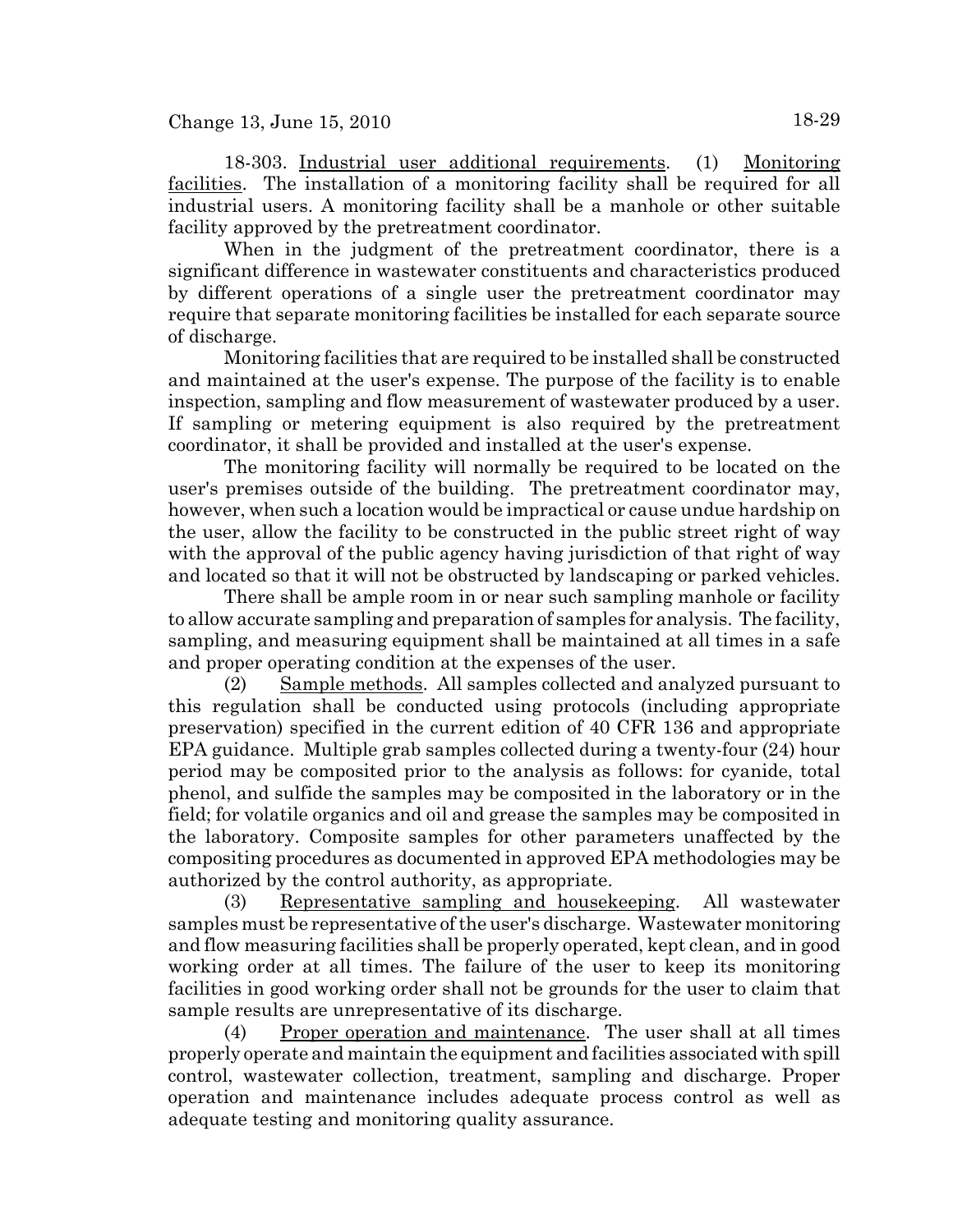18-303. Industrial user additional requirements. (1) Monitoring facilities. The installation of a monitoring facility shall be required for all industrial users. A monitoring facility shall be a manhole or other suitable facility approved by the pretreatment coordinator.

When in the judgment of the pretreatment coordinator, there is a significant difference in wastewater constituents and characteristics produced by different operations of a single user the pretreatment coordinator may require that separate monitoring facilities be installed for each separate source of discharge.

Monitoring facilities that are required to be installed shall be constructed and maintained at the user's expense. The purpose of the facility is to enable inspection, sampling and flow measurement of wastewater produced by a user. If sampling or metering equipment is also required by the pretreatment coordinator, it shall be provided and installed at the user's expense.

The monitoring facility will normally be required to be located on the user's premises outside of the building. The pretreatment coordinator may, however, when such a location would be impractical or cause undue hardship on the user, allow the facility to be constructed in the public street right of way with the approval of the public agency having jurisdiction of that right of way and located so that it will not be obstructed by landscaping or parked vehicles.

There shall be ample room in or near such sampling manhole or facility to allow accurate sampling and preparation of samples for analysis. The facility, sampling, and measuring equipment shall be maintained at all times in a safe and proper operating condition at the expenses of the user.

(2) Sample methods. All samples collected and analyzed pursuant to this regulation shall be conducted using protocols (including appropriate preservation) specified in the current edition of 40 CFR 136 and appropriate EPA guidance. Multiple grab samples collected during a twenty-four (24) hour period may be composited prior to the analysis as follows: for cyanide, total phenol, and sulfide the samples may be composited in the laboratory or in the field; for volatile organics and oil and grease the samples may be composited in the laboratory. Composite samples for other parameters unaffected by the compositing procedures as documented in approved EPA methodologies may be authorized by the control authority, as appropriate.

(3) Representative sampling and housekeeping. All wastewater samples must be representative of the user's discharge. Wastewater monitoring and flow measuring facilities shall be properly operated, kept clean, and in good working order at all times. The failure of the user to keep its monitoring facilities in good working order shall not be grounds for the user to claim that sample results are unrepresentative of its discharge.

(4) Proper operation and maintenance. The user shall at all times properly operate and maintain the equipment and facilities associated with spill control, wastewater collection, treatment, sampling and discharge. Proper operation and maintenance includes adequate process control as well as adequate testing and monitoring quality assurance.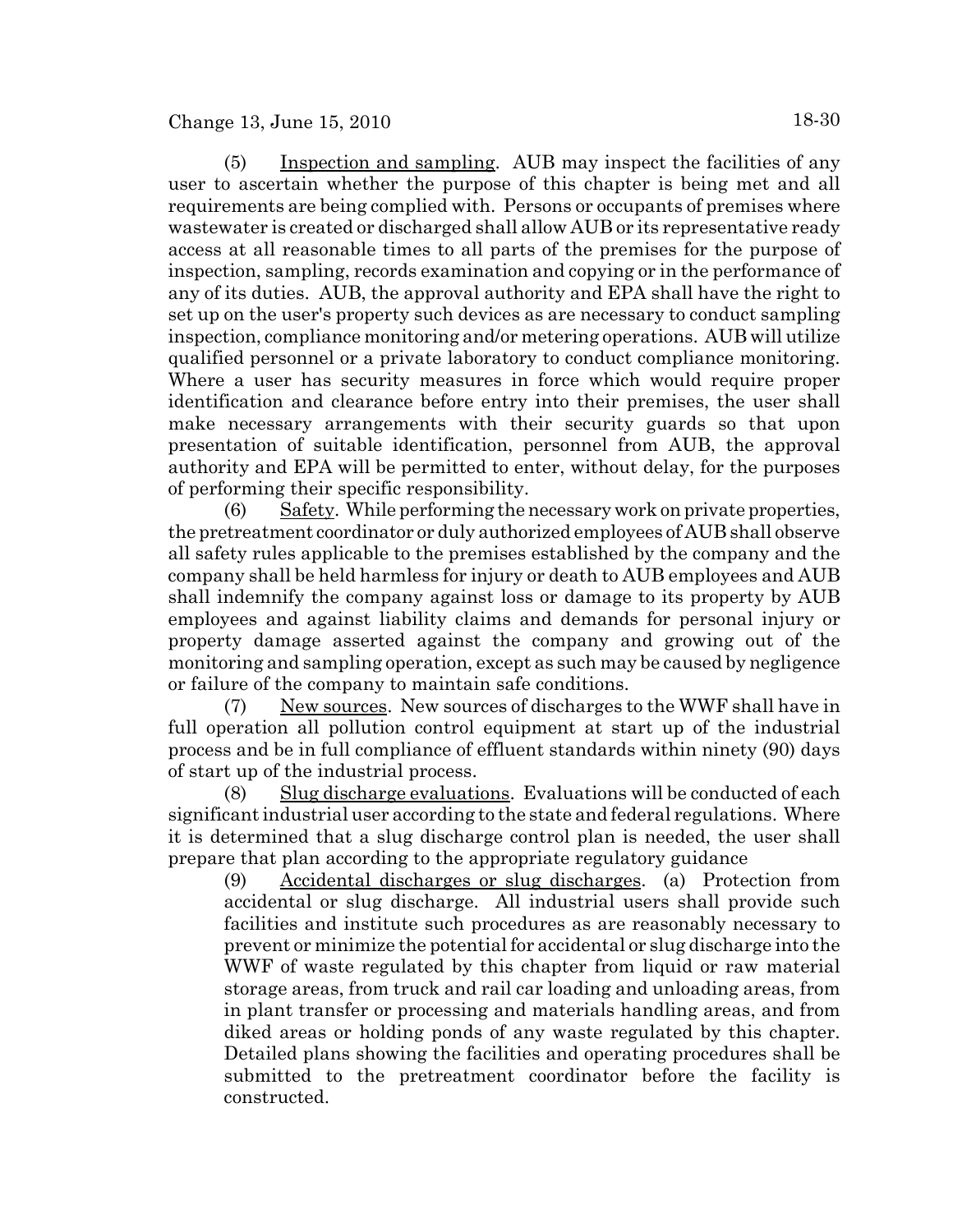(5) Inspection and sampling. AUB may inspect the facilities of any user to ascertain whether the purpose of this chapter is being met and all requirements are being complied with. Persons or occupants of premises where wastewater is created or discharged shall allow AUB or its representative ready access at all reasonable times to all parts of the premises for the purpose of inspection, sampling, records examination and copying or in the performance of any of its duties. AUB, the approval authority and EPA shall have the right to set up on the user's property such devices as are necessary to conduct sampling inspection, compliance monitoring and/or metering operations. AUB will utilize qualified personnel or a private laboratory to conduct compliance monitoring. Where a user has security measures in force which would require proper identification and clearance before entry into their premises, the user shall make necessary arrangements with their security guards so that upon presentation of suitable identification, personnel from AUB, the approval authority and EPA will be permitted to enter, without delay, for the purposes of performing their specific responsibility.

(6) Safety. While performing the necessary work on private properties, the pretreatment coordinator or duly authorized employees of AUB shall observe all safety rules applicable to the premises established by the company and the company shall be held harmless for injury or death to AUB employees and AUB shall indemnify the company against loss or damage to its property by AUB employees and against liability claims and demands for personal injury or property damage asserted against the company and growing out of the monitoring and sampling operation, except as such may be caused by negligence or failure of the company to maintain safe conditions.

(7) New sources. New sources of discharges to the WWF shall have in full operation all pollution control equipment at start up of the industrial process and be in full compliance of effluent standards within ninety (90) days of start up of the industrial process.

(8) Slug discharge evaluations. Evaluations will be conducted of each significant industrial user according to the state and federal regulations. Where it is determined that a slug discharge control plan is needed, the user shall prepare that plan according to the appropriate regulatory guidance

(9) Accidental discharges or slug discharges. (a) Protection from accidental or slug discharge. All industrial users shall provide such facilities and institute such procedures as are reasonably necessary to prevent or minimize the potential for accidental or slug discharge into the WWF of waste regulated by this chapter from liquid or raw material storage areas, from truck and rail car loading and unloading areas, from in plant transfer or processing and materials handling areas, and from diked areas or holding ponds of any waste regulated by this chapter. Detailed plans showing the facilities and operating procedures shall be submitted to the pretreatment coordinator before the facility is constructed.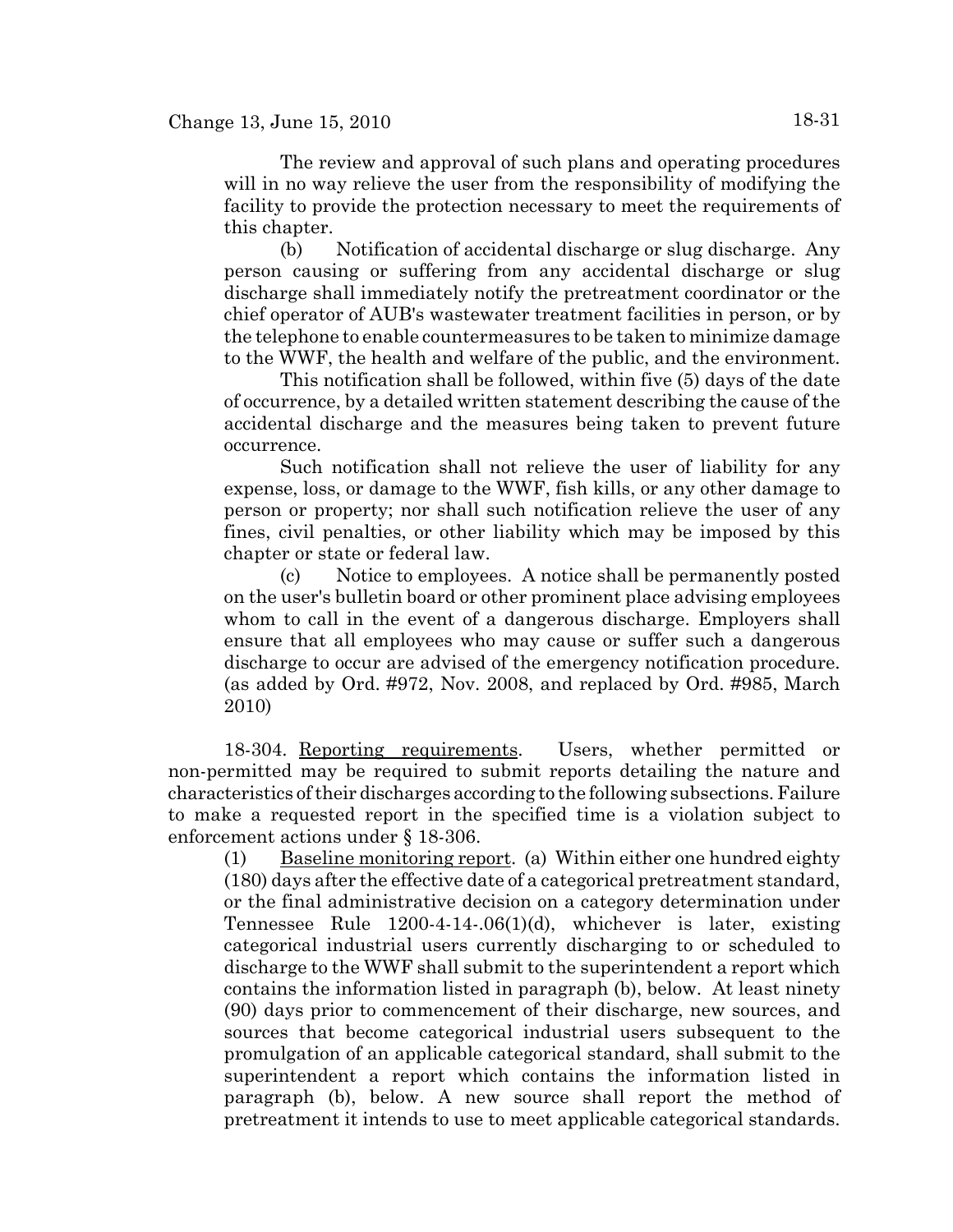The review and approval of such plans and operating procedures will in no way relieve the user from the responsibility of modifying the facility to provide the protection necessary to meet the requirements of this chapter.

(b) Notification of accidental discharge or slug discharge. Any person causing or suffering from any accidental discharge or slug discharge shall immediately notify the pretreatment coordinator or the chief operator of AUB's wastewater treatment facilities in person, or by the telephone to enable countermeasures to be taken to minimize damage to the WWF, the health and welfare of the public, and the environment.

This notification shall be followed, within five (5) days of the date of occurrence, by a detailed written statement describing the cause of the accidental discharge and the measures being taken to prevent future occurrence.

Such notification shall not relieve the user of liability for any expense, loss, or damage to the WWF, fish kills, or any other damage to person or property; nor shall such notification relieve the user of any fines, civil penalties, or other liability which may be imposed by this chapter or state or federal law.

(c) Notice to employees. A notice shall be permanently posted on the user's bulletin board or other prominent place advising employees whom to call in the event of a dangerous discharge. Employers shall ensure that all employees who may cause or suffer such a dangerous discharge to occur are advised of the emergency notification procedure. (as added by Ord. #972, Nov. 2008, and replaced by Ord. #985, March 2010)

18-304. Reporting requirements. Users, whether permitted or non-permitted may be required to submit reports detailing the nature and characteristics of their discharges according to the following subsections. Failure to make a requested report in the specified time is a violation subject to enforcement actions under § 18-306.

(1) Baseline monitoring report. (a) Within either one hundred eighty (180) days after the effective date of a categorical pretreatment standard, or the final administrative decision on a category determination under Tennessee Rule 1200-4-14-.06(1)(d), whichever is later, existing categorical industrial users currently discharging to or scheduled to discharge to the WWF shall submit to the superintendent a report which contains the information listed in paragraph (b), below. At least ninety (90) days prior to commencement of their discharge, new sources, and sources that become categorical industrial users subsequent to the promulgation of an applicable categorical standard, shall submit to the superintendent a report which contains the information listed in paragraph (b), below. A new source shall report the method of pretreatment it intends to use to meet applicable categorical standards.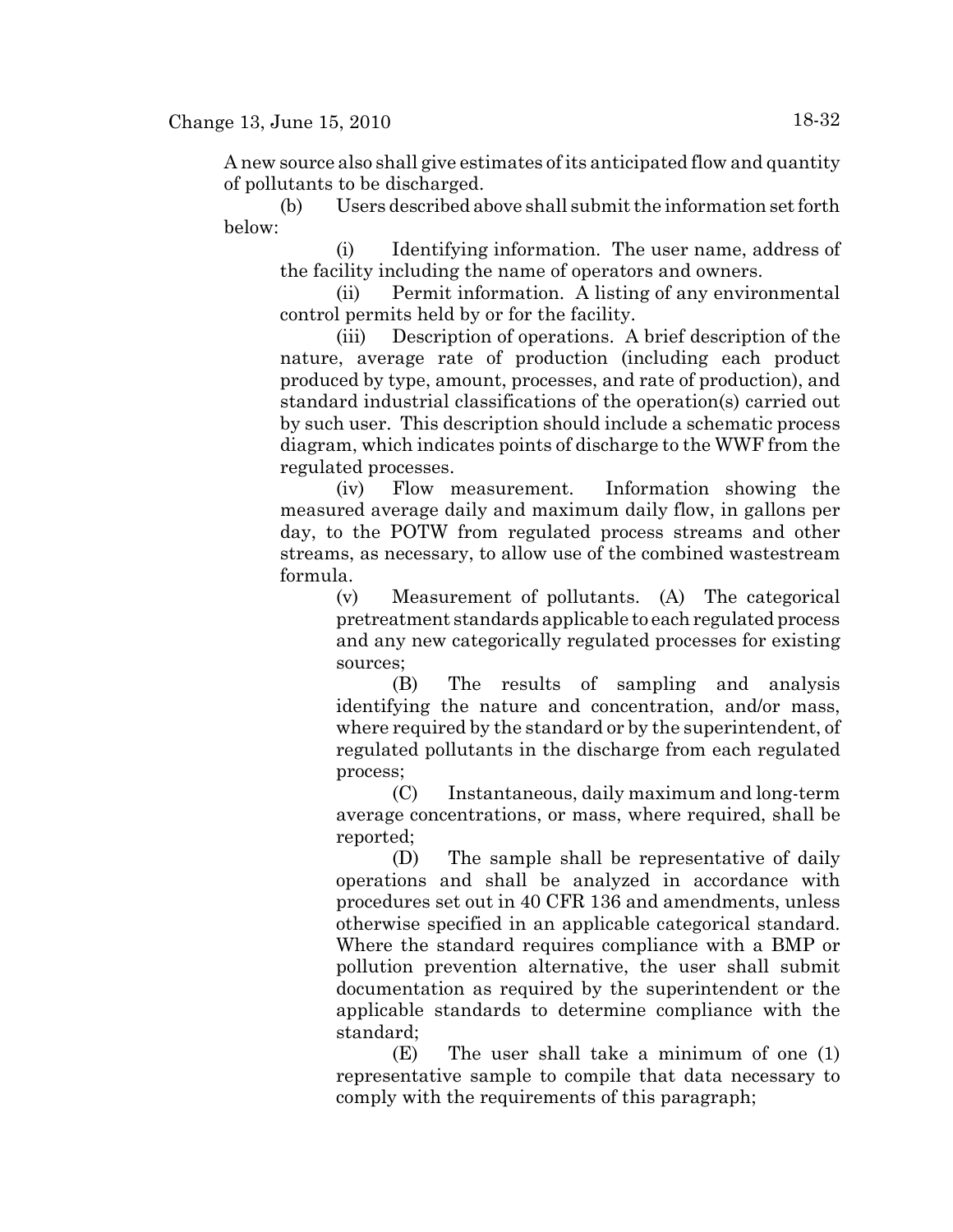A new source also shall give estimates of its anticipated flow and quantity of pollutants to be discharged.

(b) Users described above shall submit the information set forth below:

(i) Identifying information. The user name, address of the facility including the name of operators and owners.

(ii) Permit information. A listing of any environmental control permits held by or for the facility.

(iii) Description of operations. A brief description of the nature, average rate of production (including each product produced by type, amount, processes, and rate of production), and standard industrial classifications of the operation(s) carried out by such user. This description should include a schematic process diagram, which indicates points of discharge to the WWF from the regulated processes.

(iv) Flow measurement. Information showing the measured average daily and maximum daily flow, in gallons per day, to the POTW from regulated process streams and other streams, as necessary, to allow use of the combined wastestream formula.

(v) Measurement of pollutants. (A) The categorical pretreatment standards applicable to each regulated process and any new categorically regulated processes for existing sources;

(B) The results of sampling and analysis identifying the nature and concentration, and/or mass, where required by the standard or by the superintendent, of regulated pollutants in the discharge from each regulated process;

(C) Instantaneous, daily maximum and long-term average concentrations, or mass, where required, shall be reported;

(D) The sample shall be representative of daily operations and shall be analyzed in accordance with procedures set out in 40 CFR 136 and amendments, unless otherwise specified in an applicable categorical standard. Where the standard requires compliance with a BMP or pollution prevention alternative, the user shall submit documentation as required by the superintendent or the applicable standards to determine compliance with the standard;

(E) The user shall take a minimum of one (1) representative sample to compile that data necessary to comply with the requirements of this paragraph;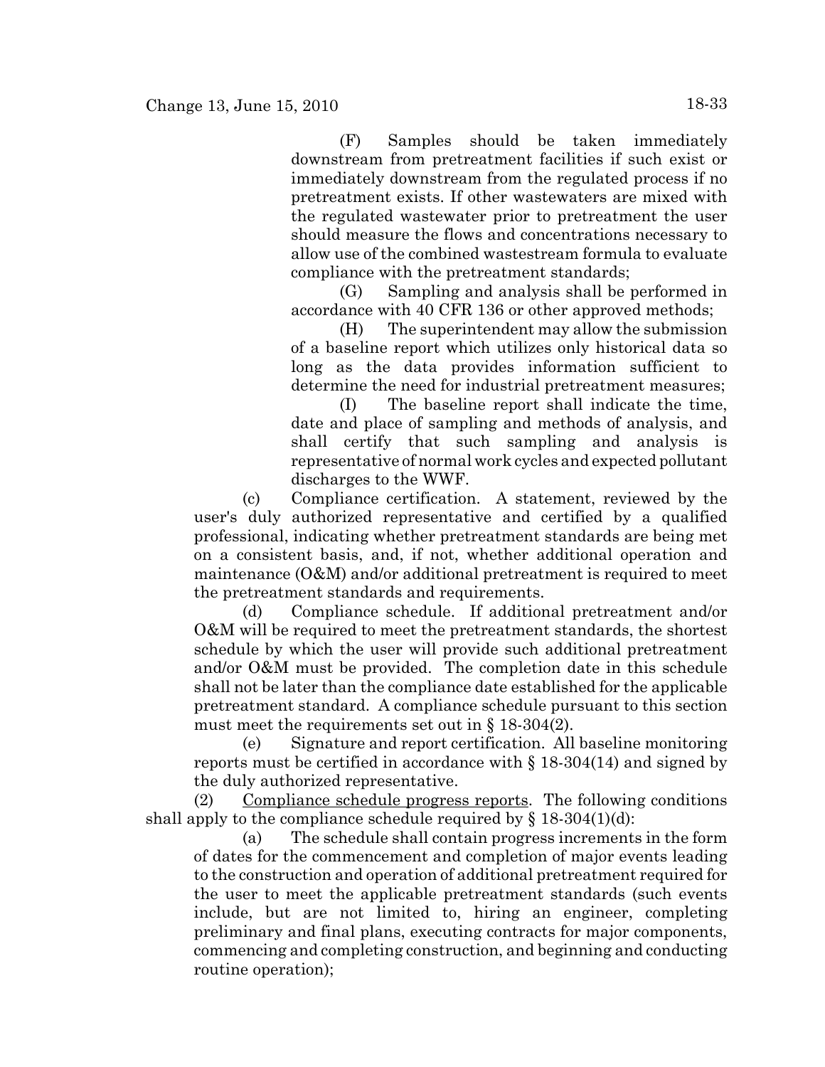(F) Samples should be taken immediately downstream from pretreatment facilities if such exist or immediately downstream from the regulated process if no pretreatment exists. If other wastewaters are mixed with the regulated wastewater prior to pretreatment the user should measure the flows and concentrations necessary to allow use of the combined wastestream formula to evaluate compliance with the pretreatment standards;

(G) Sampling and analysis shall be performed in accordance with 40 CFR 136 or other approved methods;

(H) The superintendent may allow the submission of a baseline report which utilizes only historical data so long as the data provides information sufficient to determine the need for industrial pretreatment measures;

(I) The baseline report shall indicate the time, date and place of sampling and methods of analysis, and shall certify that such sampling and analysis is representative of normal work cycles and expected pollutant discharges to the WWF.

(c) Compliance certification. A statement, reviewed by the user's duly authorized representative and certified by a qualified professional, indicating whether pretreatment standards are being met on a consistent basis, and, if not, whether additional operation and maintenance (O&M) and/or additional pretreatment is required to meet the pretreatment standards and requirements.

(d) Compliance schedule. If additional pretreatment and/or O&M will be required to meet the pretreatment standards, the shortest schedule by which the user will provide such additional pretreatment and/or O&M must be provided. The completion date in this schedule shall not be later than the compliance date established for the applicable pretreatment standard. A compliance schedule pursuant to this section must meet the requirements set out in § 18-304(2).

(e) Signature and report certification. All baseline monitoring reports must be certified in accordance with § 18-304(14) and signed by the duly authorized representative.

(2) Compliance schedule progress reports. The following conditions shall apply to the compliance schedule required by § 18-304(1)(d):

(a) The schedule shall contain progress increments in the form of dates for the commencement and completion of major events leading to the construction and operation of additional pretreatment required for the user to meet the applicable pretreatment standards (such events include, but are not limited to, hiring an engineer, completing preliminary and final plans, executing contracts for major components, commencing and completing construction, and beginning and conducting routine operation);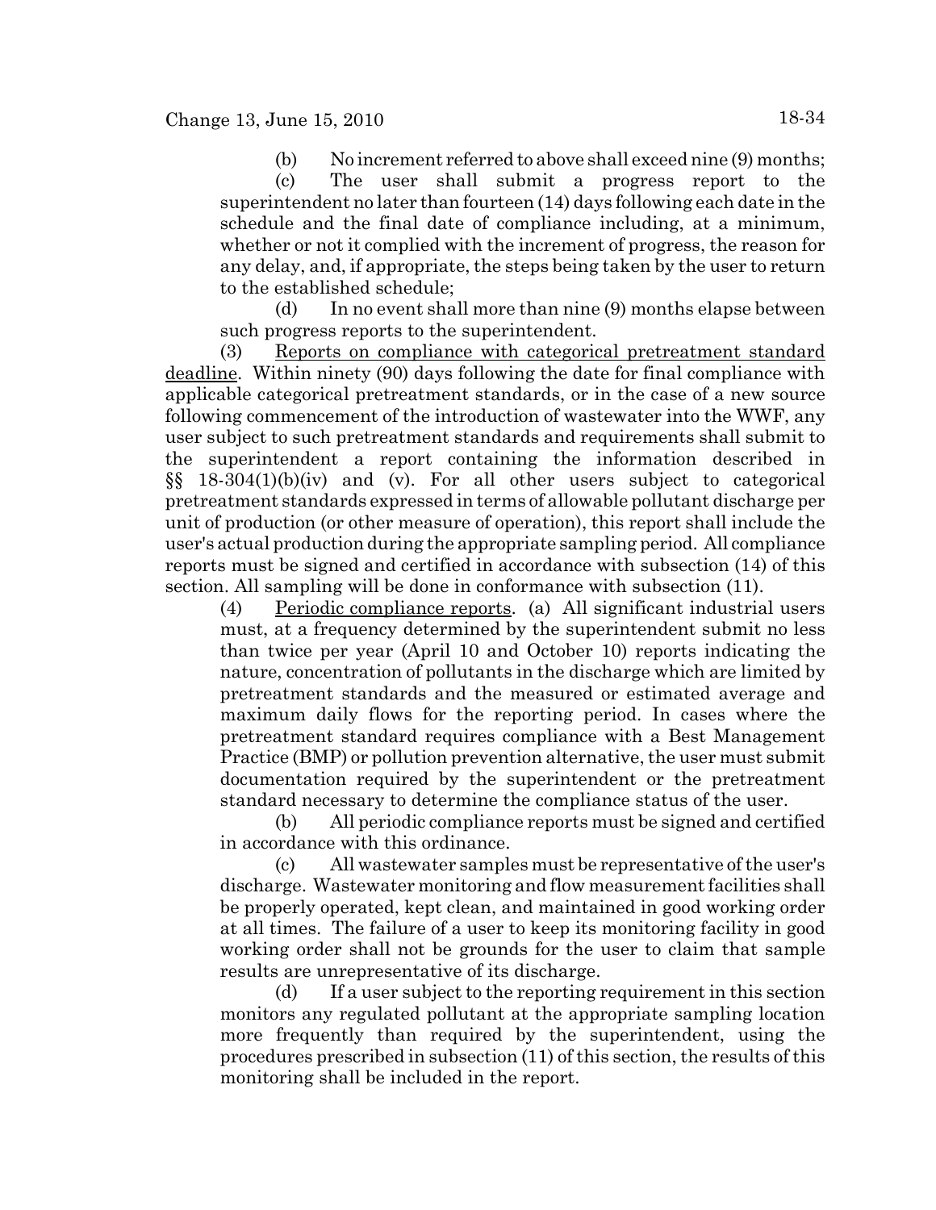(b) No increment referred to above shall exceed nine (9) months;

(c) The user shall submit a progress report to the superintendent no later than fourteen (14) days following each date in the schedule and the final date of compliance including, at a minimum, whether or not it complied with the increment of progress, the reason for any delay, and, if appropriate, the steps being taken by the user to return to the established schedule;

(d) In no event shall more than nine (9) months elapse between such progress reports to the superintendent.

(3) Reports on compliance with categorical pretreatment standard deadline. Within ninety (90) days following the date for final compliance with applicable categorical pretreatment standards, or in the case of a new source following commencement of the introduction of wastewater into the WWF, any user subject to such pretreatment standards and requirements shall submit to the superintendent a report containing the information described in §§ 18-304(1)(b)(iv) and (v). For all other users subject to categorical pretreatment standards expressed in terms of allowable pollutant discharge per unit of production (or other measure of operation), this report shall include the user's actual production during the appropriate sampling period. All compliance reports must be signed and certified in accordance with subsection (14) of this section. All sampling will be done in conformance with subsection (11).

(4) Periodic compliance reports. (a) All significant industrial users must, at a frequency determined by the superintendent submit no less than twice per year (April 10 and October 10) reports indicating the nature, concentration of pollutants in the discharge which are limited by pretreatment standards and the measured or estimated average and maximum daily flows for the reporting period. In cases where the pretreatment standard requires compliance with a Best Management Practice (BMP) or pollution prevention alternative, the user must submit documentation required by the superintendent or the pretreatment standard necessary to determine the compliance status of the user.

(b) All periodic compliance reports must be signed and certified in accordance with this ordinance.

(c) All wastewater samples must be representative of the user's discharge. Wastewater monitoring and flow measurement facilities shall be properly operated, kept clean, and maintained in good working order at all times. The failure of a user to keep its monitoring facility in good working order shall not be grounds for the user to claim that sample results are unrepresentative of its discharge.

(d) If a user subject to the reporting requirement in this section monitors any regulated pollutant at the appropriate sampling location more frequently than required by the superintendent, using the procedures prescribed in subsection (11) of this section, the results of this monitoring shall be included in the report.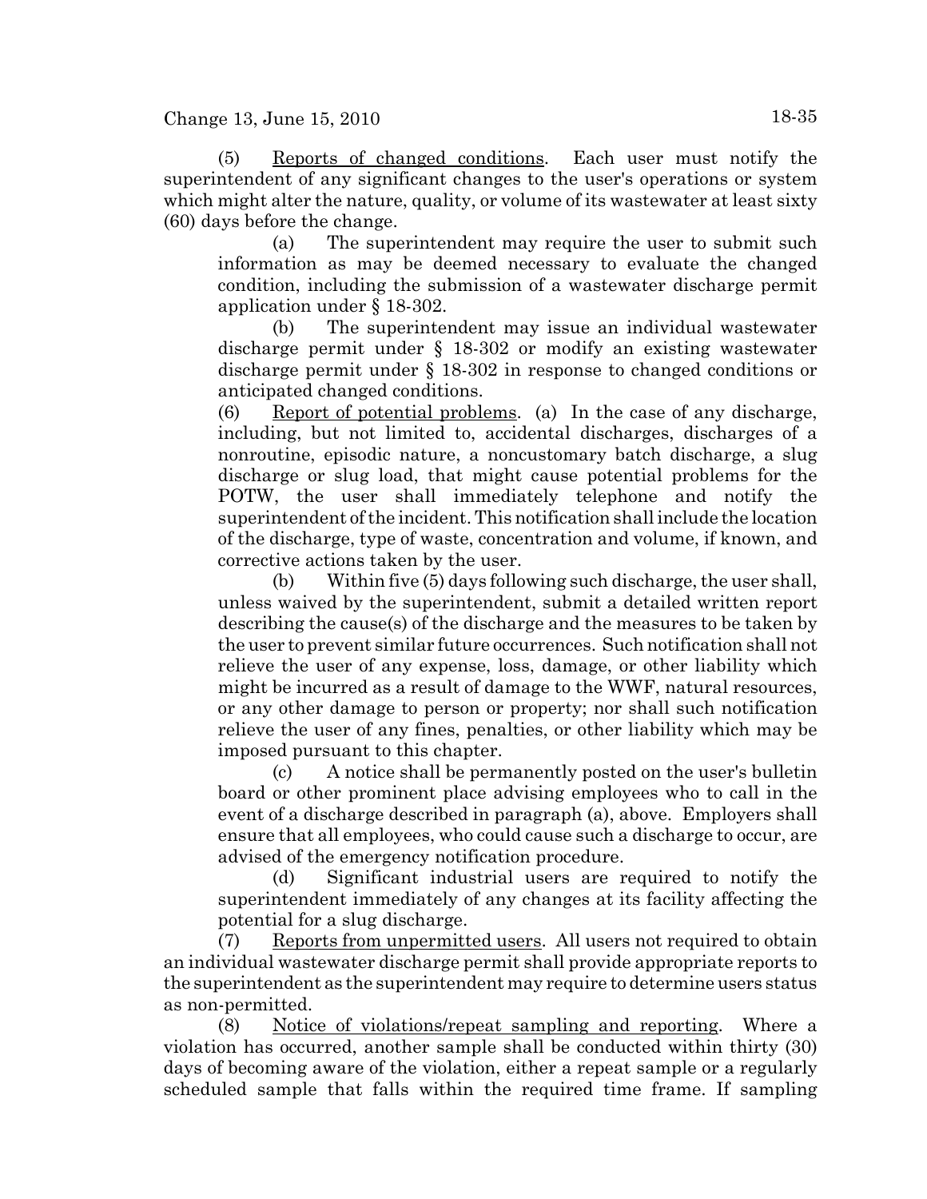(5) Reports of changed conditions. Each user must notify the superintendent of any significant changes to the user's operations or system which might alter the nature, quality, or volume of its wastewater at least sixty (60) days before the change.

(a) The superintendent may require the user to submit such information as may be deemed necessary to evaluate the changed condition, including the submission of a wastewater discharge permit application under § 18-302.

(b) The superintendent may issue an individual wastewater discharge permit under § 18-302 or modify an existing wastewater discharge permit under § 18-302 in response to changed conditions or anticipated changed conditions.

(6) Report of potential problems. (a) In the case of any discharge, including, but not limited to, accidental discharges, discharges of a nonroutine, episodic nature, a noncustomary batch discharge, a slug discharge or slug load, that might cause potential problems for the POTW, the user shall immediately telephone and notify the superintendent of the incident. This notification shall include the location of the discharge, type of waste, concentration and volume, if known, and corrective actions taken by the user.

(b) Within five (5) days following such discharge, the user shall, unless waived by the superintendent, submit a detailed written report describing the cause(s) of the discharge and the measures to be taken by the user to prevent similar future occurrences. Such notification shall not relieve the user of any expense, loss, damage, or other liability which might be incurred as a result of damage to the WWF, natural resources, or any other damage to person or property; nor shall such notification relieve the user of any fines, penalties, or other liability which may be imposed pursuant to this chapter.

(c) A notice shall be permanently posted on the user's bulletin board or other prominent place advising employees who to call in the event of a discharge described in paragraph (a), above. Employers shall ensure that all employees, who could cause such a discharge to occur, are advised of the emergency notification procedure.

(d) Significant industrial users are required to notify the superintendent immediately of any changes at its facility affecting the potential for a slug discharge.

(7) Reports from unpermitted users. All users not required to obtain an individual wastewater discharge permit shall provide appropriate reports to the superintendent as the superintendent may require to determine users status as non-permitted.

(8) Notice of violations/repeat sampling and reporting. Where a violation has occurred, another sample shall be conducted within thirty (30) days of becoming aware of the violation, either a repeat sample or a regularly scheduled sample that falls within the required time frame. If sampling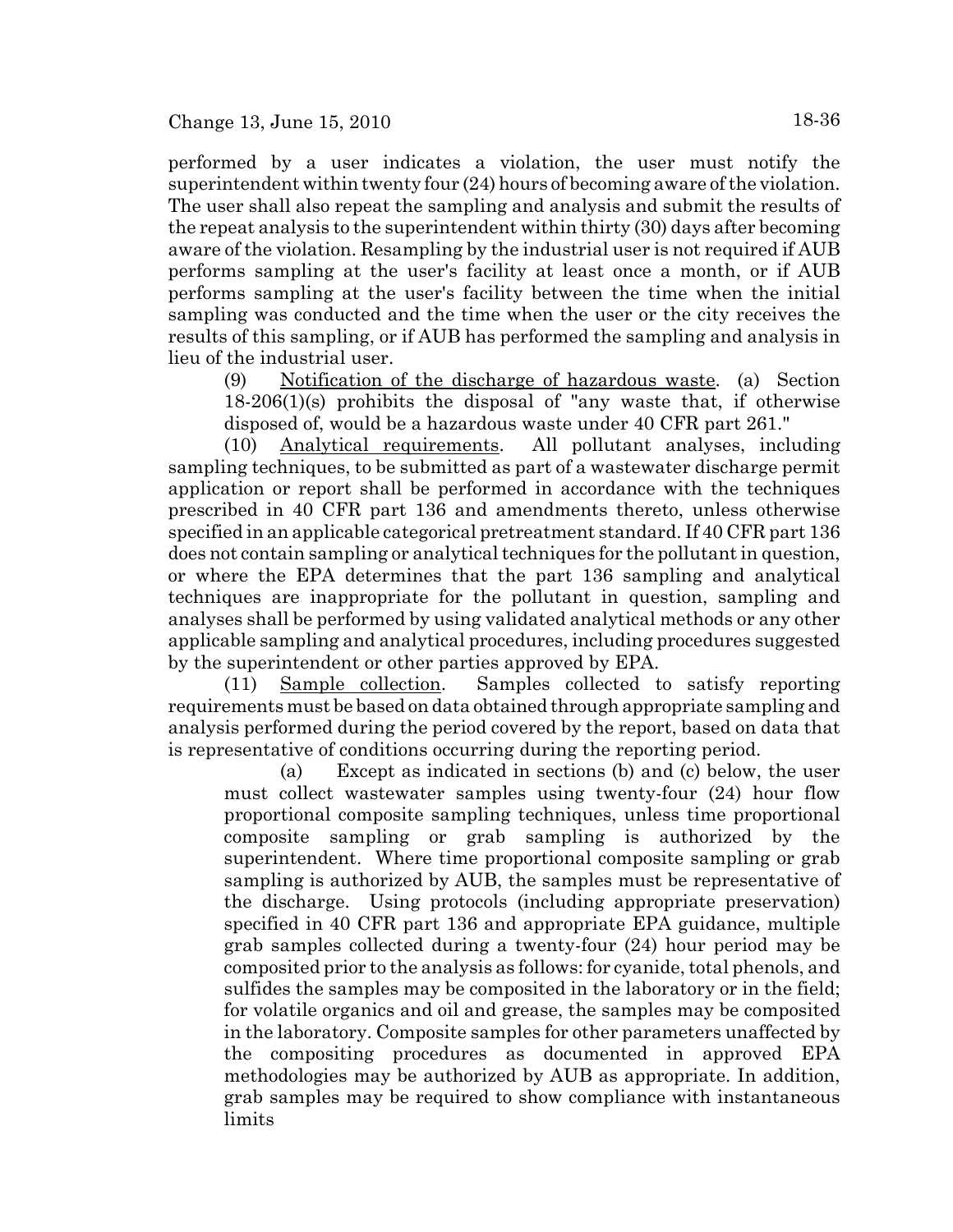performed by a user indicates a violation, the user must notify the superintendent within twenty four (24) hours of becoming aware of the violation. The user shall also repeat the sampling and analysis and submit the results of the repeat analysis to the superintendent within thirty (30) days after becoming aware of the violation. Resampling by the industrial user is not required if AUB performs sampling at the user's facility at least once a month, or if AUB performs sampling at the user's facility between the time when the initial sampling was conducted and the time when the user or the city receives the results of this sampling, or if AUB has performed the sampling and analysis in lieu of the industrial user.

(9) Notification of the discharge of hazardous waste. (a) Section 18-206(1)(s) prohibits the disposal of "any waste that, if otherwise disposed of, would be a hazardous waste under 40 CFR part 261."

(10) Analytical requirements. All pollutant analyses, including sampling techniques, to be submitted as part of a wastewater discharge permit application or report shall be performed in accordance with the techniques prescribed in 40 CFR part 136 and amendments thereto, unless otherwise specified in an applicable categorical pretreatment standard. If 40 CFR part 136 does not contain sampling or analytical techniques for the pollutant in question, or where the EPA determines that the part 136 sampling and analytical techniques are inappropriate for the pollutant in question, sampling and analyses shall be performed by using validated analytical methods or any other applicable sampling and analytical procedures, including procedures suggested by the superintendent or other parties approved by EPA.

(11) Sample collection. Samples collected to satisfy reporting requirements must be based on data obtained through appropriate sampling and analysis performed during the period covered by the report, based on data that is representative of conditions occurring during the reporting period.

(a) Except as indicated in sections (b) and (c) below, the user must collect wastewater samples using twenty-four (24) hour flow proportional composite sampling techniques, unless time proportional composite sampling or grab sampling is authorized by the superintendent. Where time proportional composite sampling or grab sampling is authorized by AUB, the samples must be representative of the discharge. Using protocols (including appropriate preservation) specified in 40 CFR part 136 and appropriate EPA guidance, multiple grab samples collected during a twenty-four (24) hour period may be composited prior to the analysis as follows: for cyanide, total phenols, and sulfides the samples may be composited in the laboratory or in the field; for volatile organics and oil and grease, the samples may be composited in the laboratory. Composite samples for other parameters unaffected by the compositing procedures as documented in approved EPA methodologies may be authorized by AUB as appropriate. In addition, grab samples may be required to show compliance with instantaneous limits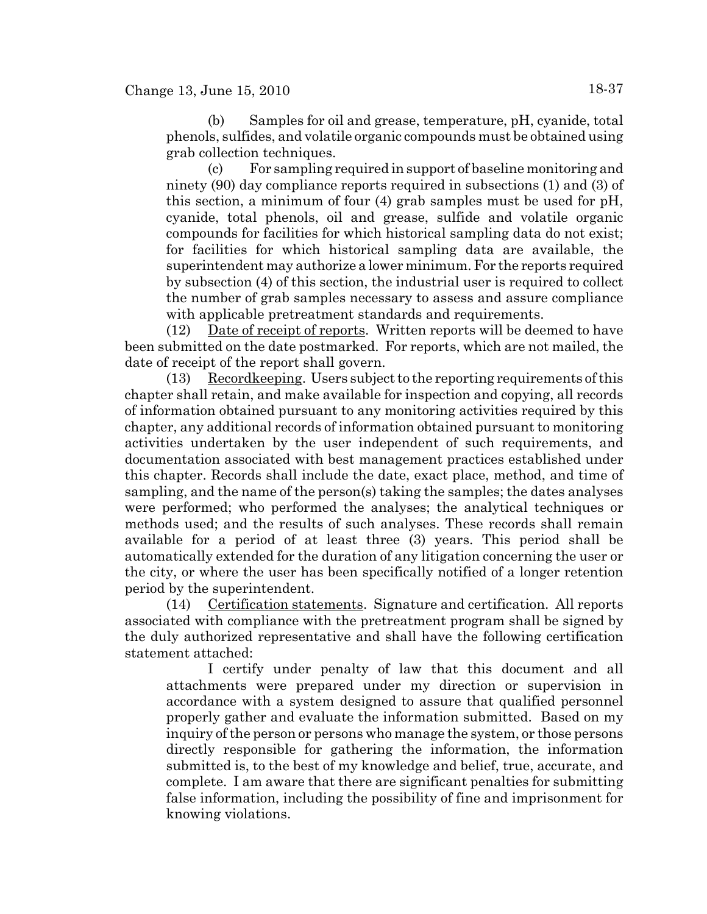(b) Samples for oil and grease, temperature, pH, cyanide, total phenols, sulfides, and volatile organic compounds must be obtained using grab collection techniques.

(c) For sampling required in support of baseline monitoring and ninety (90) day compliance reports required in subsections (1) and (3) of this section, a minimum of four (4) grab samples must be used for pH, cyanide, total phenols, oil and grease, sulfide and volatile organic compounds for facilities for which historical sampling data do not exist; for facilities for which historical sampling data are available, the superintendent may authorize a lower minimum. For the reports required by subsection (4) of this section, the industrial user is required to collect the number of grab samples necessary to assess and assure compliance with applicable pretreatment standards and requirements.

(12) Date of receipt of reports. Written reports will be deemed to have been submitted on the date postmarked. For reports, which are not mailed, the date of receipt of the report shall govern.

(13) Recordkeeping. Users subject to the reporting requirements of this chapter shall retain, and make available for inspection and copying, all records of information obtained pursuant to any monitoring activities required by this chapter, any additional records of information obtained pursuant to monitoring activities undertaken by the user independent of such requirements, and documentation associated with best management practices established under this chapter. Records shall include the date, exact place, method, and time of sampling, and the name of the person(s) taking the samples; the dates analyses were performed; who performed the analyses; the analytical techniques or methods used; and the results of such analyses. These records shall remain available for a period of at least three (3) years. This period shall be automatically extended for the duration of any litigation concerning the user or the city, or where the user has been specifically notified of a longer retention period by the superintendent.

(14) Certification statements. Signature and certification. All reports associated with compliance with the pretreatment program shall be signed by the duly authorized representative and shall have the following certification statement attached:

> I certify under penalty of law that this document and all attachments were prepared under my direction or supervision in accordance with a system designed to assure that qualified personnel properly gather and evaluate the information submitted. Based on my inquiry of the person or persons who manage the system, or those persons directly responsible for gathering the information, the information submitted is, to the best of my knowledge and belief, true, accurate, and complete. I am aware that there are significant penalties for submitting false information, including the possibility of fine and imprisonment for knowing violations.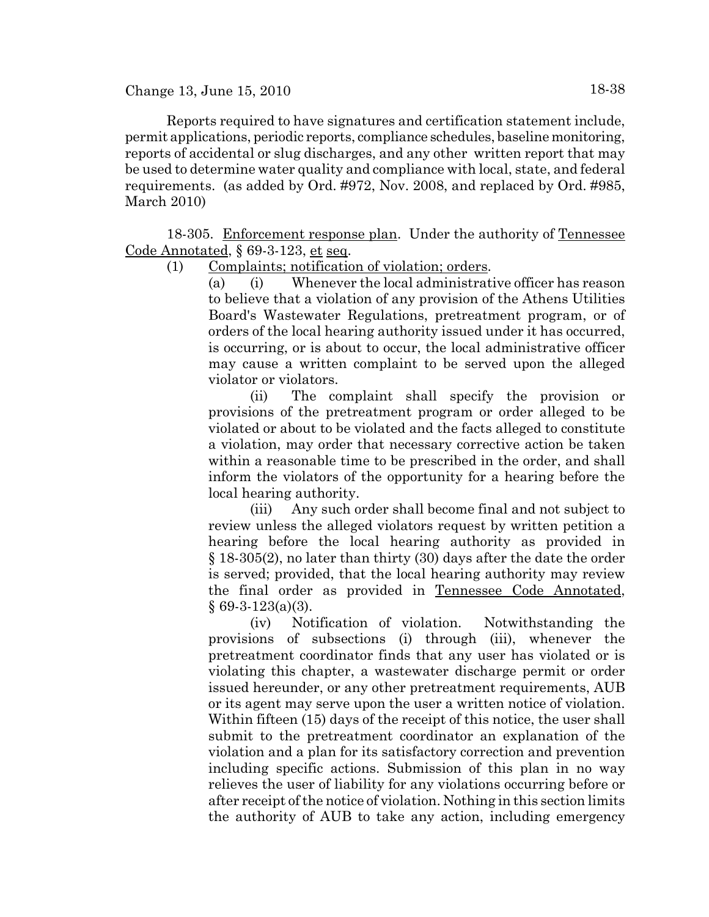Reports required to have signatures and certification statement include, permit applications, periodic reports, compliance schedules, baseline monitoring, reports of accidental or slug discharges, and any other written report that may be used to determine water quality and compliance with local, state, and federal requirements. (as added by Ord. #972, Nov. 2008, and replaced by Ord. #985, March 2010)

18-305. Enforcement response plan. Under the authority of Tennessee Code Annotated, § 69-3-123, et seq.

(1) Complaints; notification of violation; orders.

(a) (i) Whenever the local administrative officer has reason to believe that a violation of any provision of the Athens Utilities Board's Wastewater Regulations, pretreatment program, or of orders of the local hearing authority issued under it has occurred, is occurring, or is about to occur, the local administrative officer may cause a written complaint to be served upon the alleged violator or violators.

(ii) The complaint shall specify the provision or provisions of the pretreatment program or order alleged to be violated or about to be violated and the facts alleged to constitute a violation, may order that necessary corrective action be taken within a reasonable time to be prescribed in the order, and shall inform the violators of the opportunity for a hearing before the local hearing authority.

(iii) Any such order shall become final and not subject to review unless the alleged violators request by written petition a hearing before the local hearing authority as provided in § 18-305(2), no later than thirty (30) days after the date the order is served; provided, that the local hearing authority may review the final order as provided in Tennessee Code Annotated, § 69-3-123(a)(3).

(iv) Notification of violation. Notwithstanding the provisions of subsections (i) through (iii), whenever the pretreatment coordinator finds that any user has violated or is violating this chapter, a wastewater discharge permit or order issued hereunder, or any other pretreatment requirements, AUB or its agent may serve upon the user a written notice of violation. Within fifteen (15) days of the receipt of this notice, the user shall submit to the pretreatment coordinator an explanation of the violation and a plan for its satisfactory correction and prevention including specific actions. Submission of this plan in no way relieves the user of liability for any violations occurring before or after receipt of the notice of violation. Nothing in this section limits the authority of AUB to take any action, including emergency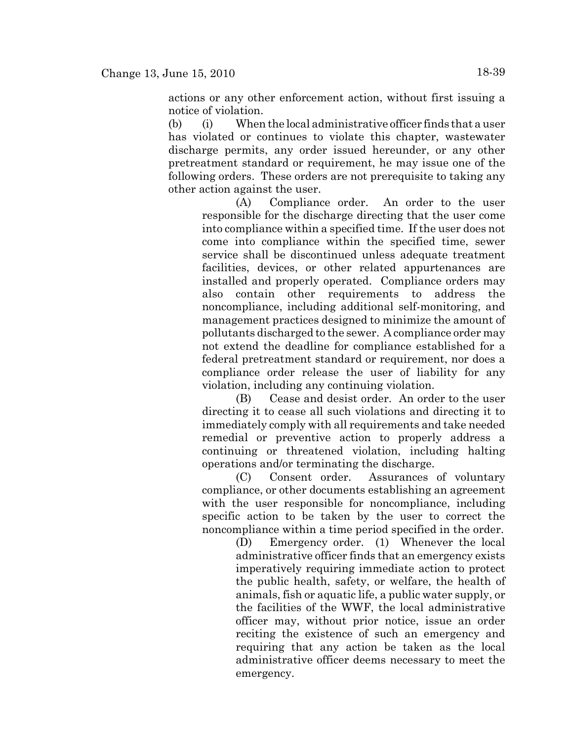actions or any other enforcement action, without first issuing a notice of violation.

(b) (i) When the local administrative officer finds that a user has violated or continues to violate this chapter, wastewater discharge permits, any order issued hereunder, or any other pretreatment standard or requirement, he may issue one of the following orders. These orders are not prerequisite to taking any other action against the user.

(A) Compliance order. An order to the user responsible for the discharge directing that the user come into compliance within a specified time. If the user does not come into compliance within the specified time, sewer service shall be discontinued unless adequate treatment facilities, devices, or other related appurtenances are installed and properly operated. Compliance orders may also contain other requirements to address the noncompliance, including additional self-monitoring, and management practices designed to minimize the amount of pollutants discharged to the sewer. A compliance order may not extend the deadline for compliance established for a federal pretreatment standard or requirement, nor does a compliance order release the user of liability for any violation, including any continuing violation.

(B) Cease and desist order. An order to the user directing it to cease all such violations and directing it to immediately comply with all requirements and take needed remedial or preventive action to properly address a continuing or threatened violation, including halting operations and/or terminating the discharge.

(C) Consent order. Assurances of voluntary compliance, or other documents establishing an agreement with the user responsible for noncompliance, including specific action to be taken by the user to correct the noncompliance within a time period specified in the order.

(D) Emergency order. (1) Whenever the local administrative officer finds that an emergency exists imperatively requiring immediate action to protect the public health, safety, or welfare, the health of animals, fish or aquatic life, a public water supply, or the facilities of the WWF, the local administrative officer may, without prior notice, issue an order reciting the existence of such an emergency and requiring that any action be taken as the local administrative officer deems necessary to meet the emergency.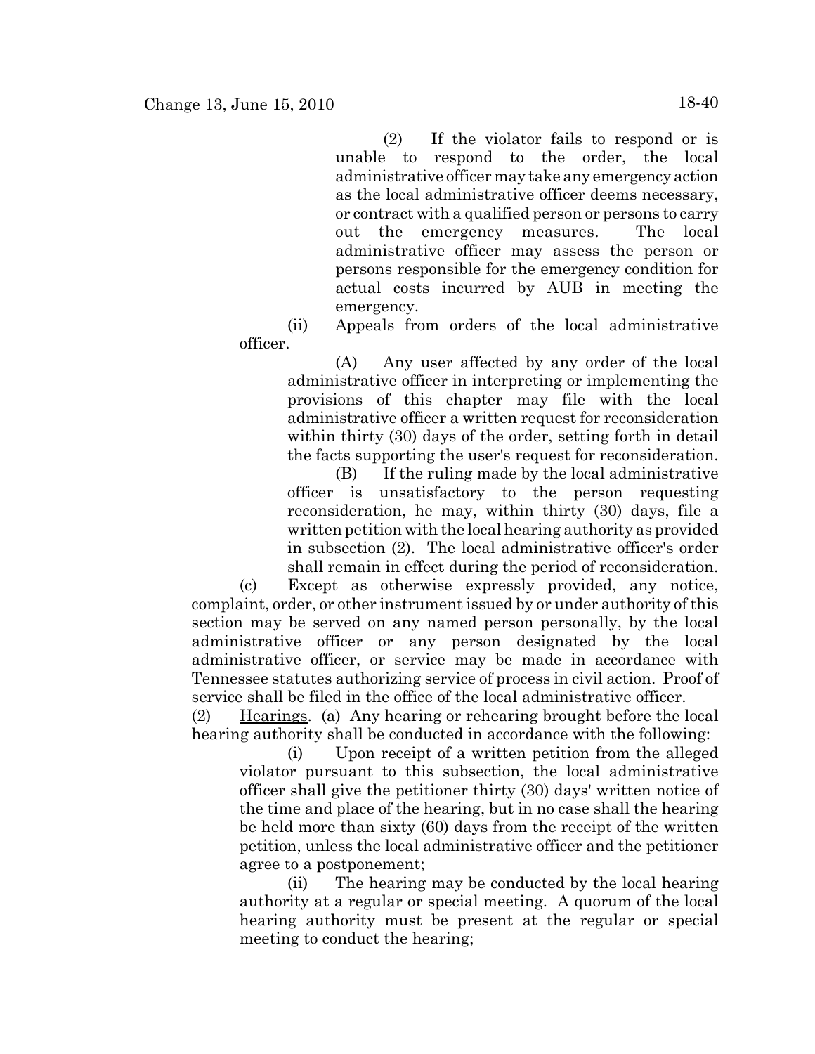(2) If the violator fails to respond or is unable to respond to the order, the local administrative officer may take any emergency action as the local administrative officer deems necessary, or contract with a qualified person or persons to carry out the emergency measures. The local administrative officer may assess the person or persons responsible for the emergency condition for actual costs incurred by AUB in meeting the emergency.

(ii) Appeals from orders of the local administrative officer.

(A) Any user affected by any order of the local administrative officer in interpreting or implementing the provisions of this chapter may file with the local administrative officer a written request for reconsideration within thirty (30) days of the order, setting forth in detail the facts supporting the user's request for reconsideration.

(B) If the ruling made by the local administrative officer is unsatisfactory to the person requesting reconsideration, he may, within thirty (30) days, file a written petition with the local hearing authority as provided in subsection (2). The local administrative officer's order shall remain in effect during the period of reconsideration.

(c) Except as otherwise expressly provided, any notice, complaint, order, or other instrument issued by or under authority of this section may be served on any named person personally, by the local administrative officer or any person designated by the local administrative officer, or service may be made in accordance with Tennessee statutes authorizing service of process in civil action. Proof of service shall be filed in the office of the local administrative officer.

(2) Hearings. (a) Any hearing or rehearing brought before the local hearing authority shall be conducted in accordance with the following:

(i) Upon receipt of a written petition from the alleged violator pursuant to this subsection, the local administrative officer shall give the petitioner thirty (30) days' written notice of the time and place of the hearing, but in no case shall the hearing be held more than sixty (60) days from the receipt of the written petition, unless the local administrative officer and the petitioner agree to a postponement;

(ii) The hearing may be conducted by the local hearing authority at a regular or special meeting. A quorum of the local hearing authority must be present at the regular or special meeting to conduct the hearing;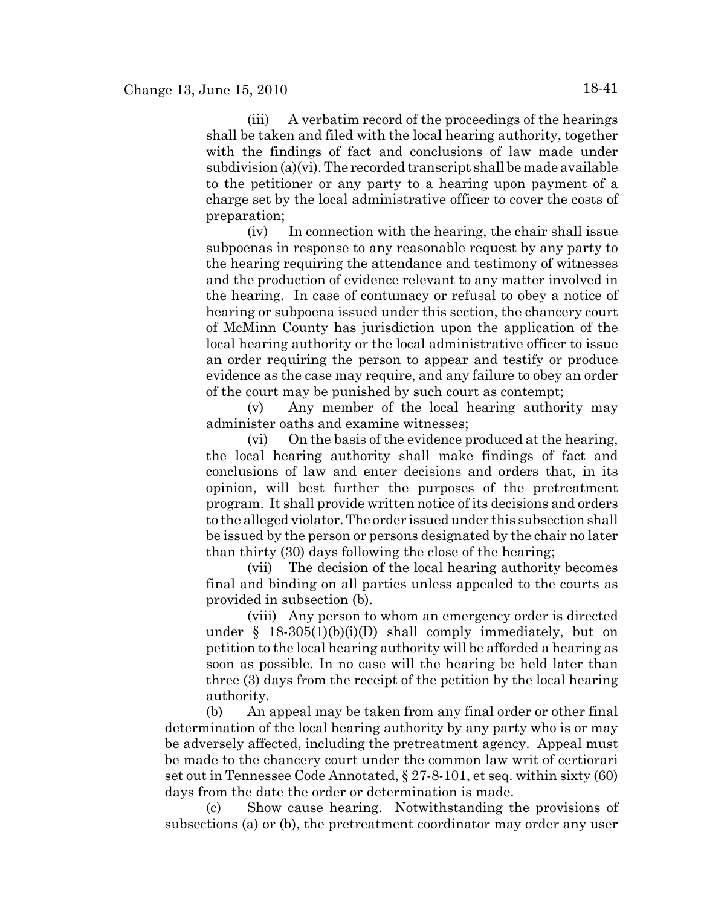(iii) A verbatim record of the proceedings of the hearings shall be taken and filed with the local hearing authority, together with the findings of fact and conclusions of law made under subdivision (a)(vi). The recorded transcript shall be made available to the petitioner or any party to a hearing upon payment of a charge set by the local administrative officer to cover the costs of preparation;

(iv) In connection with the hearing, the chair shall issue subpoenas in response to any reasonable request by any party to the hearing requiring the attendance and testimony of witnesses and the production of evidence relevant to any matter involved in the hearing. In case of contumacy or refusal to obey a notice of hearing or subpoena issued under this section, the chancery court of McMinn County has jurisdiction upon the application of the local hearing authority or the local administrative officer to issue an order requiring the person to appear and testify or produce evidence as the case may require, and any failure to obey an order of the court may be punished by such court as contempt;

(v) Any member of the local hearing authority may administer oaths and examine witnesses;

(vi) On the basis of the evidence produced at the hearing, the local hearing authority shall make findings of fact and conclusions of law and enter decisions and orders that, in its opinion, will best further the purposes of the pretreatment program. It shall provide written notice of its decisions and orders to the alleged violator. The order issued under this subsection shall be issued by the person or persons designated by the chair no later than thirty (30) days following the close of the hearing;

(vii) The decision of the local hearing authority becomes final and binding on all parties unless appealed to the courts as provided in subsection (b).

(viii) Any person to whom an emergency order is directed under § 18-305(1)(b)(i)(D) shall comply immediately, but on petition to the local hearing authority will be afforded a hearing as soon as possible. In no case will the hearing be held later than three (3) days from the receipt of the petition by the local hearing authority.

(b) An appeal may be taken from any final order or other final determination of the local hearing authority by any party who is or may be adversely affected, including the pretreatment agency. Appeal must be made to the chancery court under the common law writ of certiorari set out in Tennessee Code Annotated, § 27-8-101, et seq. within sixty (60) days from the date the order or determination is made.

(c) Show cause hearing. Notwithstanding the provisions of subsections (a) or (b), the pretreatment coordinator may order any user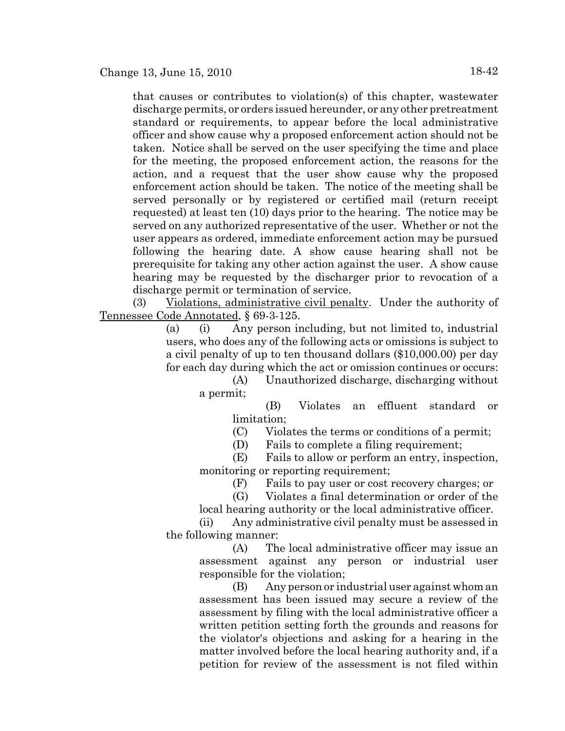that causes or contributes to violation(s) of this chapter, wastewater discharge permits, or orders issued hereunder, or any other pretreatment standard or requirements, to appear before the local administrative officer and show cause why a proposed enforcement action should not be taken. Notice shall be served on the user specifying the time and place for the meeting, the proposed enforcement action, the reasons for the action, and a request that the user show cause why the proposed enforcement action should be taken. The notice of the meeting shall be served personally or by registered or certified mail (return receipt requested) at least ten (10) days prior to the hearing. The notice may be served on any authorized representative of the user. Whether or not the user appears as ordered, immediate enforcement action may be pursued following the hearing date. A show cause hearing shall not be prerequisite for taking any other action against the user. A show cause hearing may be requested by the discharger prior to revocation of a discharge permit or termination of service.

(3) Violations, administrative civil penalty. Under the authority of Tennessee Code Annotated, § 69-3-125.

(a) (i) Any person including, but not limited to, industrial users, who does any of the following acts or omissions is subject to a civil penalty of up to ten thousand dollars ($10,000.00) per day for each day during which the act or omission continues or occurs:

(A) Unauthorized discharge, discharging without a permit;

(B) Violates an effluent standard or limitation;

(C) Violates the terms or conditions of a permit;

(D) Fails to complete a filing requirement;

(E) Fails to allow or perform an entry, inspection, monitoring or reporting requirement;

(F) Fails to pay user or cost recovery charges; or

(G) Violates a final determination or order of the local hearing authority or the local administrative officer.

(ii) Any administrative civil penalty must be assessed in the following manner:

(A) The local administrative officer may issue an assessment against any person or industrial user responsible for the violation;

(B) Any person or industrial user against whom an assessment has been issued may secure a review of the assessment by filing with the local administrative officer a written petition setting forth the grounds and reasons for the violator's objections and asking for a hearing in the matter involved before the local hearing authority and, if a petition for review of the assessment is not filed within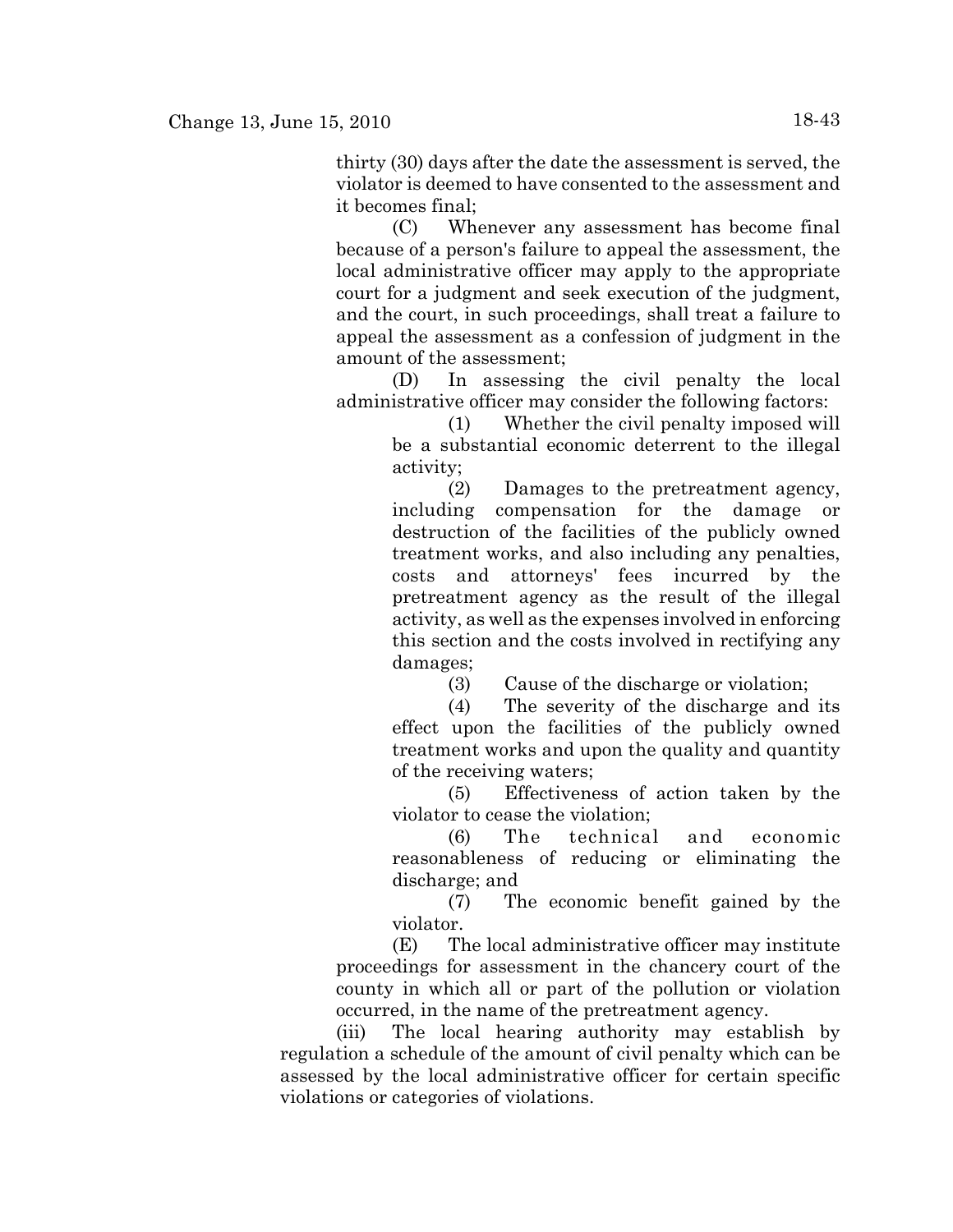thirty (30) days after the date the assessment is served, the violator is deemed to have consented to the assessment and it becomes final;

(C) Whenever any assessment has become final because of a person's failure to appeal the assessment, the local administrative officer may apply to the appropriate court for a judgment and seek execution of the judgment, and the court, in such proceedings, shall treat a failure to appeal the assessment as a confession of judgment in the amount of the assessment;

(D) In assessing the civil penalty the local administrative officer may consider the following factors:

(1) Whether the civil penalty imposed will be a substantial economic deterrent to the illegal activity;

(2) Damages to the pretreatment agency, including compensation for the damage or destruction of the facilities of the publicly owned treatment works, and also including any penalties, costs and attorneys' fees incurred by the pretreatment agency as the result of the illegal activity, as well as the expenses involved in enforcing this section and the costs involved in rectifying any damages;

(3) Cause of the discharge or violation;

(4) The severity of the discharge and its effect upon the facilities of the publicly owned treatment works and upon the quality and quantity of the receiving waters;

(5) Effectiveness of action taken by the violator to cease the violation;

(6) The technical and economic reasonableness of reducing or eliminating the discharge; and

(7) The economic benefit gained by the violator.

(E) The local administrative officer may institute proceedings for assessment in the chancery court of the county in which all or part of the pollution or violation occurred, in the name of the pretreatment agency.

(iii) The local hearing authority may establish by regulation a schedule of the amount of civil penalty which can be assessed by the local administrative officer for certain specific violations or categories of violations.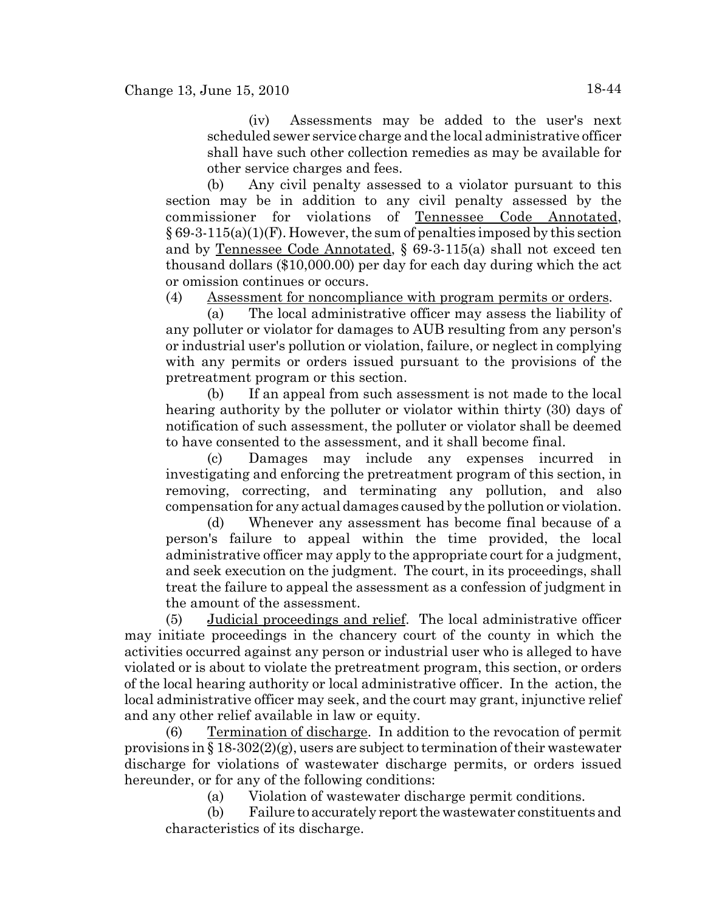(iv) Assessments may be added to the user's next scheduled sewer service charge and the local administrative officer shall have such other collection remedies as may be available for other service charges and fees.

(b) Any civil penalty assessed to a violator pursuant to this section may be in addition to any civil penalty assessed by the commissioner for violations of Tennessee Code Annotated, § 69-3-115(a)(1)(F). However, the sum of penalties imposed by this section and by Tennessee Code Annotated, § 69-3-115(a) shall not exceed ten thousand dollars ($10,000.00) per day for each day during which the act or omission continues or occurs.

(4) Assessment for noncompliance with program permits or orders.

(a) The local administrative officer may assess the liability of any polluter or violator for damages to AUB resulting from any person's or industrial user's pollution or violation, failure, or neglect in complying with any permits or orders issued pursuant to the provisions of the pretreatment program or this section.

(b) If an appeal from such assessment is not made to the local hearing authority by the polluter or violator within thirty (30) days of notification of such assessment, the polluter or violator shall be deemed to have consented to the assessment, and it shall become final.

(c) Damages may include any expenses incurred in investigating and enforcing the pretreatment program of this section, in removing, correcting, and terminating any pollution, and also compensation for any actual damages caused by the pollution or violation.

(d) Whenever any assessment has become final because of a person's failure to appeal within the time provided, the local administrative officer may apply to the appropriate court for a judgment, and seek execution on the judgment. The court, in its proceedings, shall treat the failure to appeal the assessment as a confession of judgment in the amount of the assessment.

(5) Judicial proceedings and relief. The local administrative officer may initiate proceedings in the chancery court of the county in which the activities occurred against any person or industrial user who is alleged to have violated or is about to violate the pretreatment program, this section, or orders of the local hearing authority or local administrative officer. In the action, the local administrative officer may seek, and the court may grant, injunctive relief and any other relief available in law or equity.

(6) Termination of discharge. In addition to the revocation of permit provisions in § 18-302(2)(g), users are subject to termination of their wastewater discharge for violations of wastewater discharge permits, or orders issued hereunder, or for any of the following conditions:

(a) Violation of wastewater discharge permit conditions.

(b) Failure to accurately report the wastewater constituents and characteristics of its discharge.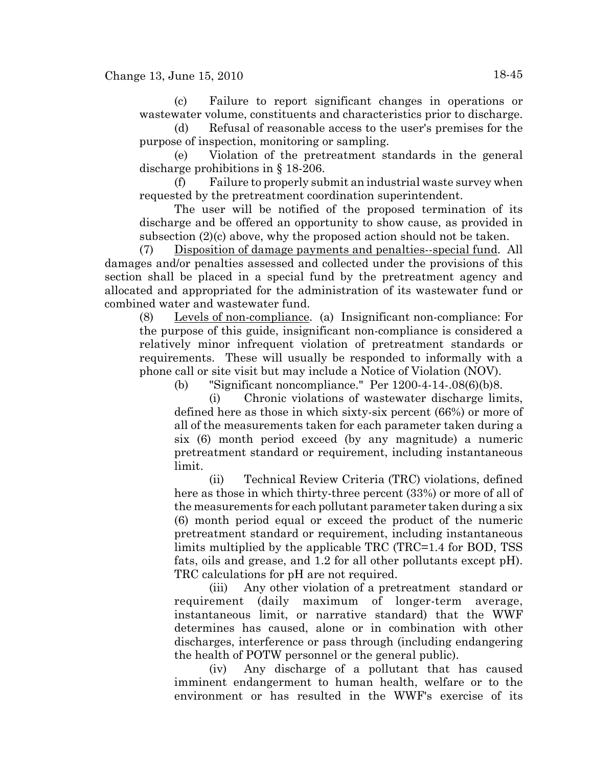(c) Failure to report significant changes in operations or wastewater volume, constituents and characteristics prior to discharge.

(d) Refusal of reasonable access to the user's premises for the purpose of inspection, monitoring or sampling.

(e) Violation of the pretreatment standards in the general discharge prohibitions in § 18-206.

(f) Failure to properly submit an industrial waste survey when requested by the pretreatment coordination superintendent.

The user will be notified of the proposed termination of its discharge and be offered an opportunity to show cause, as provided in subsection (2)(c) above, why the proposed action should not be taken.

(7) Disposition of damage payments and penalties--special fund. All damages and/or penalties assessed and collected under the provisions of this section shall be placed in a special fund by the pretreatment agency and allocated and appropriated for the administration of its wastewater fund or combined water and wastewater fund.

(8) Levels of non-compliance. (a) Insignificant non-compliance: For the purpose of this guide, insignificant non-compliance is considered a relatively minor infrequent violation of pretreatment standards or requirements. These will usually be responded to informally with a phone call or site visit but may include a Notice of Violation (NOV).

(b) "Significant noncompliance." Per 1200-4-14-.08(6)(b)8.

(i) Chronic violations of wastewater discharge limits, defined here as those in which sixty-six percent (66%) or more of all of the measurements taken for each parameter taken during a six (6) month period exceed (by any magnitude) a numeric pretreatment standard or requirement, including instantaneous limit.

(ii) Technical Review Criteria (TRC) violations, defined here as those in which thirty-three percent (33%) or more of all of the measurements for each pollutant parameter taken during a six (6) month period equal or exceed the product of the numeric pretreatment standard or requirement, including instantaneous limits multiplied by the applicable TRC (TRC=1.4 for BOD, TSS fats, oils and grease, and 1.2 for all other pollutants except pH). TRC calculations for pH are not required.

(iii) Any other violation of a pretreatment standard or requirement (daily maximum of longer-term average, instantaneous limit, or narrative standard) that the WWF determines has caused, alone or in combination with other discharges, interference or pass through (including endangering the health of POTW personnel or the general public).

(iv) Any discharge of a pollutant that has caused imminent endangerment to human health, welfare or to the environment or has resulted in the WWF's exercise of its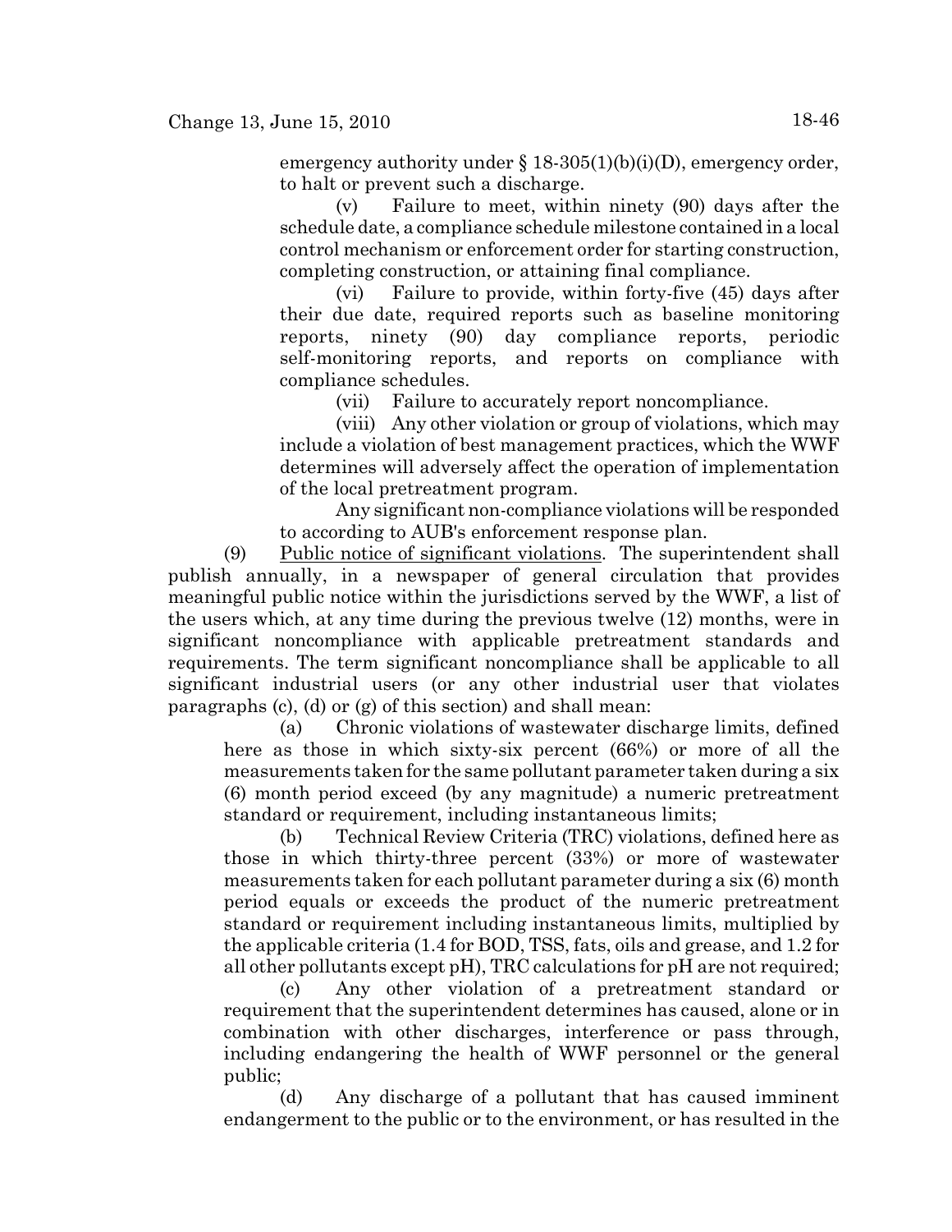emergency authority under § 18-305(1)(b)(i)(D), emergency order, to halt or prevent such a discharge.

(v) Failure to meet, within ninety (90) days after the schedule date, a compliance schedule milestone contained in a local control mechanism or enforcement order for starting construction, completing construction, or attaining final compliance.

(vi) Failure to provide, within forty-five (45) days after their due date, required reports such as baseline monitoring reports, ninety (90) day compliance reports, periodic self-monitoring reports, and reports on compliance with compliance schedules.

(vii) Failure to accurately report noncompliance.

(viii) Any other violation or group of violations, which may include a violation of best management practices, which the WWF determines will adversely affect the operation of implementation of the local pretreatment program.

Any significant non-compliance violations will be responded to according to AUB's enforcement response plan.

(9) Public notice of significant violations. The superintendent shall publish annually, in a newspaper of general circulation that provides meaningful public notice within the jurisdictions served by the WWF, a list of the users which, at any time during the previous twelve (12) months, were in significant noncompliance with applicable pretreatment standards and requirements. The term significant noncompliance shall be applicable to all significant industrial users (or any other industrial user that violates paragraphs (c), (d) or (g) of this section) and shall mean:

(a) Chronic violations of wastewater discharge limits, defined here as those in which sixty-six percent (66%) or more of all the measurements taken for the same pollutant parameter taken during a six (6) month period exceed (by any magnitude) a numeric pretreatment standard or requirement, including instantaneous limits;

(b) Technical Review Criteria (TRC) violations, defined here as those in which thirty-three percent (33%) or more of wastewater measurements taken for each pollutant parameter during a six (6) month period equals or exceeds the product of the numeric pretreatment standard or requirement including instantaneous limits, multiplied by the applicable criteria (1.4 for BOD, TSS, fats, oils and grease, and 1.2 for all other pollutants except pH), TRC calculations for pH are not required;

(c) Any other violation of a pretreatment standard or requirement that the superintendent determines has caused, alone or in combination with other discharges, interference or pass through, including endangering the health of WWF personnel or the general public;

(d) Any discharge of a pollutant that has caused imminent endangerment to the public or to the environment, or has resulted in the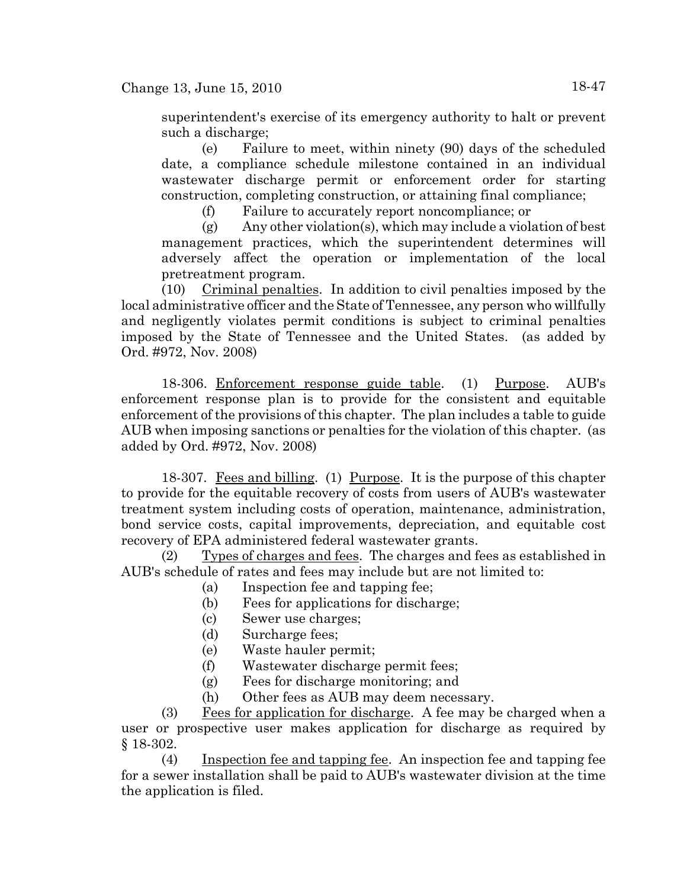superintendent's exercise of its emergency authority to halt or prevent such a discharge;

(e) Failure to meet, within ninety (90) days of the scheduled date, a compliance schedule milestone contained in an individual wastewater discharge permit or enforcement order for starting construction, completing construction, or attaining final compliance;

(f) Failure to accurately report noncompliance; or

(g) Any other violation(s), which may include a violation of best management practices, which the superintendent determines will adversely affect the operation or implementation of the local pretreatment program.

(10) Criminal penalties. In addition to civil penalties imposed by the local administrative officer and the State of Tennessee, any person who willfully and negligently violates permit conditions is subject to criminal penalties imposed by the State of Tennessee and the United States. (as added by Ord. #972, Nov. 2008)

18-306. Enforcement response guide table. (1) Purpose. AUB's enforcement response plan is to provide for the consistent and equitable enforcement of the provisions of this chapter. The plan includes a table to guide AUB when imposing sanctions or penalties for the violation of this chapter. (as added by Ord. #972, Nov. 2008)

18-307. Fees and billing. (1) Purpose. It is the purpose of this chapter to provide for the equitable recovery of costs from users of AUB's wastewater treatment system including costs of operation, maintenance, administration, bond service costs, capital improvements, depreciation, and equitable cost recovery of EPA administered federal wastewater grants.

(2) Types of charges and fees. The charges and fees as established in AUB's schedule of rates and fees may include but are not limited to:

(a) Inspection fee and tapping fee;
(b) Fees for applications for discharge;
(c) Sewer use charges;
(d) Surcharge fees;
(e) Waste hauler permit;
(f) Wastewater discharge permit fees;
(g) Fees for discharge monitoring; and
(h) Other fees as AUB may deem necessary.

(3) Fees for application for discharge. A fee may be charged when a user or prospective user makes application for discharge as required by § 18-302.

(4) Inspection fee and tapping fee. An inspection fee and tapping fee for a sewer installation shall be paid to AUB's wastewater division at the time the application is filed.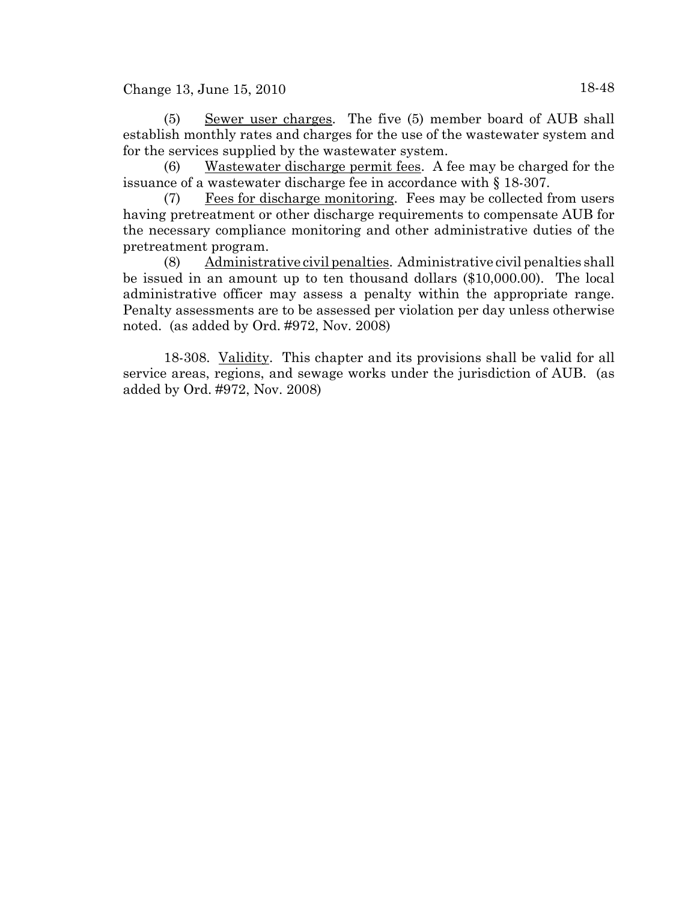(5) Sewer user charges. The five (5) member board of AUB shall establish monthly rates and charges for the use of the wastewater system and for the services supplied by the wastewater system.

(6) Wastewater discharge permit fees. A fee may be charged for the issuance of a wastewater discharge fee in accordance with § 18-307.

(7) Fees for discharge monitoring. Fees may be collected from users having pretreatment or other discharge requirements to compensate AUB for the necessary compliance monitoring and other administrative duties of the pretreatment program.

(8) Administrative civil penalties. Administrative civil penalties shall be issued in an amount up to ten thousand dollars ($10,000.00). The local administrative officer may assess a penalty within the appropriate range. Penalty assessments are to be assessed per violation per day unless otherwise noted. (as added by Ord. #972, Nov. 2008)

18-308. Validity. This chapter and its provisions shall be valid for all service areas, regions, and sewage works under the jurisdiction of AUB. (as added by Ord. #972, Nov. 2008)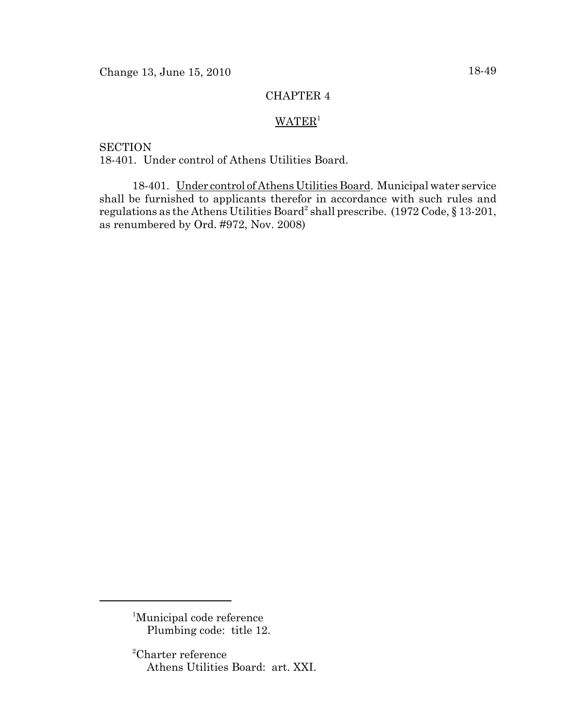# CHAPTER 4

## WATER[1]

SECTION
18-401. Under control of Athens Utilities Board.

18-401. Under control of Athens Utilities Board. Municipal water service shall be furnished to applicants therefor in accordance with such rules and regulations as the Athens Utilities Board[2] shall prescribe. (1972 Code, § 13-201, as renumbered by Ord. #972, Nov. 2008)

---

[1]Municipal code reference
Plumbing code: title 12.

[2]Charter reference
Athens Utilities Board: art. XXI.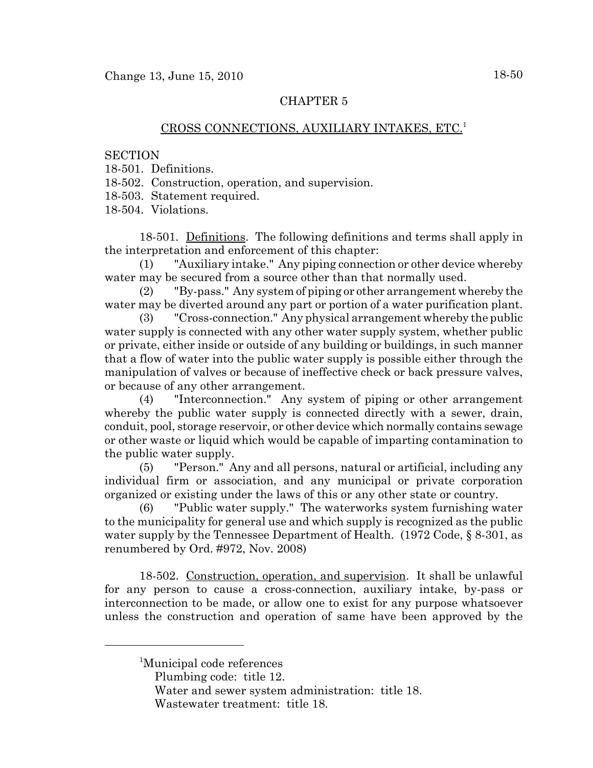## CHAPTER 5

## CROSS CONNECTIONS, AUXILIARY INTAKES, ETC.[1]

SECTION
18-501. Definitions.
18-502. Construction, operation, and supervision.
18-503. Statement required.
18-504. Violations.

18-501. Definitions. The following definitions and terms shall apply in the interpretation and enforcement of this chapter:

(1) "Auxiliary intake." Any piping connection or other device whereby water may be secured from a source other than that normally used.

(2) "By-pass." Any system of piping or other arrangement whereby the water may be diverted around any part or portion of a water purification plant.

(3) "Cross-connection." Any physical arrangement whereby the public water supply is connected with any other water supply system, whether public or private, either inside or outside of any building or buildings, in such manner that a flow of water into the public water supply is possible either through the manipulation of valves or because of ineffective check or back pressure valves, or because of any other arrangement.

(4) "Interconnection." Any system of piping or other arrangement whereby the public water supply is connected directly with a sewer, drain, conduit, pool, storage reservoir, or other device which normally contains sewage or other waste or liquid which would be capable of imparting contamination to the public water supply.

(5) "Person." Any and all persons, natural or artificial, including any individual firm or association, and any municipal or private corporation organized or existing under the laws of this or any other state or country.

(6) "Public water supply." The waterworks system furnishing water to the municipality for general use and which supply is recognized as the public water supply by the Tennessee Department of Health. (1972 Code, § 8-301, as renumbered by Ord. #972, Nov. 2008)

18-502. Construction, operation, and supervision. It shall be unlawful for any person to cause a cross-connection, auxiliary intake, by-pass or interconnection to be made, or allow one to exist for any purpose whatsoever unless the construction and operation of same have been approved by the

---

[1] Municipal code references
Plumbing code: title 12.
Water and sewer system administration: title 18.
Wastewater treatment: title 18.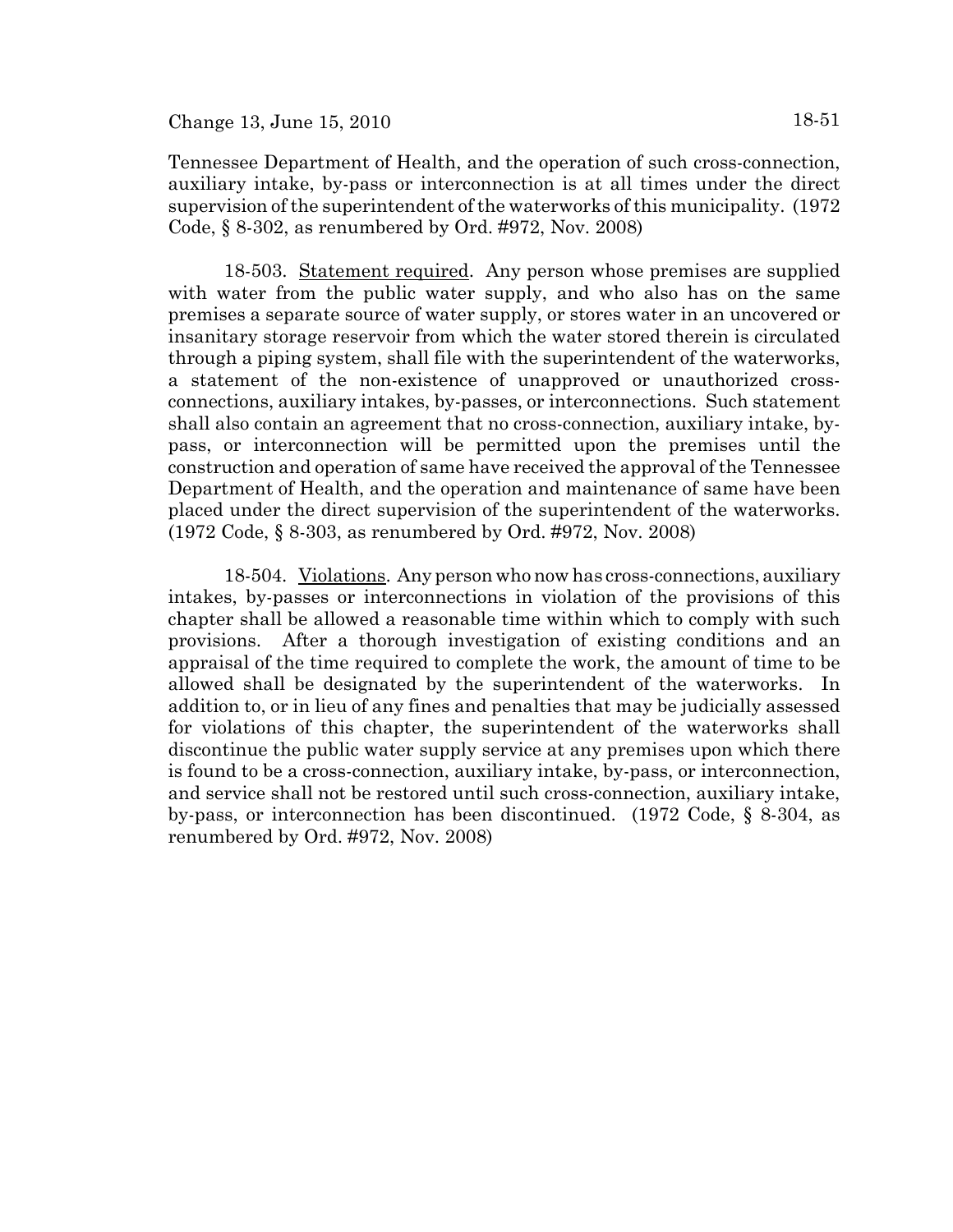Tennessee Department of Health, and the operation of such cross-connection, auxiliary intake, by-pass or interconnection is at all times under the direct supervision of the superintendent of the waterworks of this municipality. (1972 Code, § 8-302, as renumbered by Ord. #972, Nov. 2008)

18-503. Statement required. Any person whose premises are supplied with water from the public water supply, and who also has on the same premises a separate source of water supply, or stores water in an uncovered or insanitary storage reservoir from which the water stored therein is circulated through a piping system, shall file with the superintendent of the waterworks, a statement of the non-existence of unapproved or unauthorized cross-connections, auxiliary intakes, by-passes, or interconnections. Such statement shall also contain an agreement that no cross-connection, auxiliary intake, by-pass, or interconnection will be permitted upon the premises until the construction and operation of same have received the approval of the Tennessee Department of Health, and the operation and maintenance of same have been placed under the direct supervision of the superintendent of the waterworks. (1972 Code, § 8-303, as renumbered by Ord. #972, Nov. 2008)

18-504. Violations. Any person who now has cross-connections, auxiliary intakes, by-passes or interconnections in violation of the provisions of this chapter shall be allowed a reasonable time within which to comply with such provisions. After a thorough investigation of existing conditions and an appraisal of the time required to complete the work, the amount of time to be allowed shall be designated by the superintendent of the waterworks. In addition to, or in lieu of any fines and penalties that may be judicially assessed for violations of this chapter, the superintendent of the waterworks shall discontinue the public water supply service at any premises upon which there is found to be a cross-connection, auxiliary intake, by-pass, or interconnection, and service shall not be restored until such cross-connection, auxiliary intake, by-pass, or interconnection has been discontinued. (1972 Code, § 8-304, as renumbered by Ord. #972, Nov. 2008)